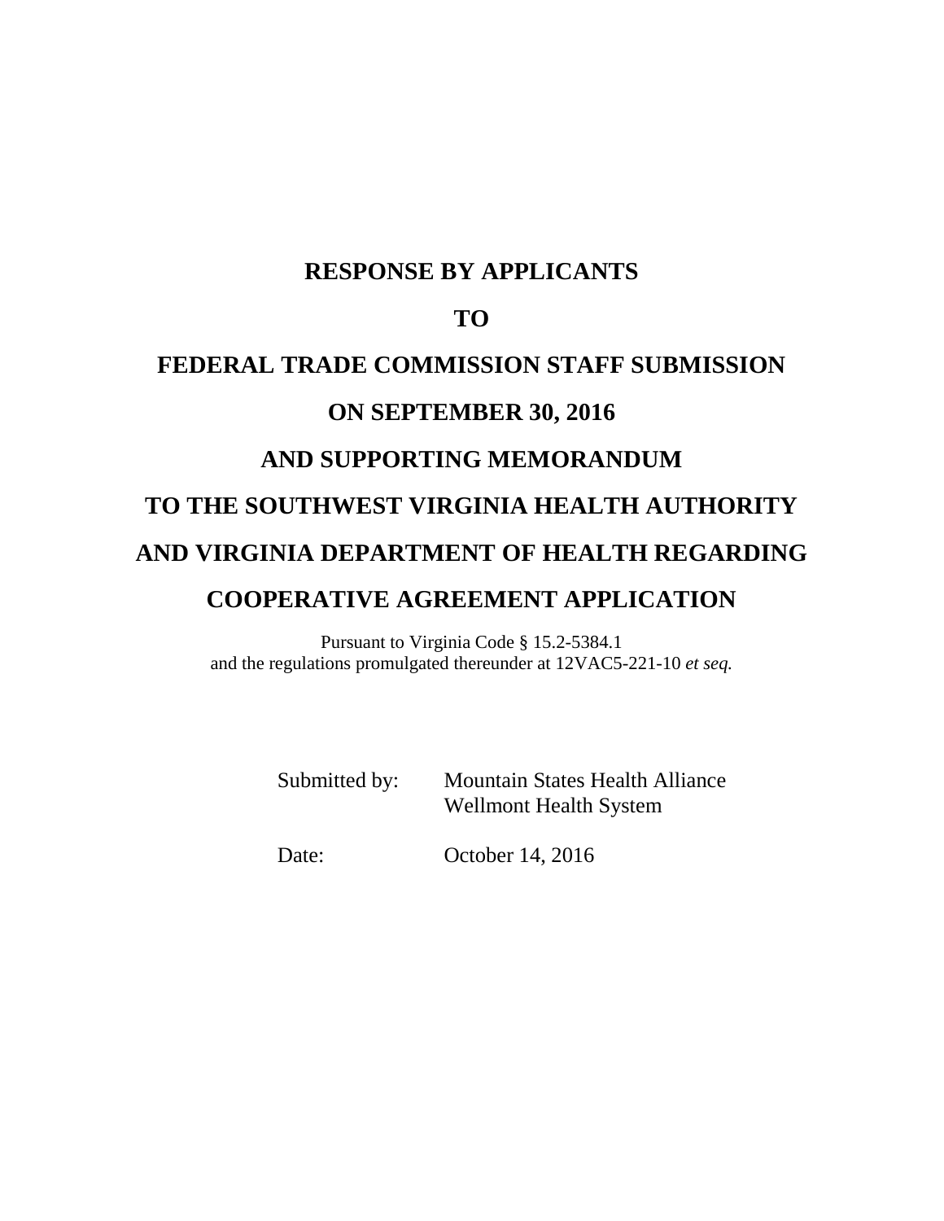# RESPONSE BY APPLICANTS

# TO

# FEDERAL TRADE COMMISSION STAFF SUBMISSION

# ON SEPTEMBER 30, 2016

# AND SUPPORTING MEMORANDUM

# TO THE SOUTHWEST VIRGINIA HEALTH AUTHORITY

# AND VIRGINIA DEPARTMENT OF HEALTH REGARDING

# COOPERATIVE AGREEMENT APPLICATION

Pursuant to Virginia Code § 15.2-5384.1
and the regulations promulgated thereunder at 12VAC5-221-10 *et seq.*

Submitted by: Mountain States Health Alliance
Wellmont Health System

Date: October 14, 2016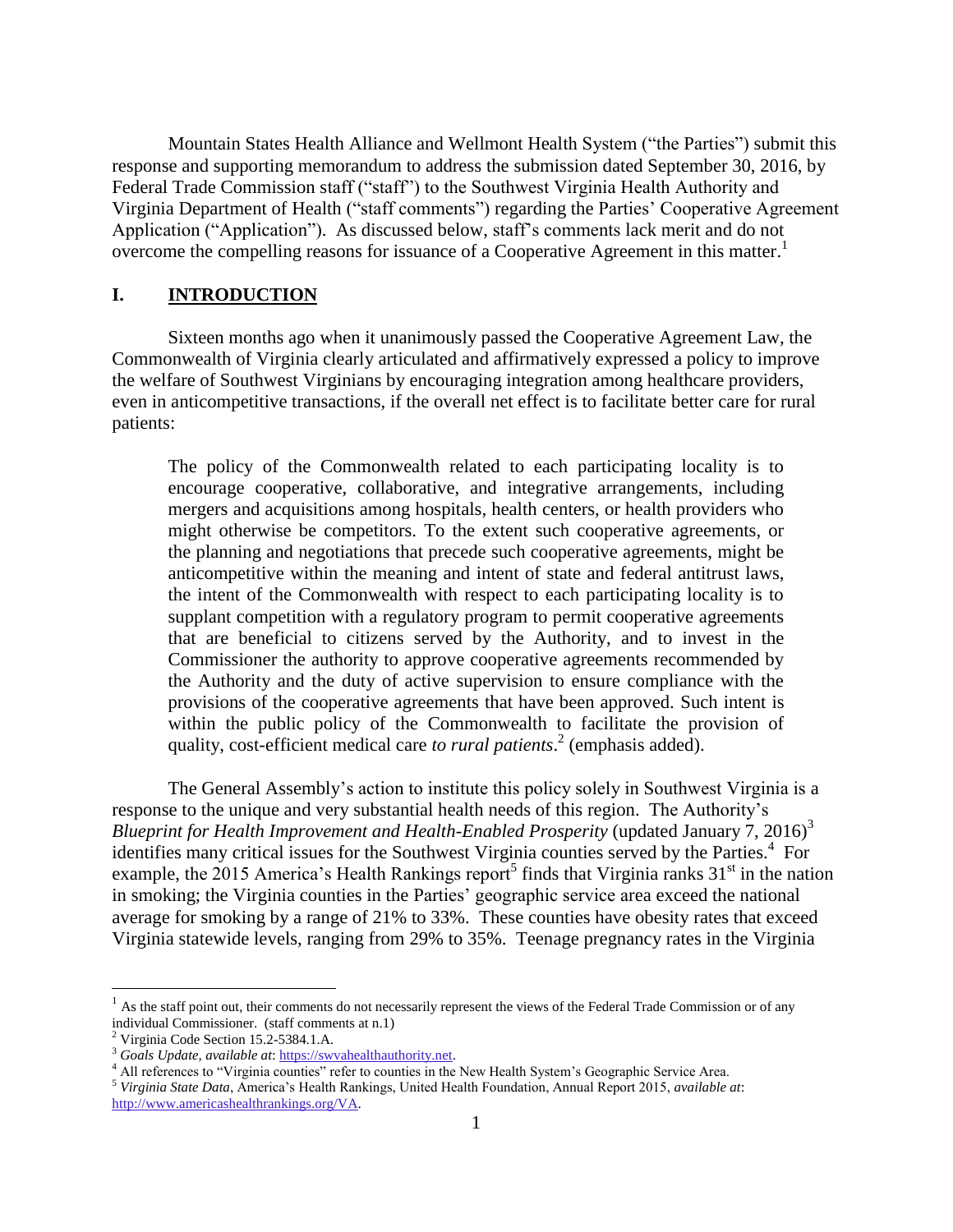Mountain States Health Alliance and Wellmont Health System ("the Parties") submit this response and supporting memorandum to address the submission dated September 30, 2016, by Federal Trade Commission staff ("staff") to the Southwest Virginia Health Authority and Virginia Department of Health ("staff comments") regarding the Parties' Cooperative Agreement Application ("Application"). As discussed below, staff's comments lack merit and do not overcome the compelling reasons for issuance of a Cooperative Agreement in this matter.[1]

## I. INTRODUCTION

Sixteen months ago when it unanimously passed the Cooperative Agreement Law, the Commonwealth of Virginia clearly articulated and affirmatively expressed a policy to improve the welfare of Southwest Virginians by encouraging integration among healthcare providers, even in anticompetitive transactions, if the overall net effect is to facilitate better care for rural patients:

> The policy of the Commonwealth related to each participating locality is to encourage cooperative, collaborative, and integrative arrangements, including mergers and acquisitions among hospitals, health centers, or health providers who might otherwise be competitors. To the extent such cooperative agreements, or the planning and negotiations that precede such cooperative agreements, might be anticompetitive within the meaning and intent of state and federal antitrust laws, the intent of the Commonwealth with respect to each participating locality is to supplant competition with a regulatory program to permit cooperative agreements that are beneficial to citizens served by the Authority, and to invest in the Commissioner the authority to approve cooperative agreements recommended by the Authority and the duty of active supervision to ensure compliance with the provisions of the cooperative agreements that have been approved. Such intent is within the public policy of the Commonwealth to facilitate the provision of quality, cost-efficient medical care *to rural patients*.[2] (emphasis added).

The General Assembly's action to institute this policy solely in Southwest Virginia is a response to the unique and very substantial health needs of this region. The Authority's *Blueprint for Health Improvement and Health-Enabled Prosperity* (updated January 7, 2016)[3] identifies many critical issues for the Southwest Virginia counties served by the Parties.[4] For example, the 2015 America's Health Rankings report[5] finds that Virginia ranks 31st in the nation in smoking; the Virginia counties in the Parties' geographic service area exceed the national average for smoking by a range of 21% to 33%. These counties have obesity rates that exceed Virginia statewide levels, ranging from 29% to 35%. Teenage pregnancy rates in the Virginia

---

[1] As the staff point out, their comments do not necessarily represent the views of the Federal Trade Commission or of any individual Commissioner. (staff comments at n.1)

[2] Virginia Code Section 15.2-5384.1.A.

[3] *Goals Update, available at*: https://swvahealthauthority.net.

[4] All references to "Virginia counties" refer to counties in the New Health System's Geographic Service Area.

[5] *Virginia State Data*, America's Health Rankings, United Health Foundation, Annual Report 2015, *available at*: http://www.americashealthrankings.org/VA.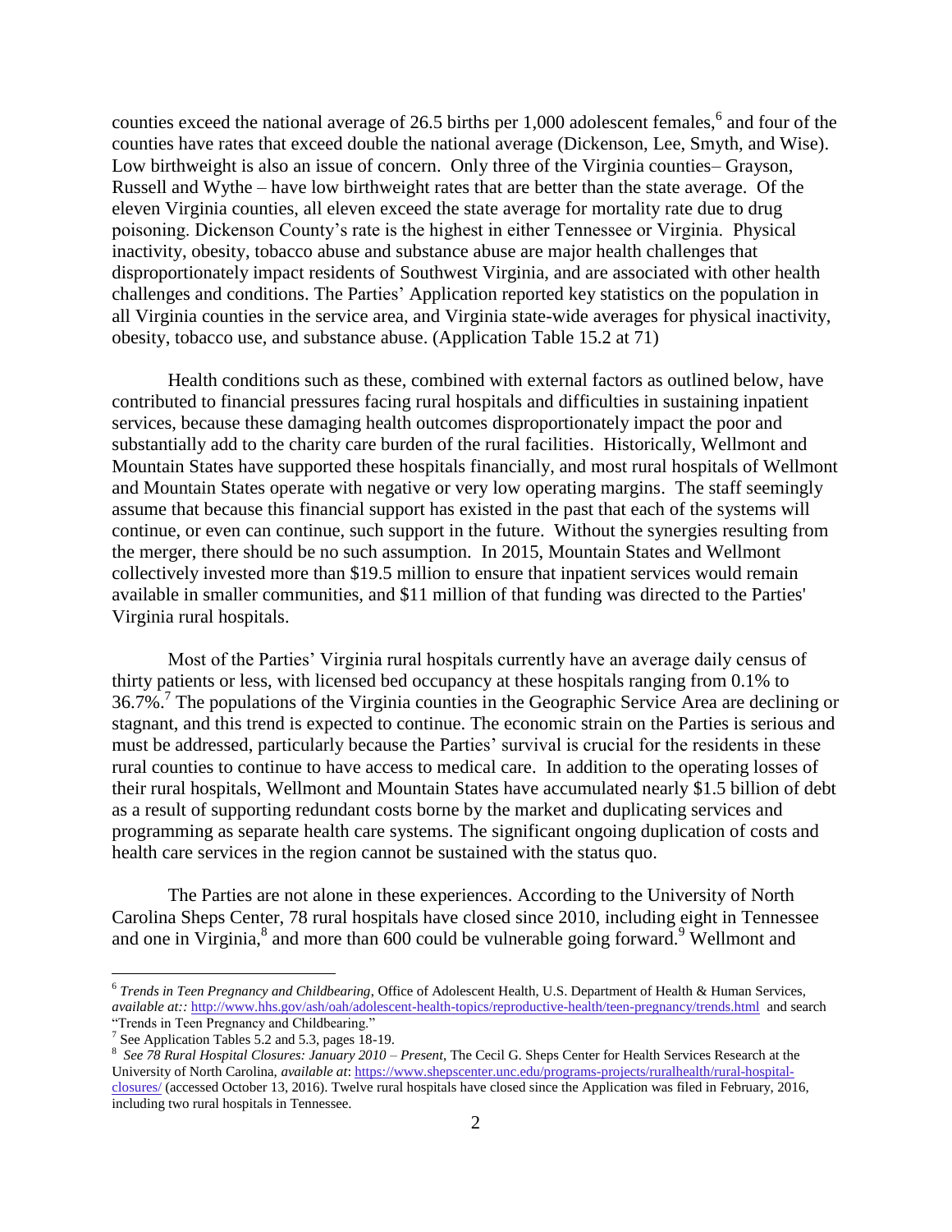counties exceed the national average of 26.5 births per 1,000 adolescent females,[6] and four of the counties have rates that exceed double the national average (Dickenson, Lee, Smyth, and Wise). Low birthweight is also an issue of concern. Only three of the Virginia counties– Grayson, Russell and Wythe – have low birthweight rates that are better than the state average. Of the eleven Virginia counties, all eleven exceed the state average for mortality rate due to drug poisoning. Dickenson County's rate is the highest in either Tennessee or Virginia. Physical inactivity, obesity, tobacco abuse and substance abuse are major health challenges that disproportionately impact residents of Southwest Virginia, and are associated with other health challenges and conditions. The Parties' Application reported key statistics on the population in all Virginia counties in the service area, and Virginia state-wide averages for physical inactivity, obesity, tobacco use, and substance abuse. (Application Table 15.2 at 71)

Health conditions such as these, combined with external factors as outlined below, have contributed to financial pressures facing rural hospitals and difficulties in sustaining inpatient services, because these damaging health outcomes disproportionately impact the poor and substantially add to the charity care burden of the rural facilities. Historically, Wellmont and Mountain States have supported these hospitals financially, and most rural hospitals of Wellmont and Mountain States operate with negative or very low operating margins. The staff seemingly assume that because this financial support has existed in the past that each of the systems will continue, or even can continue, such support in the future. Without the synergies resulting from the merger, there should be no such assumption. In 2015, Mountain States and Wellmont collectively invested more than $19.5 million to ensure that inpatient services would remain available in smaller communities, and $11 million of that funding was directed to the Parties' Virginia rural hospitals.

Most of the Parties' Virginia rural hospitals currently have an average daily census of thirty patients or less, with licensed bed occupancy at these hospitals ranging from 0.1% to 36.7%.[7] The populations of the Virginia counties in the Geographic Service Area are declining or stagnant, and this trend is expected to continue. The economic strain on the Parties is serious and must be addressed, particularly because the Parties' survival is crucial for the residents in these rural counties to continue to have access to medical care. In addition to the operating losses of their rural hospitals, Wellmont and Mountain States have accumulated nearly $1.5 billion of debt as a result of supporting redundant costs borne by the market and duplicating services and programming as separate health care systems. The significant ongoing duplication of costs and health care services in the region cannot be sustained with the status quo.

The Parties are not alone in these experiences. According to the University of North Carolina Sheps Center, 78 rural hospitals have closed since 2010, including eight in Tennessee and one in Virginia,[8] and more than 600 could be vulnerable going forward.[9] Wellmont and

---

[6] *Trends in Teen Pregnancy and Childbearing*, Office of Adolescent Health, U.S. Department of Health & Human Services, *available at::* http://www.hhs.gov/ash/oah/adolescent-health-topics/reproductive-health/teen-pregnancy/trends.html and search "Trends in Teen Pregnancy and Childbearing."

[7] See Application Tables 5.2 and 5.3, pages 18-19.

[8] *See 78 Rural Hospital Closures: January 2010 – Present*, The Cecil G. Sheps Center for Health Services Research at the University of North Carolina, *available at*: https://www.shepscenter.unc.edu/programs-projects/ruralhealth/rural-hospital-closures/ (accessed October 13, 2016). Twelve rural hospitals have closed since the Application was filed in February, 2016, including two rural hospitals in Tennessee.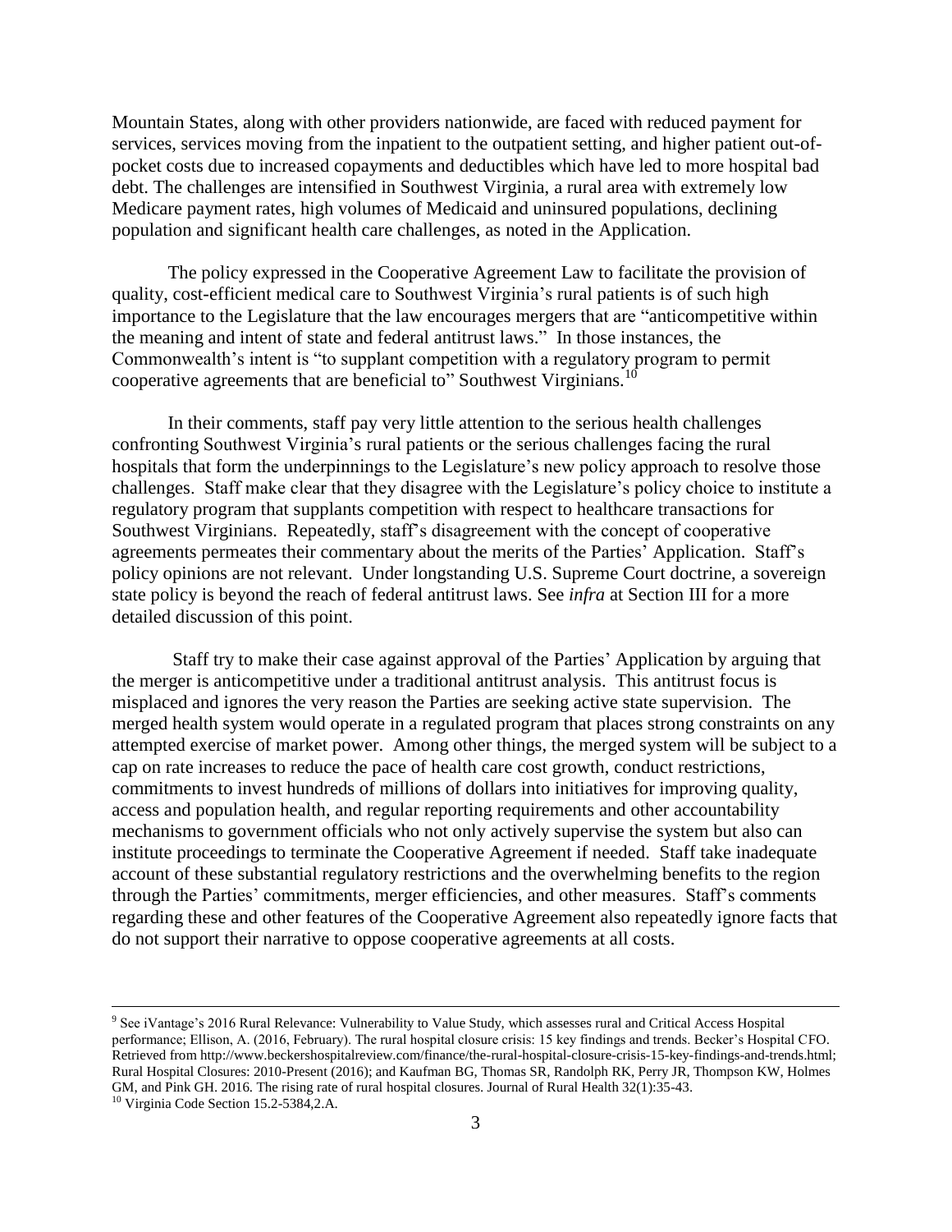Mountain States, along with other providers nationwide, are faced with reduced payment for services, services moving from the inpatient to the outpatient setting, and higher patient out-of-pocket costs due to increased copayments and deductibles which have led to more hospital bad debt. The challenges are intensified in Southwest Virginia, a rural area with extremely low Medicare payment rates, high volumes of Medicaid and uninsured populations, declining population and significant health care challenges, as noted in the Application.

The policy expressed in the Cooperative Agreement Law to facilitate the provision of quality, cost-efficient medical care to Southwest Virginia's rural patients is of such high importance to the Legislature that the law encourages mergers that are "anticompetitive within the meaning and intent of state and federal antitrust laws." In those instances, the Commonwealth's intent is "to supplant competition with a regulatory program to permit cooperative agreements that are beneficial to" Southwest Virginians.[10]

In their comments, staff pay very little attention to the serious health challenges confronting Southwest Virginia's rural patients or the serious challenges facing the rural hospitals that form the underpinnings to the Legislature's new policy approach to resolve those challenges. Staff make clear that they disagree with the Legislature's policy choice to institute a regulatory program that supplants competition with respect to healthcare transactions for Southwest Virginians. Repeatedly, staff's disagreement with the concept of cooperative agreements permeates their commentary about the merits of the Parties' Application. Staff's policy opinions are not relevant. Under longstanding U.S. Supreme Court doctrine, a sovereign state policy is beyond the reach of federal antitrust laws. See *infra* at Section III for a more detailed discussion of this point.

Staff try to make their case against approval of the Parties' Application by arguing that the merger is anticompetitive under a traditional antitrust analysis. This antitrust focus is misplaced and ignores the very reason the Parties are seeking active state supervision. The merged health system would operate in a regulated program that places strong constraints on any attempted exercise of market power. Among other things, the merged system will be subject to a cap on rate increases to reduce the pace of health care cost growth, conduct restrictions, commitments to invest hundreds of millions of dollars into initiatives for improving quality, access and population health, and regular reporting requirements and other accountability mechanisms to government officials who not only actively supervise the system but also can institute proceedings to terminate the Cooperative Agreement if needed. Staff take inadequate account of these substantial regulatory restrictions and the overwhelming benefits to the region through the Parties' commitments, merger efficiencies, and other measures. Staff's comments regarding these and other features of the Cooperative Agreement also repeatedly ignore facts that do not support their narrative to oppose cooperative agreements at all costs.

---

[9] See iVantage's 2016 Rural Relevance: Vulnerability to Value Study, which assesses rural and Critical Access Hospital performance; Ellison, A. (2016, February). The rural hospital closure crisis: 15 key findings and trends. Becker's Hospital CFO. Retrieved from http://www.beckershospitalreview.com/finance/the-rural-hospital-closure-crisis-15-key-findings-and-trends.html; Rural Hospital Closures: 2010-Present (2016); and Kaufman BG, Thomas SR, Randolph RK, Perry JR, Thompson KW, Holmes GM, and Pink GH. 2016. The rising rate of rural hospital closures. Journal of Rural Health 32(1):35-43.

[10] Virginia Code Section 15.2-5384,2.A.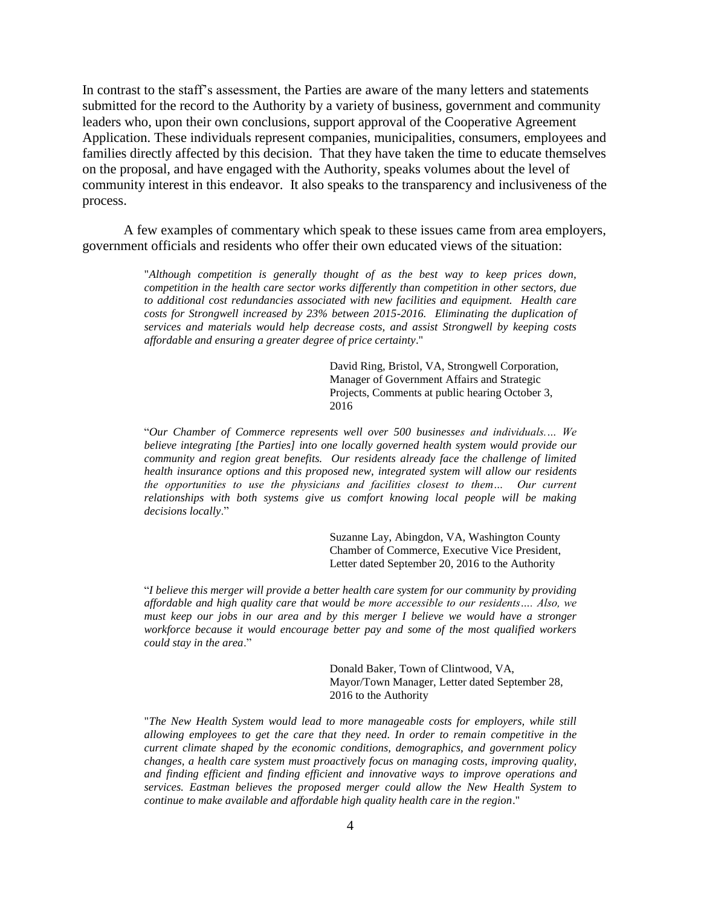In contrast to the staff's assessment, the Parties are aware of the many letters and statements submitted for the record to the Authority by a variety of business, government and community leaders who, upon their own conclusions, support approval of the Cooperative Agreement Application. These individuals represent companies, municipalities, consumers, employees and families directly affected by this decision. That they have taken the time to educate themselves on the proposal, and have engaged with the Authority, speaks volumes about the level of community interest in this endeavor. It also speaks to the transparency and inclusiveness of the process.

A few examples of commentary which speak to these issues came from area employers, government officials and residents who offer their own educated views of the situation:

> "*Although competition is generally thought of as the best way to keep prices down, competition in the health care sector works differently than competition in other sectors, due to additional cost redundancies associated with new facilities and equipment. Health care costs for Strongwell increased by 23% between 2015-2016. Eliminating the duplication of services and materials would help decrease costs, and assist Strongwell by keeping costs affordable and ensuring a greater degree of price certainty*."
>
> David Ring, Bristol, VA, Strongwell Corporation, Manager of Government Affairs and Strategic Projects, Comments at public hearing October 3, 2016

> "*Our Chamber of Commerce represents well over 500 businesses and individuals.… We believe integrating [the Parties] into one locally governed health system would provide our community and region great benefits. Our residents already face the challenge of limited health insurance options and this proposed new, integrated system will allow our residents the opportunities to use the physicians and facilities closest to them… Our current relationships with both systems give us comfort knowing local people will be making decisions locally*."
>
> Suzanne Lay, Abingdon, VA, Washington County Chamber of Commerce, Executive Vice President, Letter dated September 20, 2016 to the Authority

> "*I believe this merger will provide a better health care system for our community by providing affordable and high quality care that would be more accessible to our residents…. Also, we must keep our jobs in our area and by this merger I believe we would have a stronger workforce because it would encourage better pay and some of the most qualified workers could stay in the area*."
>
> Donald Baker, Town of Clintwood, VA, Mayor/Town Manager, Letter dated September 28, 2016 to the Authority

> "*The New Health System would lead to more manageable costs for employers, while still allowing employees to get the care that they need. In order to remain competitive in the current climate shaped by the economic conditions, demographics, and government policy changes, a health care system must proactively focus on managing costs, improving quality, and finding efficient and finding efficient and innovative ways to improve operations and services. Eastman believes the proposed merger could allow the New Health System to continue to make available and affordable high quality health care in the region*."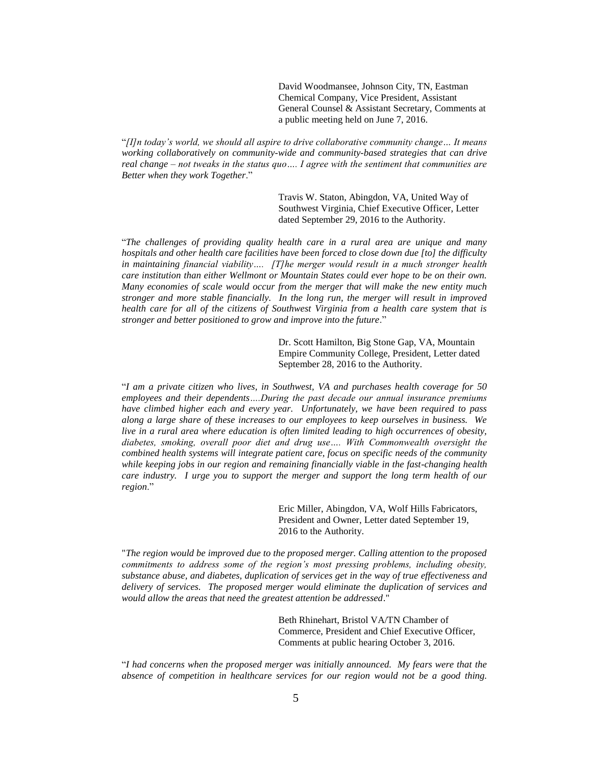David Woodmansee, Johnson City, TN, Eastman Chemical Company, Vice President, Assistant General Counsel & Assistant Secretary, Comments at a public meeting held on June 7, 2016.

"*[I]n today's world, we should all aspire to drive collaborative community change… It means working collaboratively on community-wide and community-based strategies that can drive real change – not tweaks in the status quo…. I agree with the sentiment that communities are Better when they work Together*."

Travis W. Staton, Abingdon, VA, United Way of Southwest Virginia, Chief Executive Officer, Letter dated September 29, 2016 to the Authority.

"*The challenges of providing quality health care in a rural area are unique and many hospitals and other health care facilities have been forced to close down due [to] the difficulty in maintaining financial viability…. [T]he merger would result in a much stronger health care institution than either Wellmont or Mountain States could ever hope to be on their own. Many economies of scale would occur from the merger that will make the new entity much stronger and more stable financially. In the long run, the merger will result in improved health care for all of the citizens of Southwest Virginia from a health care system that is stronger and better positioned to grow and improve into the future*."

Dr. Scott Hamilton, Big Stone Gap, VA, Mountain Empire Community College, President, Letter dated September 28, 2016 to the Authority.

"*I am a private citizen who lives, in Southwest, VA and purchases health coverage for 50 employees and their dependents….During the past decade our annual insurance premiums have climbed higher each and every year. Unfortunately, we have been required to pass along a large share of these increases to our employees to keep ourselves in business. We live in a rural area where education is often limited leading to high occurrences of obesity, diabetes, smoking, overall poor diet and drug use…. With Commonwealth oversight the combined health systems will integrate patient care, focus on specific needs of the community while keeping jobs in our region and remaining financially viable in the fast-changing health care industry. I urge you to support the merger and support the long term health of our region*."

Eric Miller, Abingdon, VA, Wolf Hills Fabricators, President and Owner, Letter dated September 19, 2016 to the Authority.

"*The region would be improved due to the proposed merger. Calling attention to the proposed commitments to address some of the region's most pressing problems, including obesity, substance abuse, and diabetes, duplication of services get in the way of true effectiveness and delivery of services. The proposed merger would eliminate the duplication of services and would allow the areas that need the greatest attention be addressed*."

Beth Rhinehart, Bristol VA/TN Chamber of Commerce, President and Chief Executive Officer, Comments at public hearing October 3, 2016.

"*I had concerns when the proposed merger was initially announced. My fears were that the absence of competition in healthcare services for our region would not be a good thing.*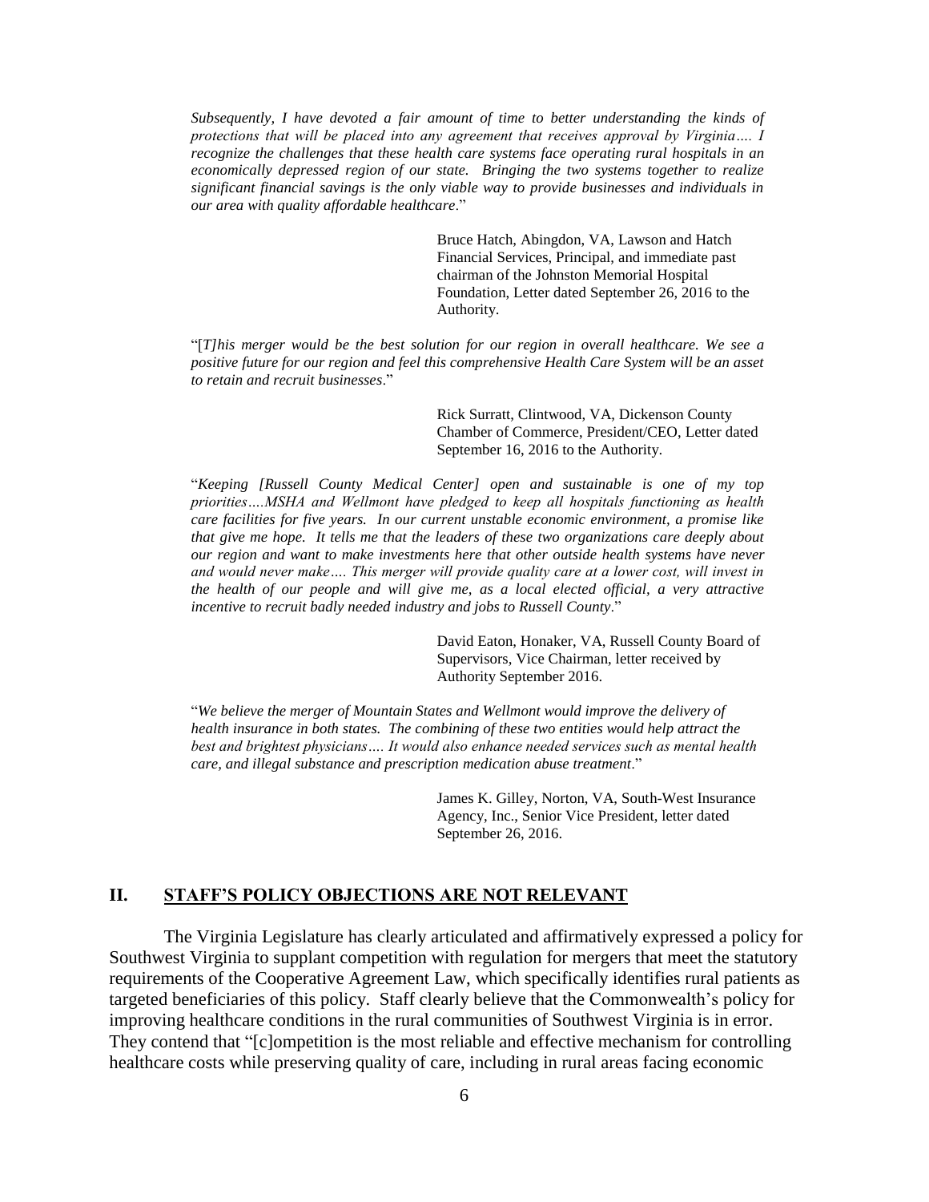*Subsequently, I have devoted a fair amount of time to better understanding the kinds of protections that will be placed into any agreement that receives approval by Virginia…. I recognize the challenges that these health care systems face operating rural hospitals in an economically depressed region of our state. Bringing the two systems together to realize significant financial savings is the only viable way to provide businesses and individuals in our area with quality affordable healthcare*."

> Bruce Hatch, Abingdon, VA, Lawson and Hatch Financial Services, Principal, and immediate past chairman of the Johnston Memorial Hospital Foundation, Letter dated September 26, 2016 to the Authority.

"[*T]his merger would be the best solution for our region in overall healthcare. We see a positive future for our region and feel this comprehensive Health Care System will be an asset to retain and recruit businesses*."

> Rick Surratt, Clintwood, VA, Dickenson County Chamber of Commerce, President/CEO, Letter dated September 16, 2016 to the Authority.

"*Keeping [Russell County Medical Center] open and sustainable is one of my top priorities….MSHA and Wellmont have pledged to keep all hospitals functioning as health care facilities for five years. In our current unstable economic environment, a promise like that give me hope. It tells me that the leaders of these two organizations care deeply about our region and want to make investments here that other outside health systems have never and would never make…. This merger will provide quality care at a lower cost, will invest in the health of our people and will give me, as a local elected official, a very attractive incentive to recruit badly needed industry and jobs to Russell County*."

> David Eaton, Honaker, VA, Russell County Board of Supervisors, Vice Chairman, letter received by Authority September 2016.

"*We believe the merger of Mountain States and Wellmont would improve the delivery of health insurance in both states. The combining of these two entities would help attract the best and brightest physicians…. It would also enhance needed services such as mental health care, and illegal substance and prescription medication abuse treatment*."

> James K. Gilley, Norton, VA, South-West Insurance Agency, Inc., Senior Vice President, letter dated September 26, 2016.

## II. STAFF'S POLICY OBJECTIONS ARE NOT RELEVANT

The Virginia Legislature has clearly articulated and affirmatively expressed a policy for Southwest Virginia to supplant competition with regulation for mergers that meet the statutory requirements of the Cooperative Agreement Law, which specifically identifies rural patients as targeted beneficiaries of this policy. Staff clearly believe that the Commonwealth's policy for improving healthcare conditions in the rural communities of Southwest Virginia is in error. They contend that "[c]ompetition is the most reliable and effective mechanism for controlling healthcare costs while preserving quality of care, including in rural areas facing economic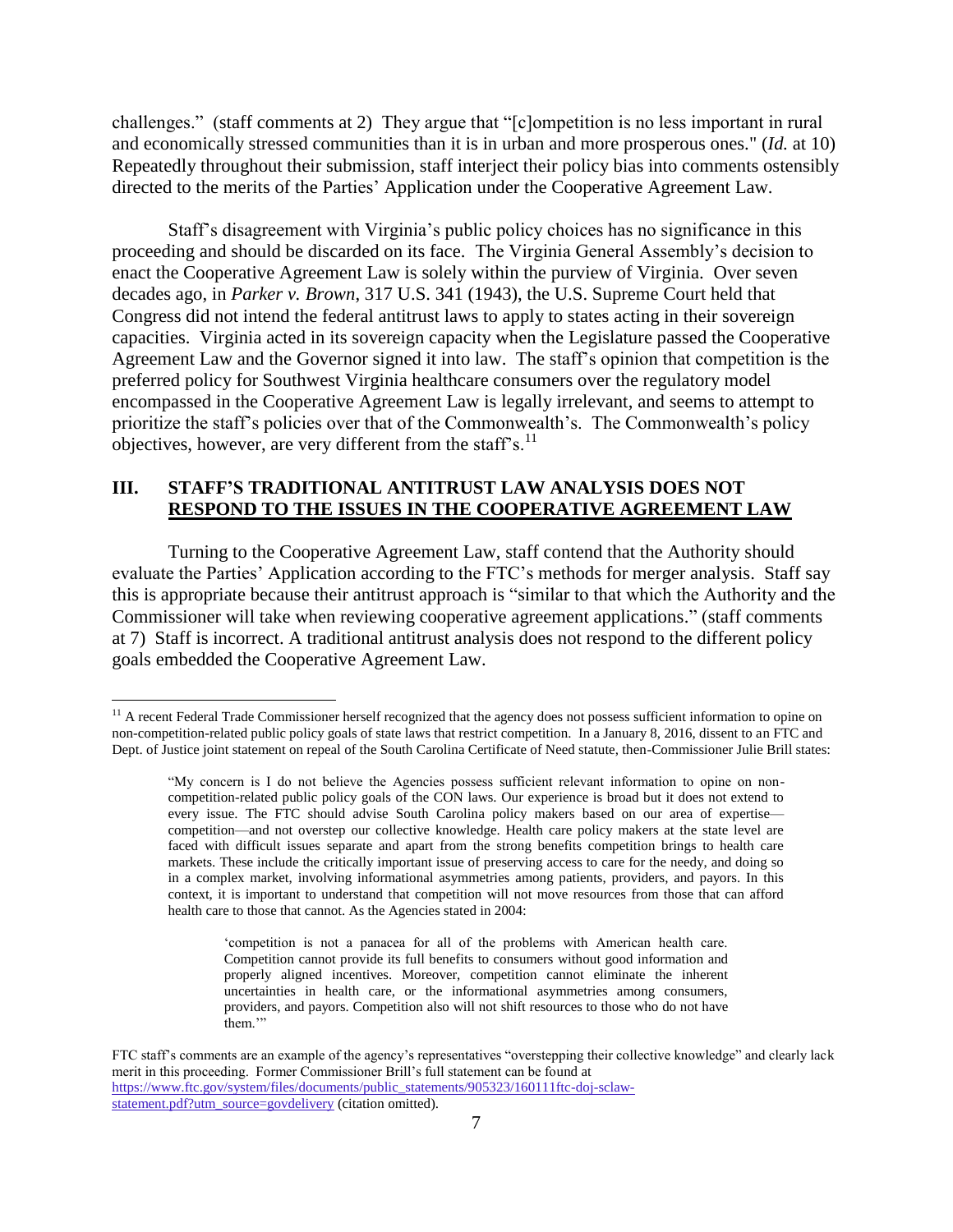challenges." (staff comments at 2) They argue that "[c]ompetition is no less important in rural and economically stressed communities than it is in urban and more prosperous ones." (*Id.* at 10) Repeatedly throughout their submission, staff interject their policy bias into comments ostensibly directed to the merits of the Parties' Application under the Cooperative Agreement Law.

Staff's disagreement with Virginia's public policy choices has no significance in this proceeding and should be discarded on its face. The Virginia General Assembly's decision to enact the Cooperative Agreement Law is solely within the purview of Virginia. Over seven decades ago, in *Parker v. Brown*, 317 U.S. 341 (1943), the U.S. Supreme Court held that Congress did not intend the federal antitrust laws to apply to states acting in their sovereign capacities. Virginia acted in its sovereign capacity when the Legislature passed the Cooperative Agreement Law and the Governor signed it into law. The staff's opinion that competition is the preferred policy for Southwest Virginia healthcare consumers over the regulatory model encompassed in the Cooperative Agreement Law is legally irrelevant, and seems to attempt to prioritize the staff's policies over that of the Commonwealth's. The Commonwealth's policy objectives, however, are very different from the staff's.[11]

## III. STAFF'S TRADITIONAL ANTITRUST LAW ANALYSIS DOES NOT RESPOND TO THE ISSUES IN THE COOPERATIVE AGREEMENT LAW

Turning to the Cooperative Agreement Law, staff contend that the Authority should evaluate the Parties' Application according to the FTC's methods for merger analysis. Staff say this is appropriate because their antitrust approach is "similar to that which the Authority and the Commissioner will take when reviewing cooperative agreement applications." (staff comments at 7) Staff is incorrect. A traditional antitrust analysis does not respond to the different policy goals embedded the Cooperative Agreement Law.

---

[11] A recent Federal Trade Commissioner herself recognized that the agency does not possess sufficient information to opine on non-competition-related public policy goals of state laws that restrict competition. In a January 8, 2016, dissent to an FTC and Dept. of Justice joint statement on repeal of the South Carolina Certificate of Need statute, then-Commissioner Julie Brill states:

> "My concern is I do not believe the Agencies possess sufficient relevant information to opine on non-competition-related public policy goals of the CON laws. Our experience is broad but it does not extend to every issue. The FTC should advise South Carolina policy makers based on our area of expertise—competition—and not overstep our collective knowledge. Health care policy makers at the state level are faced with difficult issues separate and apart from the strong benefits competition brings to health care markets. These include the critically important issue of preserving access to care for the needy, and doing so in a complex market, involving informational asymmetries among patients, providers, and payors. In this context, it is important to understand that competition will not move resources from those that can afford health care to those that cannot. As the Agencies stated in 2004:
>
> > 'competition is not a panacea for all of the problems with American health care. Competition cannot provide its full benefits to consumers without good information and properly aligned incentives. Moreover, competition cannot eliminate the inherent uncertainties in health care, or the informational asymmetries among consumers, providers, and payors. Competition also will not shift resources to those who do not have them.'"

FTC staff's comments are an example of the agency's representatives "overstepping their collective knowledge" and clearly lack merit in this proceeding. Former Commissioner Brill's full statement can be found at https://www.ftc.gov/system/files/documents/public_statements/905323/160111ftc-doj-sclaw-statement.pdf?utm_source=govdelivery (citation omitted).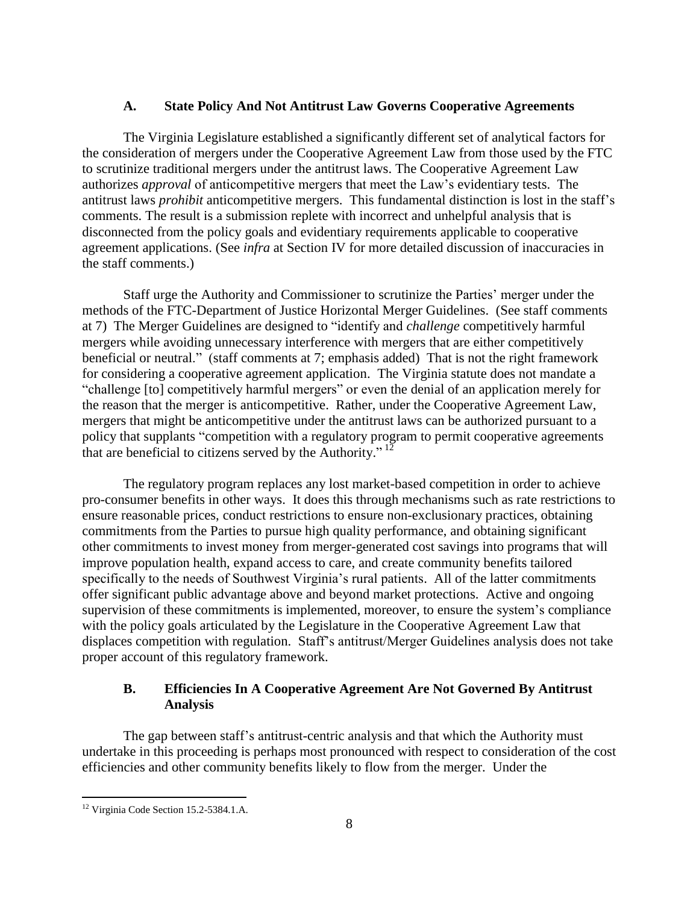### A. State Policy And Not Antitrust Law Governs Cooperative Agreements

The Virginia Legislature established a significantly different set of analytical factors for the consideration of mergers under the Cooperative Agreement Law from those used by the FTC to scrutinize traditional mergers under the antitrust laws. The Cooperative Agreement Law authorizes *approval* of anticompetitive mergers that meet the Law's evidentiary tests. The antitrust laws *prohibit* anticompetitive mergers. This fundamental distinction is lost in the staff's comments. The result is a submission replete with incorrect and unhelpful analysis that is disconnected from the policy goals and evidentiary requirements applicable to cooperative agreement applications. (See *infra* at Section IV for more detailed discussion of inaccuracies in the staff comments.)

Staff urge the Authority and Commissioner to scrutinize the Parties' merger under the methods of the FTC-Department of Justice Horizontal Merger Guidelines. (See staff comments at 7) The Merger Guidelines are designed to "identify and *challenge* competitively harmful mergers while avoiding unnecessary interference with mergers that are either competitively beneficial or neutral." (staff comments at 7; emphasis added) That is not the right framework for considering a cooperative agreement application. The Virginia statute does not mandate a "challenge [to] competitively harmful mergers" or even the denial of an application merely for the reason that the merger is anticompetitive. Rather, under the Cooperative Agreement Law, mergers that might be anticompetitive under the antitrust laws can be authorized pursuant to a policy that supplants "competition with a regulatory program to permit cooperative agreements that are beneficial to citizens served by the Authority."[12]

The regulatory program replaces any lost market-based competition in order to achieve pro-consumer benefits in other ways. It does this through mechanisms such as rate restrictions to ensure reasonable prices, conduct restrictions to ensure non-exclusionary practices, obtaining commitments from the Parties to pursue high quality performance, and obtaining significant other commitments to invest money from merger-generated cost savings into programs that will improve population health, expand access to care, and create community benefits tailored specifically to the needs of Southwest Virginia's rural patients. All of the latter commitments offer significant public advantage above and beyond market protections. Active and ongoing supervision of these commitments is implemented, moreover, to ensure the system's compliance with the policy goals articulated by the Legislature in the Cooperative Agreement Law that displaces competition with regulation. Staff's antitrust/Merger Guidelines analysis does not take proper account of this regulatory framework.

### B. Efficiencies In A Cooperative Agreement Are Not Governed By Antitrust Analysis

The gap between staff's antitrust-centric analysis and that which the Authority must undertake in this proceeding is perhaps most pronounced with respect to consideration of the cost efficiencies and other community benefits likely to flow from the merger. Under the

[12] Virginia Code Section 15.2-5384.1.A.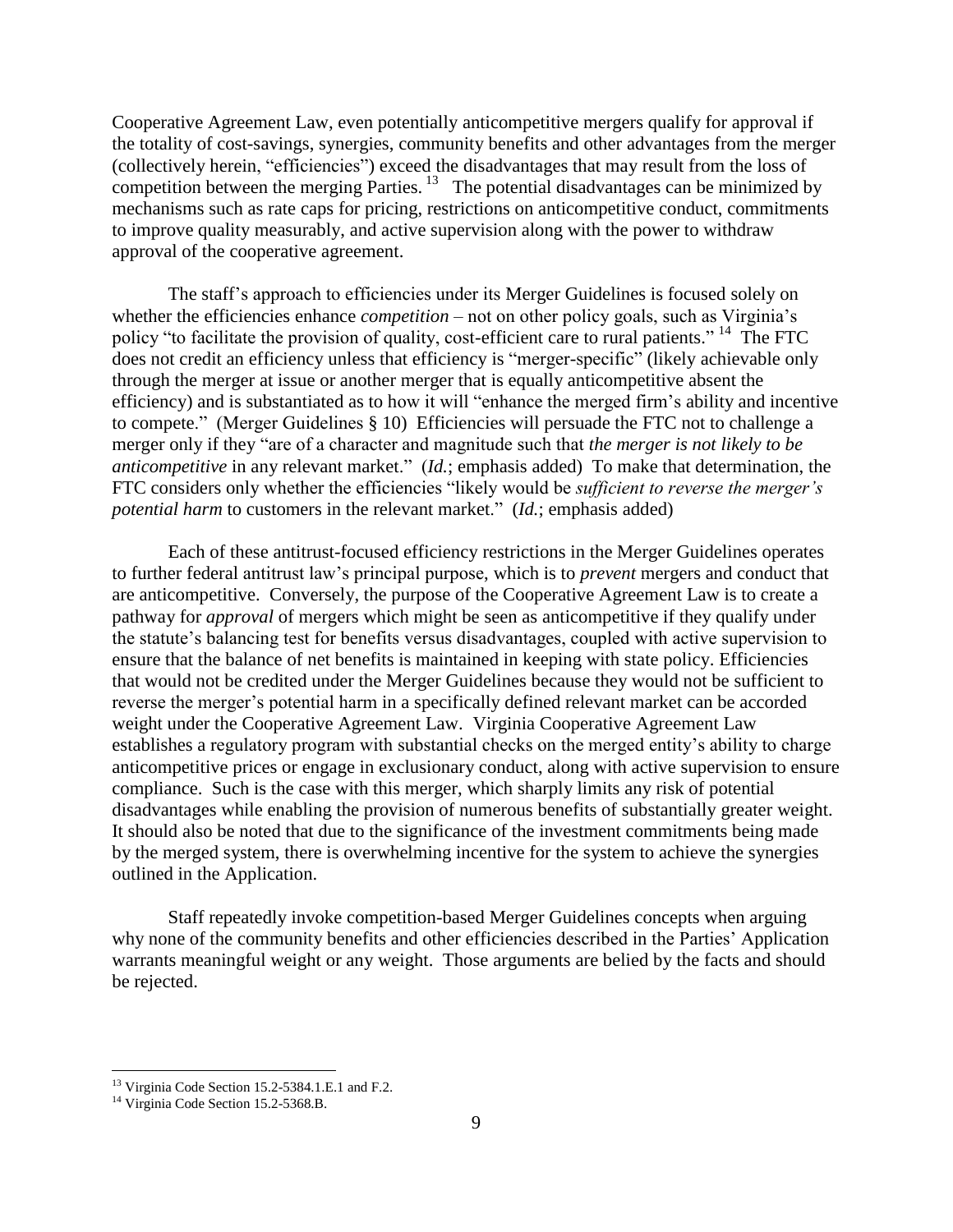Cooperative Agreement Law, even potentially anticompetitive mergers qualify for approval if the totality of cost-savings, synergies, community benefits and other advantages from the merger (collectively herein, "efficiencies") exceed the disadvantages that may result from the loss of competition between the merging Parties.[13] The potential disadvantages can be minimized by mechanisms such as rate caps for pricing, restrictions on anticompetitive conduct, commitments to improve quality measurably, and active supervision along with the power to withdraw approval of the cooperative agreement.

The staff's approach to efficiencies under its Merger Guidelines is focused solely on whether the efficiencies enhance *competition* – not on other policy goals, such as Virginia's policy "to facilitate the provision of quality, cost-efficient care to rural patients."[14] The FTC does not credit an efficiency unless that efficiency is "merger-specific" (likely achievable only through the merger at issue or another merger that is equally anticompetitive absent the efficiency) and is substantiated as to how it will "enhance the merged firm's ability and incentive to compete." (Merger Guidelines § 10) Efficiencies will persuade the FTC not to challenge a merger only if they "are of a character and magnitude such that *the merger is not likely to be anticompetitive* in any relevant market." (*Id.*; emphasis added) To make that determination, the FTC considers only whether the efficiencies "likely would be *sufficient to reverse the merger's potential harm* to customers in the relevant market." (*Id.*; emphasis added)

Each of these antitrust-focused efficiency restrictions in the Merger Guidelines operates to further federal antitrust law's principal purpose, which is to *prevent* mergers and conduct that are anticompetitive. Conversely, the purpose of the Cooperative Agreement Law is to create a pathway for *approval* of mergers which might be seen as anticompetitive if they qualify under the statute's balancing test for benefits versus disadvantages, coupled with active supervision to ensure that the balance of net benefits is maintained in keeping with state policy. Efficiencies that would not be credited under the Merger Guidelines because they would not be sufficient to reverse the merger's potential harm in a specifically defined relevant market can be accorded weight under the Cooperative Agreement Law. Virginia Cooperative Agreement Law establishes a regulatory program with substantial checks on the merged entity's ability to charge anticompetitive prices or engage in exclusionary conduct, along with active supervision to ensure compliance. Such is the case with this merger, which sharply limits any risk of potential disadvantages while enabling the provision of numerous benefits of substantially greater weight. It should also be noted that due to the significance of the investment commitments being made by the merged system, there is overwhelming incentive for the system to achieve the synergies outlined in the Application.

Staff repeatedly invoke competition-based Merger Guidelines concepts when arguing why none of the community benefits and other efficiencies described in the Parties' Application warrants meaningful weight or any weight. Those arguments are belied by the facts and should be rejected.

---

[13] Virginia Code Section 15.2-5384.1.E.1 and F.2.

[14] Virginia Code Section 15.2-5368.B.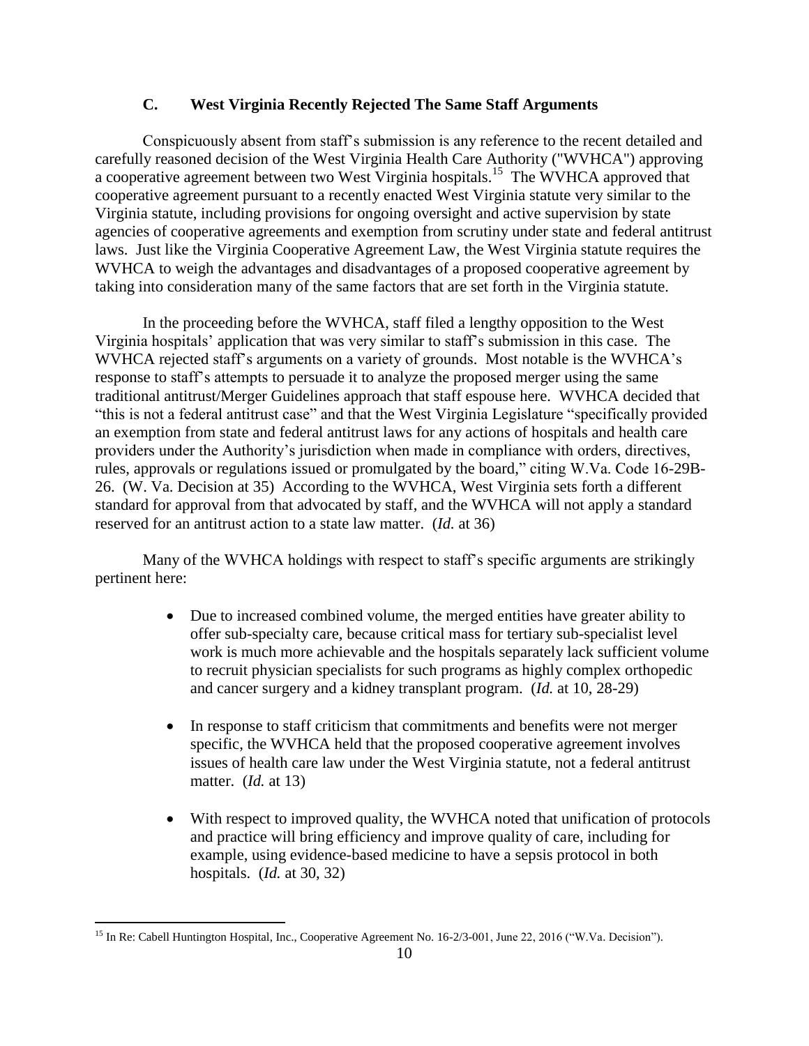### C. West Virginia Recently Rejected The Same Staff Arguments

Conspicuously absent from staff's submission is any reference to the recent detailed and carefully reasoned decision of the West Virginia Health Care Authority ("WVHCA") approving a cooperative agreement between two West Virginia hospitals.[15] The WVHCA approved that cooperative agreement pursuant to a recently enacted West Virginia statute very similar to the Virginia statute, including provisions for ongoing oversight and active supervision by state agencies of cooperative agreements and exemption from scrutiny under state and federal antitrust laws. Just like the Virginia Cooperative Agreement Law, the West Virginia statute requires the WVHCA to weigh the advantages and disadvantages of a proposed cooperative agreement by taking into consideration many of the same factors that are set forth in the Virginia statute.

In the proceeding before the WVHCA, staff filed a lengthy opposition to the West Virginia hospitals' application that was very similar to staff's submission in this case. The WVHCA rejected staff's arguments on a variety of grounds. Most notable is the WVHCA's response to staff's attempts to persuade it to analyze the proposed merger using the same traditional antitrust/Merger Guidelines approach that staff espouse here. WVHCA decided that "this is not a federal antitrust case" and that the West Virginia Legislature "specifically provided an exemption from state and federal antitrust laws for any actions of hospitals and health care providers under the Authority's jurisdiction when made in compliance with orders, directives, rules, approvals or regulations issued or promulgated by the board," citing W.Va. Code 16-29B-26. (W. Va. Decision at 35) According to the WVHCA, West Virginia sets forth a different standard for approval from that advocated by staff, and the WVHCA will not apply a standard reserved for an antitrust action to a state law matter. (*Id.* at 36)

Many of the WVHCA holdings with respect to staff's specific arguments are strikingly pertinent here:

- Due to increased combined volume, the merged entities have greater ability to offer sub-specialty care, because critical mass for tertiary sub-specialist level work is much more achievable and the hospitals separately lack sufficient volume to recruit physician specialists for such programs as highly complex orthopedic and cancer surgery and a kidney transplant program. (*Id.* at 10, 28-29)

- In response to staff criticism that commitments and benefits were not merger specific, the WVHCA held that the proposed cooperative agreement involves issues of health care law under the West Virginia statute, not a federal antitrust matter. (*Id.* at 13)

- With respect to improved quality, the WVHCA noted that unification of protocols and practice will bring efficiency and improve quality of care, including for example, using evidence-based medicine to have a sepsis protocol in both hospitals. (*Id.* at 30, 32)

[15] In Re: Cabell Huntington Hospital, Inc., Cooperative Agreement No. 16-2/3-001, June 22, 2016 ("W.Va. Decision").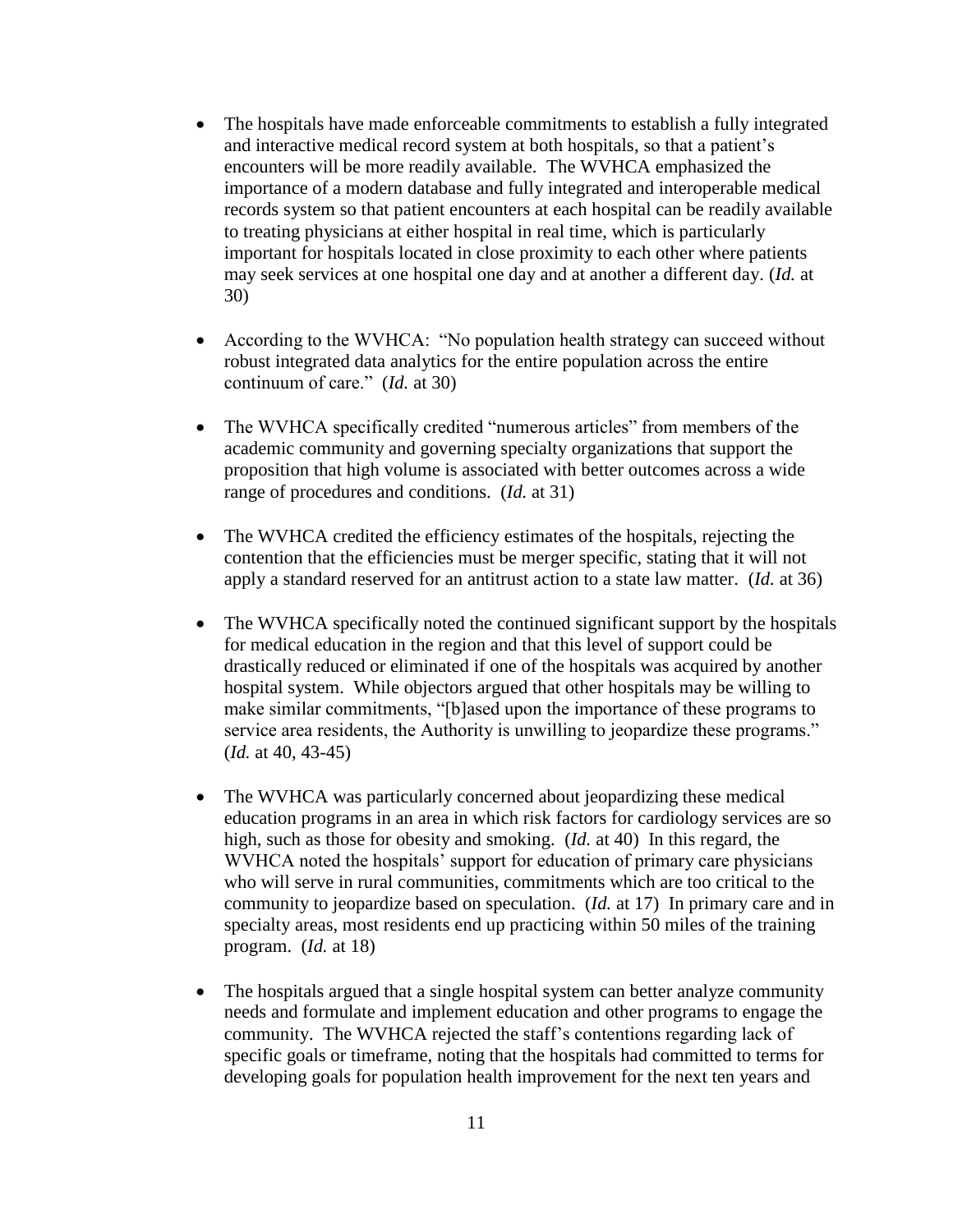- The hospitals have made enforceable commitments to establish a fully integrated and interactive medical record system at both hospitals, so that a patient's encounters will be more readily available. The WVHCA emphasized the importance of a modern database and fully integrated and interoperable medical records system so that patient encounters at each hospital can be readily available to treating physicians at either hospital in real time, which is particularly important for hospitals located in close proximity to each other where patients may seek services at one hospital one day and at another a different day. (*Id.* at 30)

- According to the WVHCA: "No population health strategy can succeed without robust integrated data analytics for the entire population across the entire continuum of care." (*Id.* at 30)

- The WVHCA specifically credited "numerous articles" from members of the academic community and governing specialty organizations that support the proposition that high volume is associated with better outcomes across a wide range of procedures and conditions. (*Id.* at 31)

- The WVHCA credited the efficiency estimates of the hospitals, rejecting the contention that the efficiencies must be merger specific, stating that it will not apply a standard reserved for an antitrust action to a state law matter. (*Id.* at 36)

- The WVHCA specifically noted the continued significant support by the hospitals for medical education in the region and that this level of support could be drastically reduced or eliminated if one of the hospitals was acquired by another hospital system. While objectors argued that other hospitals may be willing to make similar commitments, "[b]ased upon the importance of these programs to service area residents, the Authority is unwilling to jeopardize these programs." (*Id.* at 40, 43-45)

- The WVHCA was particularly concerned about jeopardizing these medical education programs in an area in which risk factors for cardiology services are so high, such as those for obesity and smoking. (*Id.* at 40) In this regard, the WVHCA noted the hospitals' support for education of primary care physicians who will serve in rural communities, commitments which are too critical to the community to jeopardize based on speculation. (*Id.* at 17) In primary care and in specialty areas, most residents end up practicing within 50 miles of the training program. (*Id.* at 18)

- The hospitals argued that a single hospital system can better analyze community needs and formulate and implement education and other programs to engage the community. The WVHCA rejected the staff's contentions regarding lack of specific goals or timeframe, noting that the hospitals had committed to terms for developing goals for population health improvement for the next ten years and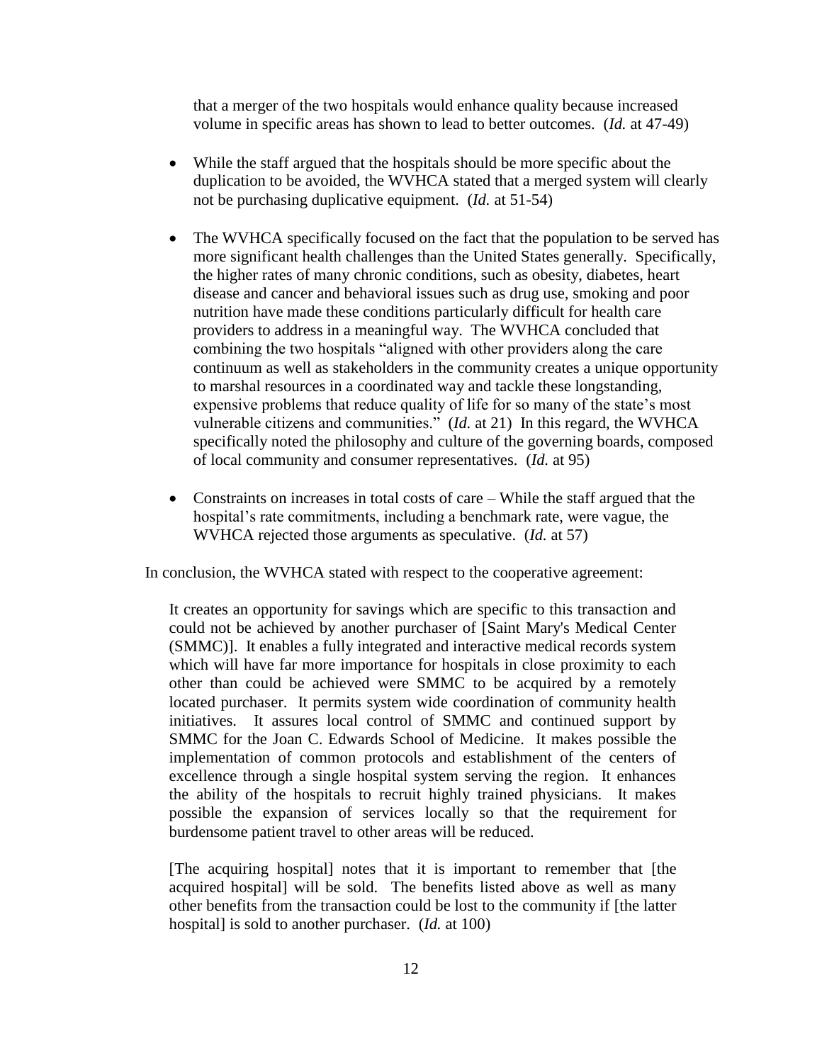that a merger of the two hospitals would enhance quality because increased volume in specific areas has shown to lead to better outcomes. (*Id.* at 47-49)

- While the staff argued that the hospitals should be more specific about the duplication to be avoided, the WVHCA stated that a merged system will clearly not be purchasing duplicative equipment. (*Id.* at 51-54)

- The WVHCA specifically focused on the fact that the population to be served has more significant health challenges than the United States generally. Specifically, the higher rates of many chronic conditions, such as obesity, diabetes, heart disease and cancer and behavioral issues such as drug use, smoking and poor nutrition have made these conditions particularly difficult for health care providers to address in a meaningful way. The WVHCA concluded that combining the two hospitals "aligned with other providers along the care continuum as well as stakeholders in the community creates a unique opportunity to marshal resources in a coordinated way and tackle these longstanding, expensive problems that reduce quality of life for so many of the state's most vulnerable citizens and communities." (*Id.* at 21) In this regard, the WVHCA specifically noted the philosophy and culture of the governing boards, composed of local community and consumer representatives. (*Id.* at 95)

- Constraints on increases in total costs of care – While the staff argued that the hospital's rate commitments, including a benchmark rate, were vague, the WVHCA rejected those arguments as speculative. (*Id.* at 57)

In conclusion, the WVHCA stated with respect to the cooperative agreement:

> It creates an opportunity for savings which are specific to this transaction and could not be achieved by another purchaser of [Saint Mary's Medical Center (SMMC)]. It enables a fully integrated and interactive medical records system which will have far more importance for hospitals in close proximity to each other than could be achieved were SMMC to be acquired by a remotely located purchaser. It permits system wide coordination of community health initiatives. It assures local control of SMMC and continued support by SMMC for the Joan C. Edwards School of Medicine. It makes possible the implementation of common protocols and establishment of the centers of excellence through a single hospital system serving the region. It enhances the ability of the hospitals to recruit highly trained physicians. It makes possible the expansion of services locally so that the requirement for burdensome patient travel to other areas will be reduced.
>
> [The acquiring hospital] notes that it is important to remember that [the acquired hospital] will be sold. The benefits listed above as well as many other benefits from the transaction could be lost to the community if [the latter hospital] is sold to another purchaser. (*Id.* at 100)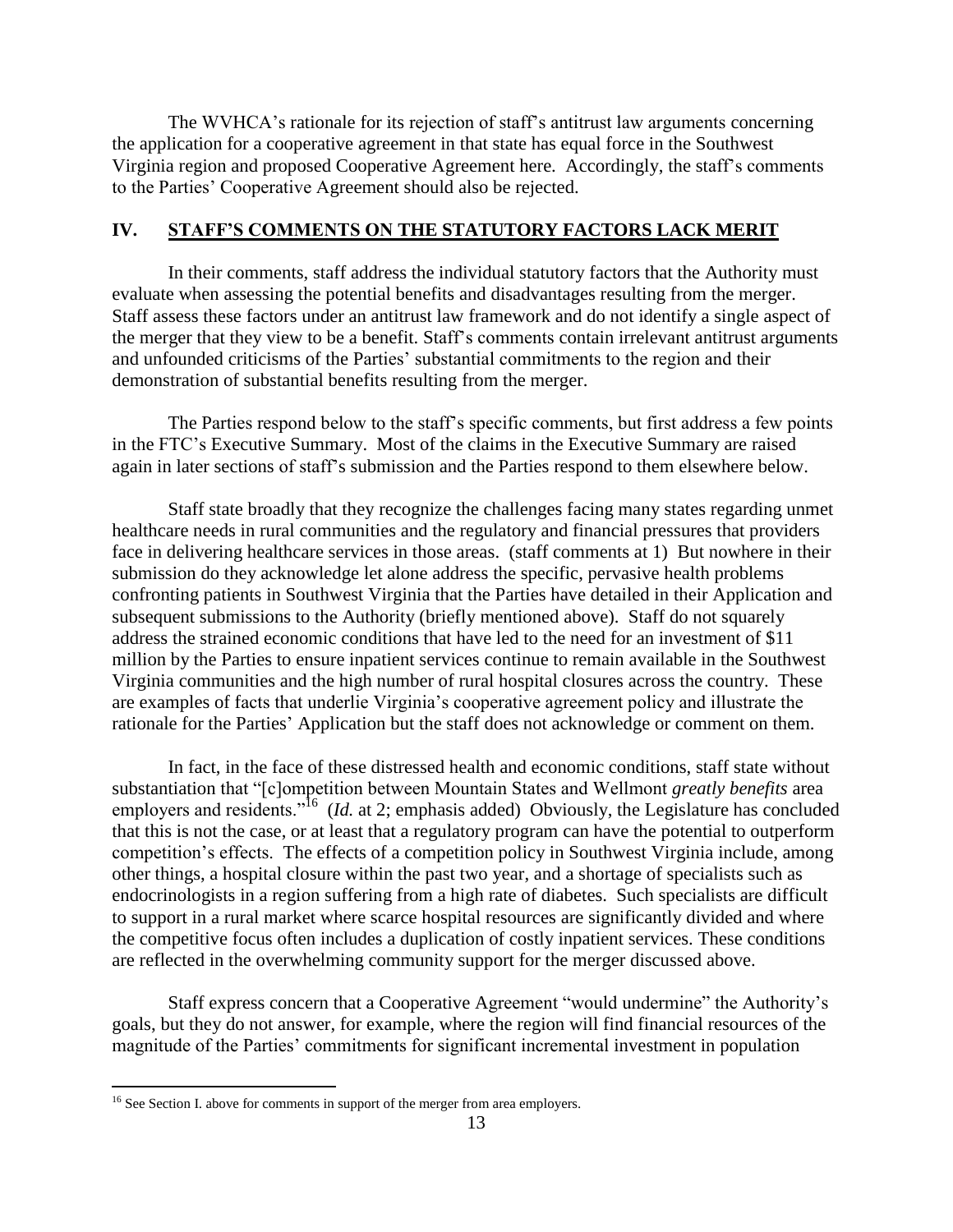The WVHCA's rationale for its rejection of staff's antitrust law arguments concerning the application for a cooperative agreement in that state has equal force in the Southwest Virginia region and proposed Cooperative Agreement here. Accordingly, the staff's comments to the Parties' Cooperative Agreement should also be rejected.

## IV. STAFF'S COMMENTS ON THE STATUTORY FACTORS LACK MERIT

In their comments, staff address the individual statutory factors that the Authority must evaluate when assessing the potential benefits and disadvantages resulting from the merger. Staff assess these factors under an antitrust law framework and do not identify a single aspect of the merger that they view to be a benefit. Staff's comments contain irrelevant antitrust arguments and unfounded criticisms of the Parties' substantial commitments to the region and their demonstration of substantial benefits resulting from the merger.

The Parties respond below to the staff's specific comments, but first address a few points in the FTC's Executive Summary. Most of the claims in the Executive Summary are raised again in later sections of staff's submission and the Parties respond to them elsewhere below.

Staff state broadly that they recognize the challenges facing many states regarding unmet healthcare needs in rural communities and the regulatory and financial pressures that providers face in delivering healthcare services in those areas. (staff comments at 1) But nowhere in their submission do they acknowledge let alone address the specific, pervasive health problems confronting patients in Southwest Virginia that the Parties have detailed in their Application and subsequent submissions to the Authority (briefly mentioned above). Staff do not squarely address the strained economic conditions that have led to the need for an investment of $11 million by the Parties to ensure inpatient services continue to remain available in the Southwest Virginia communities and the high number of rural hospital closures across the country. These are examples of facts that underlie Virginia's cooperative agreement policy and illustrate the rationale for the Parties' Application but the staff does not acknowledge or comment on them.

In fact, in the face of these distressed health and economic conditions, staff state without substantiation that "[c]ompetition between Mountain States and Wellmont *greatly benefits* area employers and residents."[16] (*Id.* at 2; emphasis added) Obviously, the Legislature has concluded that this is not the case, or at least that a regulatory program can have the potential to outperform competition's effects. The effects of a competition policy in Southwest Virginia include, among other things, a hospital closure within the past two year, and a shortage of specialists such as endocrinologists in a region suffering from a high rate of diabetes. Such specialists are difficult to support in a rural market where scarce hospital resources are significantly divided and where the competitive focus often includes a duplication of costly inpatient services. These conditions are reflected in the overwhelming community support for the merger discussed above.

Staff express concern that a Cooperative Agreement "would undermine" the Authority's goals, but they do not answer, for example, where the region will find financial resources of the magnitude of the Parties' commitments for significant incremental investment in population

[16] See Section I. above for comments in support of the merger from area employers.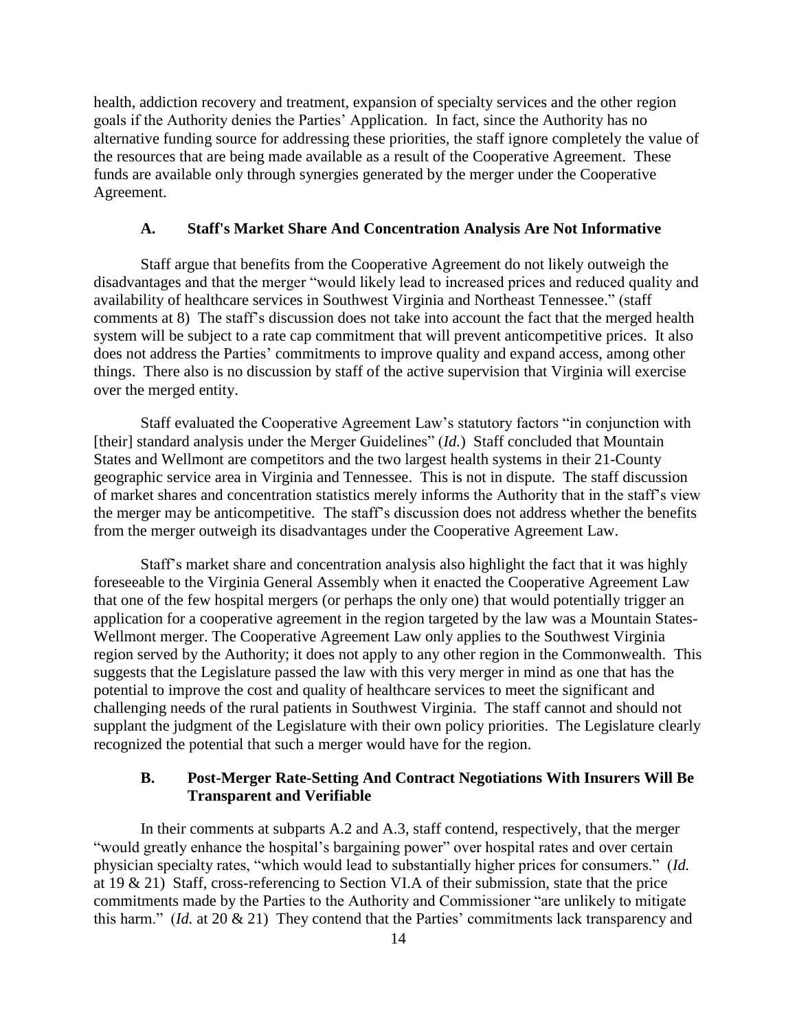health, addiction recovery and treatment, expansion of specialty services and the other region goals if the Authority denies the Parties' Application. In fact, since the Authority has no alternative funding source for addressing these priorities, the staff ignore completely the value of the resources that are being made available as a result of the Cooperative Agreement. These funds are available only through synergies generated by the merger under the Cooperative Agreement.

### A. Staff's Market Share And Concentration Analysis Are Not Informative

Staff argue that benefits from the Cooperative Agreement do not likely outweigh the disadvantages and that the merger "would likely lead to increased prices and reduced quality and availability of healthcare services in Southwest Virginia and Northeast Tennessee." (staff comments at 8) The staff's discussion does not take into account the fact that the merged health system will be subject to a rate cap commitment that will prevent anticompetitive prices. It also does not address the Parties' commitments to improve quality and expand access, among other things. There also is no discussion by staff of the active supervision that Virginia will exercise over the merged entity.

Staff evaluated the Cooperative Agreement Law's statutory factors "in conjunction with [their] standard analysis under the Merger Guidelines" (*Id.*) Staff concluded that Mountain States and Wellmont are competitors and the two largest health systems in their 21-County geographic service area in Virginia and Tennessee. This is not in dispute. The staff discussion of market shares and concentration statistics merely informs the Authority that in the staff's view the merger may be anticompetitive. The staff's discussion does not address whether the benefits from the merger outweigh its disadvantages under the Cooperative Agreement Law.

Staff's market share and concentration analysis also highlight the fact that it was highly foreseeable to the Virginia General Assembly when it enacted the Cooperative Agreement Law that one of the few hospital mergers (or perhaps the only one) that would potentially trigger an application for a cooperative agreement in the region targeted by the law was a Mountain States-Wellmont merger. The Cooperative Agreement Law only applies to the Southwest Virginia region served by the Authority; it does not apply to any other region in the Commonwealth. This suggests that the Legislature passed the law with this very merger in mind as one that has the potential to improve the cost and quality of healthcare services to meet the significant and challenging needs of the rural patients in Southwest Virginia. The staff cannot and should not supplant the judgment of the Legislature with their own policy priorities. The Legislature clearly recognized the potential that such a merger would have for the region.

### B. Post-Merger Rate-Setting And Contract Negotiations With Insurers Will Be Transparent and Verifiable

In their comments at subparts A.2 and A.3, staff contend, respectively, that the merger "would greatly enhance the hospital's bargaining power" over hospital rates and over certain physician specialty rates, "which would lead to substantially higher prices for consumers." (*Id.* at 19 & 21) Staff, cross-referencing to Section VI.A of their submission, state that the price commitments made by the Parties to the Authority and Commissioner "are unlikely to mitigate this harm." (*Id.* at 20 & 21) They contend that the Parties' commitments lack transparency and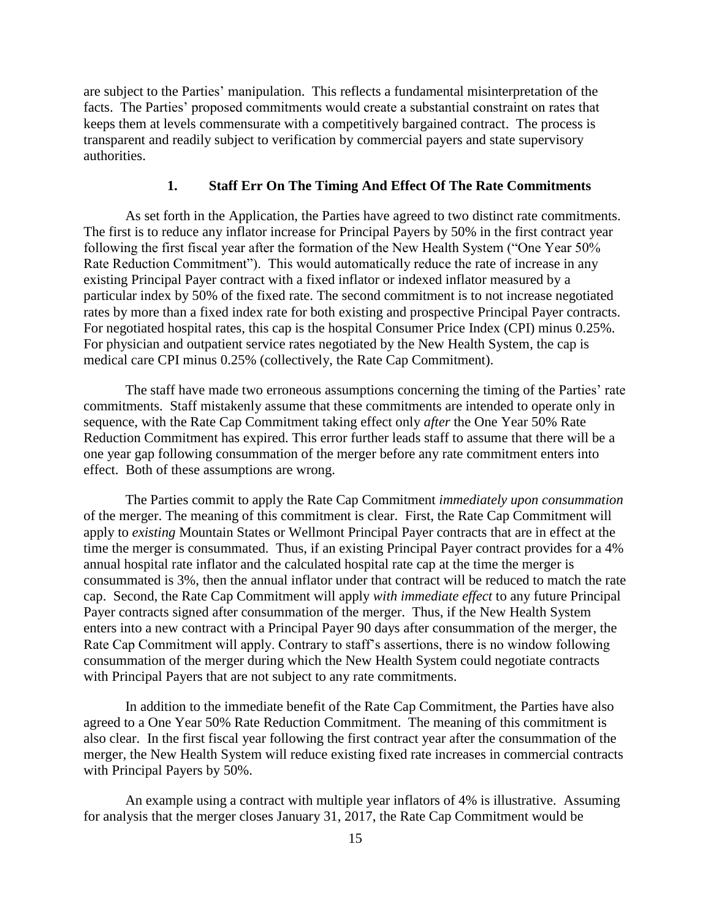are subject to the Parties' manipulation. This reflects a fundamental misinterpretation of the facts. The Parties' proposed commitments would create a substantial constraint on rates that keeps them at levels commensurate with a competitively bargained contract. The process is transparent and readily subject to verification by commercial payers and state supervisory authorities.

### 1. Staff Err On The Timing And Effect Of The Rate Commitments

As set forth in the Application, the Parties have agreed to two distinct rate commitments. The first is to reduce any inflator increase for Principal Payers by 50% in the first contract year following the first fiscal year after the formation of the New Health System ("One Year 50% Rate Reduction Commitment"). This would automatically reduce the rate of increase in any existing Principal Payer contract with a fixed inflator or indexed inflator measured by a particular index by 50% of the fixed rate. The second commitment is to not increase negotiated rates by more than a fixed index rate for both existing and prospective Principal Payer contracts. For negotiated hospital rates, this cap is the hospital Consumer Price Index (CPI) minus 0.25%. For physician and outpatient service rates negotiated by the New Health System, the cap is medical care CPI minus 0.25% (collectively, the Rate Cap Commitment).

The staff have made two erroneous assumptions concerning the timing of the Parties' rate commitments. Staff mistakenly assume that these commitments are intended to operate only in sequence, with the Rate Cap Commitment taking effect only *after* the One Year 50% Rate Reduction Commitment has expired. This error further leads staff to assume that there will be a one year gap following consummation of the merger before any rate commitment enters into effect. Both of these assumptions are wrong.

The Parties commit to apply the Rate Cap Commitment *immediately upon consummation* of the merger. The meaning of this commitment is clear. First, the Rate Cap Commitment will apply to *existing* Mountain States or Wellmont Principal Payer contracts that are in effect at the time the merger is consummated. Thus, if an existing Principal Payer contract provides for a 4% annual hospital rate inflator and the calculated hospital rate cap at the time the merger is consummated is 3%, then the annual inflator under that contract will be reduced to match the rate cap. Second, the Rate Cap Commitment will apply *with immediate effect* to any future Principal Payer contracts signed after consummation of the merger. Thus, if the New Health System enters into a new contract with a Principal Payer 90 days after consummation of the merger, the Rate Cap Commitment will apply. Contrary to staff's assertions, there is no window following consummation of the merger during which the New Health System could negotiate contracts with Principal Payers that are not subject to any rate commitments.

In addition to the immediate benefit of the Rate Cap Commitment, the Parties have also agreed to a One Year 50% Rate Reduction Commitment. The meaning of this commitment is also clear. In the first fiscal year following the first contract year after the consummation of the merger, the New Health System will reduce existing fixed rate increases in commercial contracts with Principal Payers by 50%.

An example using a contract with multiple year inflators of 4% is illustrative. Assuming for analysis that the merger closes January 31, 2017, the Rate Cap Commitment would be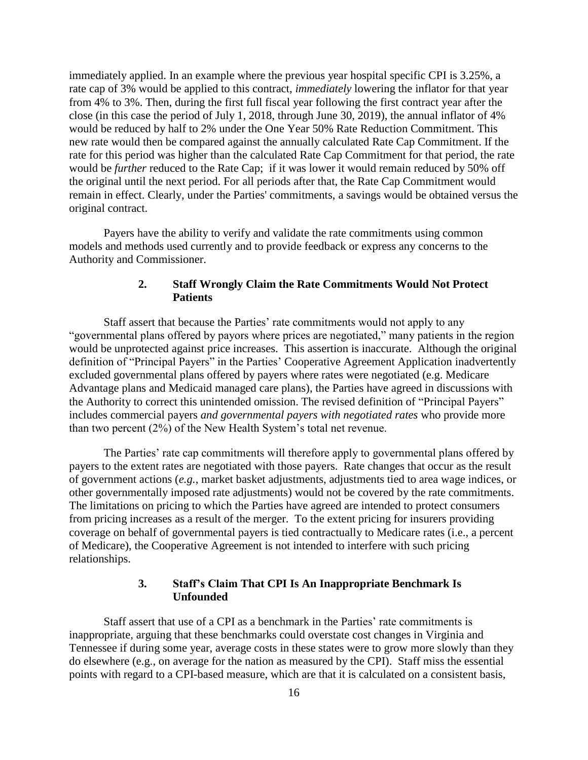immediately applied. In an example where the previous year hospital specific CPI is 3.25%, a rate cap of 3% would be applied to this contract, *immediately* lowering the inflator for that year from 4% to 3%. Then, during the first full fiscal year following the first contract year after the close (in this case the period of July 1, 2018, through June 30, 2019), the annual inflator of 4% would be reduced by half to 2% under the One Year 50% Rate Reduction Commitment. This new rate would then be compared against the annually calculated Rate Cap Commitment. If the rate for this period was higher than the calculated Rate Cap Commitment for that period, the rate would be *further* reduced to the Rate Cap; if it was lower it would remain reduced by 50% off the original until the next period. For all periods after that, the Rate Cap Commitment would remain in effect. Clearly, under the Parties' commitments, a savings would be obtained versus the original contract.

Payers have the ability to verify and validate the rate commitments using common models and methods used currently and to provide feedback or express any concerns to the Authority and Commissioner.

### 2. Staff Wrongly Claim the Rate Commitments Would Not Protect Patients

Staff assert that because the Parties' rate commitments would not apply to any "governmental plans offered by payors where prices are negotiated," many patients in the region would be unprotected against price increases. This assertion is inaccurate. Although the original definition of "Principal Payers" in the Parties' Cooperative Agreement Application inadvertently excluded governmental plans offered by payers where rates were negotiated (e.g. Medicare Advantage plans and Medicaid managed care plans), the Parties have agreed in discussions with the Authority to correct this unintended omission. The revised definition of "Principal Payers" includes commercial payers *and governmental payers with negotiated rates* who provide more than two percent (2%) of the New Health System's total net revenue.

The Parties' rate cap commitments will therefore apply to governmental plans offered by payers to the extent rates are negotiated with those payers. Rate changes that occur as the result of government actions (*e.g.*, market basket adjustments, adjustments tied to area wage indices, or other governmentally imposed rate adjustments) would not be covered by the rate commitments. The limitations on pricing to which the Parties have agreed are intended to protect consumers from pricing increases as a result of the merger. To the extent pricing for insurers providing coverage on behalf of governmental payers is tied contractually to Medicare rates (i.e., a percent of Medicare), the Cooperative Agreement is not intended to interfere with such pricing relationships.

### 3. Staff's Claim That CPI Is An Inappropriate Benchmark Is Unfounded

Staff assert that use of a CPI as a benchmark in the Parties' rate commitments is inappropriate, arguing that these benchmarks could overstate cost changes in Virginia and Tennessee if during some year, average costs in these states were to grow more slowly than they do elsewhere (e.g., on average for the nation as measured by the CPI). Staff miss the essential points with regard to a CPI-based measure, which are that it is calculated on a consistent basis,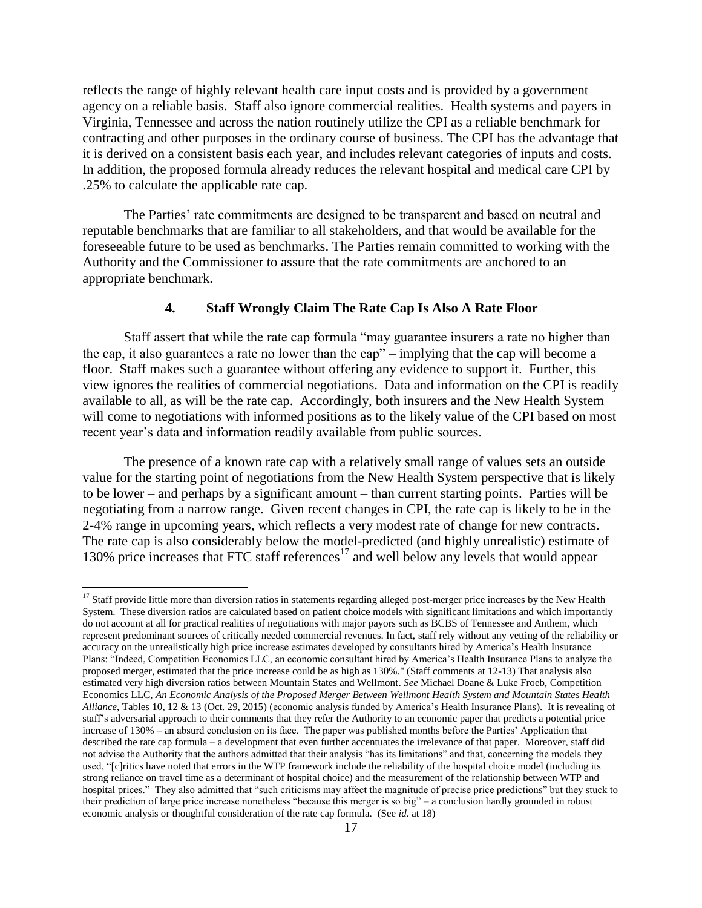reflects the range of highly relevant health care input costs and is provided by a government agency on a reliable basis. Staff also ignore commercial realities. Health systems and payers in Virginia, Tennessee and across the nation routinely utilize the CPI as a reliable benchmark for contracting and other purposes in the ordinary course of business. The CPI has the advantage that it is derived on a consistent basis each year, and includes relevant categories of inputs and costs. In addition, the proposed formula already reduces the relevant hospital and medical care CPI by .25% to calculate the applicable rate cap.

The Parties' rate commitments are designed to be transparent and based on neutral and reputable benchmarks that are familiar to all stakeholders, and that would be available for the foreseeable future to be used as benchmarks. The Parties remain committed to working with the Authority and the Commissioner to assure that the rate commitments are anchored to an appropriate benchmark.

### 4. Staff Wrongly Claim The Rate Cap Is Also A Rate Floor

Staff assert that while the rate cap formula "may guarantee insurers a rate no higher than the cap, it also guarantees a rate no lower than the cap" – implying that the cap will become a floor. Staff makes such a guarantee without offering any evidence to support it. Further, this view ignores the realities of commercial negotiations. Data and information on the CPI is readily available to all, as will be the rate cap. Accordingly, both insurers and the New Health System will come to negotiations with informed positions as to the likely value of the CPI based on most recent year's data and information readily available from public sources.

The presence of a known rate cap with a relatively small range of values sets an outside value for the starting point of negotiations from the New Health System perspective that is likely to be lower – and perhaps by a significant amount – than current starting points. Parties will be negotiating from a narrow range. Given recent changes in CPI, the rate cap is likely to be in the 2-4% range in upcoming years, which reflects a very modest rate of change for new contracts. The rate cap is also considerably below the model-predicted (and highly unrealistic) estimate of 130% price increases that FTC staff references[17] and well below any levels that would appear

[17] Staff provide little more than diversion ratios in statements regarding alleged post-merger price increases by the New Health System. These diversion ratios are calculated based on patient choice models with significant limitations and which importantly do not account at all for practical realities of negotiations with major payors such as BCBS of Tennessee and Anthem, which represent predominant sources of critically needed commercial revenues. In fact, staff rely without any vetting of the reliability or accuracy on the unrealistically high price increase estimates developed by consultants hired by America's Health Insurance Plans: "Indeed, Competition Economics LLC, an economic consultant hired by America's Health Insurance Plans to analyze the proposed merger, estimated that the price increase could be as high as 130%." (Staff comments at 12-13) That analysis also estimated very high diversion ratios between Mountain States and Wellmont. *See* Michael Doane & Luke Froeb, Competition Economics LLC, *An Economic Analysis of the Proposed Merger Between Wellmont Health System and Mountain States Health Alliance*, Tables 10, 12 & 13 (Oct. 29, 2015) (economic analysis funded by America's Health Insurance Plans). It is revealing of staff's adversarial approach to their comments that they refer the Authority to an economic paper that predicts a potential price increase of 130% – an absurd conclusion on its face. The paper was published months before the Parties' Application that described the rate cap formula – a development that even further accentuates the irrelevance of that paper. Moreover, staff did not advise the Authority that the authors admitted that their analysis "has its limitations" and that, concerning the models they used, "[c]ritics have noted that errors in the WTP framework include the reliability of the hospital choice model (including its strong reliance on travel time as a determinant of hospital choice) and the measurement of the relationship between WTP and hospital prices." They also admitted that "such criticisms may affect the magnitude of precise price predictions" but they stuck to their prediction of large price increase nonetheless "because this merger is so big" – a conclusion hardly grounded in robust economic analysis or thoughtful consideration of the rate cap formula. (See *id*. at 18)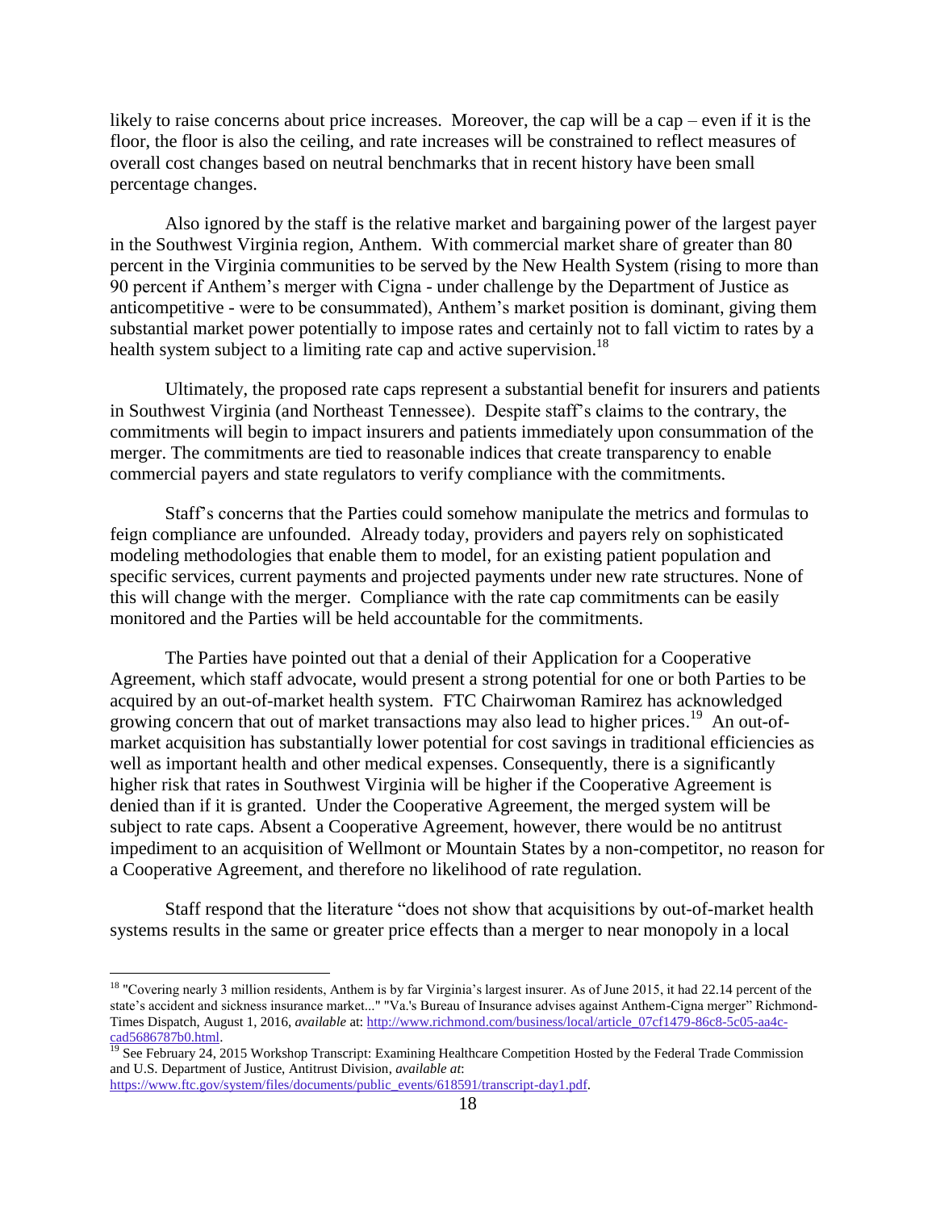likely to raise concerns about price increases. Moreover, the cap will be a cap – even if it is the floor, the floor is also the ceiling, and rate increases will be constrained to reflect measures of overall cost changes based on neutral benchmarks that in recent history have been small percentage changes.

Also ignored by the staff is the relative market and bargaining power of the largest payer in the Southwest Virginia region, Anthem. With commercial market share of greater than 80 percent in the Virginia communities to be served by the New Health System (rising to more than 90 percent if Anthem's merger with Cigna - under challenge by the Department of Justice as anticompetitive - were to be consummated), Anthem's market position is dominant, giving them substantial market power potentially to impose rates and certainly not to fall victim to rates by a health system subject to a limiting rate cap and active supervision.[18]

Ultimately, the proposed rate caps represent a substantial benefit for insurers and patients in Southwest Virginia (and Northeast Tennessee). Despite staff's claims to the contrary, the commitments will begin to impact insurers and patients immediately upon consummation of the merger. The commitments are tied to reasonable indices that create transparency to enable commercial payers and state regulators to verify compliance with the commitments.

Staff's concerns that the Parties could somehow manipulate the metrics and formulas to feign compliance are unfounded. Already today, providers and payers rely on sophisticated modeling methodologies that enable them to model, for an existing patient population and specific services, current payments and projected payments under new rate structures. None of this will change with the merger. Compliance with the rate cap commitments can be easily monitored and the Parties will be held accountable for the commitments.

The Parties have pointed out that a denial of their Application for a Cooperative Agreement, which staff advocate, would present a strong potential for one or both Parties to be acquired by an out-of-market health system. FTC Chairwoman Ramirez has acknowledged growing concern that out of market transactions may also lead to higher prices.[19] An out-of-market acquisition has substantially lower potential for cost savings in traditional efficiencies as well as important health and other medical expenses. Consequently, there is a significantly higher risk that rates in Southwest Virginia will be higher if the Cooperative Agreement is denied than if it is granted. Under the Cooperative Agreement, the merged system will be subject to rate caps. Absent a Cooperative Agreement, however, there would be no antitrust impediment to an acquisition of Wellmont or Mountain States by a non-competitor, no reason for a Cooperative Agreement, and therefore no likelihood of rate regulation.

Staff respond that the literature "does not show that acquisitions by out-of-market health systems results in the same or greater price effects than a merger to near monopoly in a local

---

[18] "Covering nearly 3 million residents, Anthem is by far Virginia's largest insurer. As of June 2015, it had 22.14 percent of the state's accident and sickness insurance market..." "Va.'s Bureau of Insurance advises against Anthem-Cigna merger" Richmond-Times Dispatch, August 1, 2016, *available* at: http://www.richmond.com/business/local/article_07cf1479-86c8-5c05-aa4c-cad5686787b0.html.

[19] See February 24, 2015 Workshop Transcript: Examining Healthcare Competition Hosted by the Federal Trade Commission and U.S. Department of Justice, Antitrust Division, *available at*: https://www.ftc.gov/system/files/documents/public_events/618591/transcript-day1.pdf.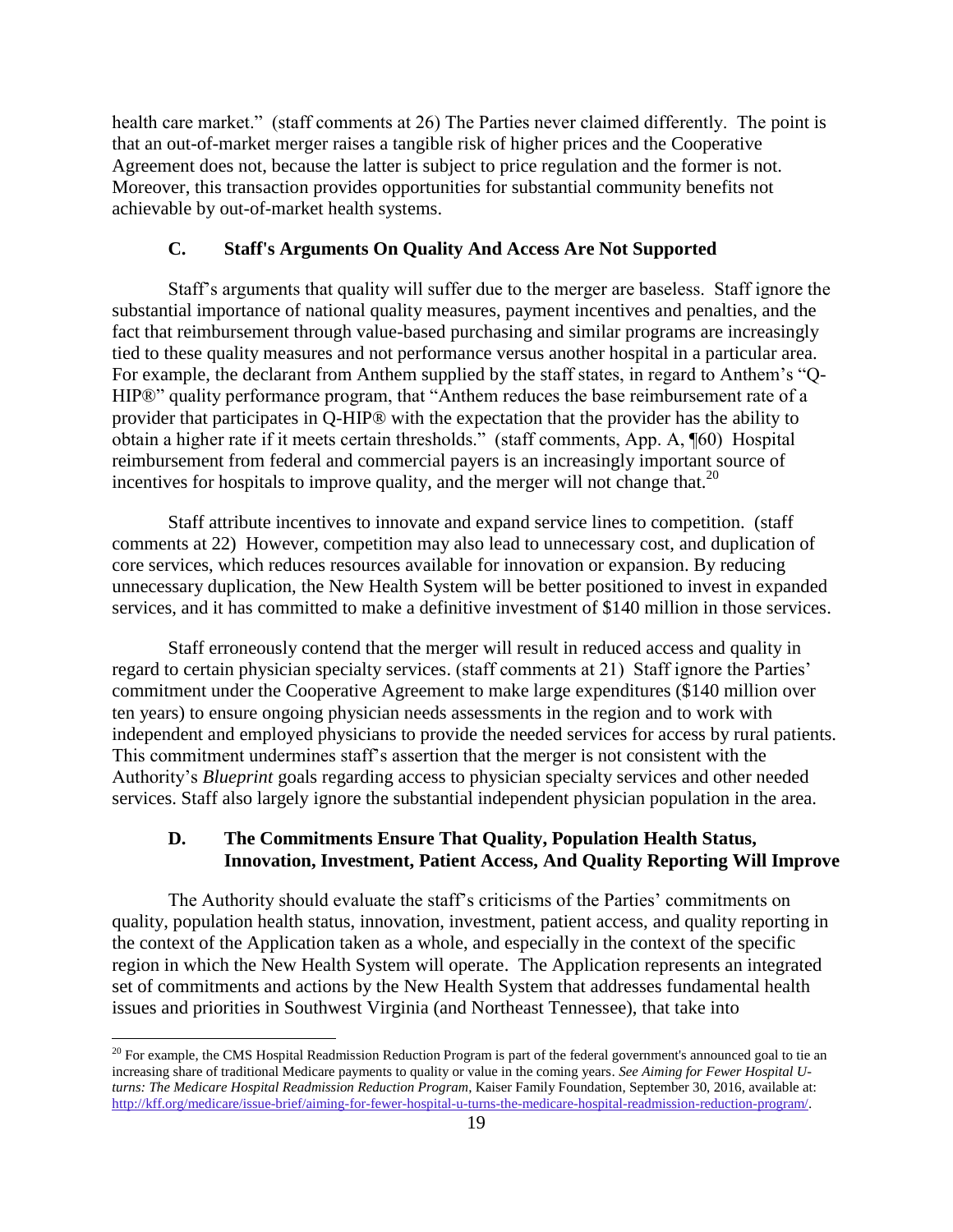health care market." (staff comments at 26) The Parties never claimed differently. The point is that an out-of-market merger raises a tangible risk of higher prices and the Cooperative Agreement does not, because the latter is subject to price regulation and the former is not. Moreover, this transaction provides opportunities for substantial community benefits not achievable by out-of-market health systems.

### C. Staff's Arguments On Quality And Access Are Not Supported

Staff's arguments that quality will suffer due to the merger are baseless. Staff ignore the substantial importance of national quality measures, payment incentives and penalties, and the fact that reimbursement through value-based purchasing and similar programs are increasingly tied to these quality measures and not performance versus another hospital in a particular area. For example, the declarant from Anthem supplied by the staff states, in regard to Anthem's "Q-HIP®" quality performance program, that "Anthem reduces the base reimbursement rate of a provider that participates in Q-HIP® with the expectation that the provider has the ability to obtain a higher rate if it meets certain thresholds." (staff comments, App. A, ¶60) Hospital reimbursement from federal and commercial payers is an increasingly important source of incentives for hospitals to improve quality, and the merger will not change that.[20]

Staff attribute incentives to innovate and expand service lines to competition. (staff comments at 22) However, competition may also lead to unnecessary cost, and duplication of core services, which reduces resources available for innovation or expansion. By reducing unnecessary duplication, the New Health System will be better positioned to invest in expanded services, and it has committed to make a definitive investment of $140 million in those services.

Staff erroneously contend that the merger will result in reduced access and quality in regard to certain physician specialty services. (staff comments at 21) Staff ignore the Parties' commitment under the Cooperative Agreement to make large expenditures ($140 million over ten years) to ensure ongoing physician needs assessments in the region and to work with independent and employed physicians to provide the needed services for access by rural patients. This commitment undermines staff's assertion that the merger is not consistent with the Authority's *Blueprint* goals regarding access to physician specialty services and other needed services. Staff also largely ignore the substantial independent physician population in the area.

### D. The Commitments Ensure That Quality, Population Health Status, Innovation, Investment, Patient Access, And Quality Reporting Will Improve

The Authority should evaluate the staff's criticisms of the Parties' commitments on quality, population health status, innovation, investment, patient access, and quality reporting in the context of the Application taken as a whole, and especially in the context of the specific region in which the New Health System will operate. The Application represents an integrated set of commitments and actions by the New Health System that addresses fundamental health issues and priorities in Southwest Virginia (and Northeast Tennessee), that take into

---

[20] For example, the CMS Hospital Readmission Reduction Program is part of the federal government's announced goal to tie an increasing share of traditional Medicare payments to quality or value in the coming years. *See Aiming for Fewer Hospital U-turns: The Medicare Hospital Readmission Reduction Program*, Kaiser Family Foundation, September 30, 2016, available at: http://kff.org/medicare/issue-brief/aiming-for-fewer-hospital-u-turns-the-medicare-hospital-readmission-reduction-program/.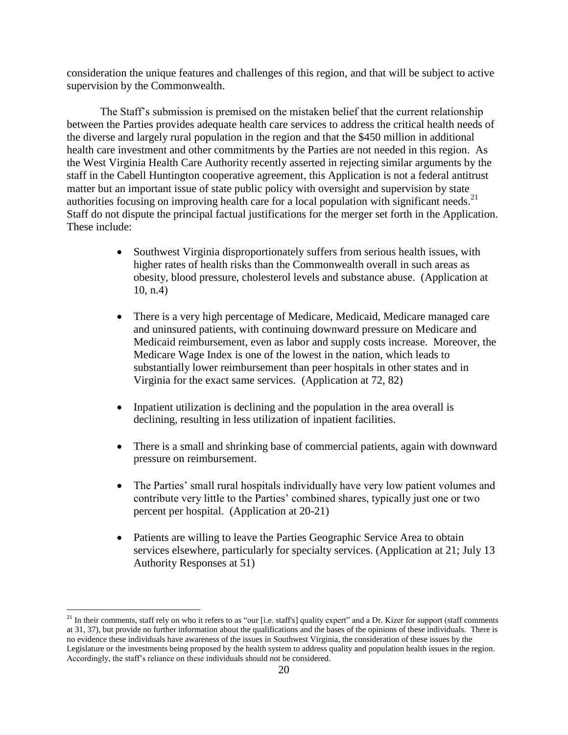consideration the unique features and challenges of this region, and that will be subject to active supervision by the Commonwealth.

The Staff's submission is premised on the mistaken belief that the current relationship between the Parties provides adequate health care services to address the critical health needs of the diverse and largely rural population in the region and that the $450 million in additional health care investment and other commitments by the Parties are not needed in this region. As the West Virginia Health Care Authority recently asserted in rejecting similar arguments by the staff in the Cabell Huntington cooperative agreement, this Application is not a federal antitrust matter but an important issue of state public policy with oversight and supervision by state authorities focusing on improving health care for a local population with significant needs.[21] Staff do not dispute the principal factual justifications for the merger set forth in the Application. These include:

- Southwest Virginia disproportionately suffers from serious health issues, with higher rates of health risks than the Commonwealth overall in such areas as obesity, blood pressure, cholesterol levels and substance abuse. (Application at 10, n.4)
- There is a very high percentage of Medicare, Medicaid, Medicare managed care and uninsured patients, with continuing downward pressure on Medicare and Medicaid reimbursement, even as labor and supply costs increase. Moreover, the Medicare Wage Index is one of the lowest in the nation, which leads to substantially lower reimbursement than peer hospitals in other states and in Virginia for the exact same services. (Application at 72, 82)
- Inpatient utilization is declining and the population in the area overall is declining, resulting in less utilization of inpatient facilities.
- There is a small and shrinking base of commercial patients, again with downward pressure on reimbursement.
- The Parties' small rural hospitals individually have very low patient volumes and contribute very little to the Parties' combined shares, typically just one or two percent per hospital. (Application at 20-21)
- Patients are willing to leave the Parties Geographic Service Area to obtain services elsewhere, particularly for specialty services. (Application at 21; July 13 Authority Responses at 51)

[21] In their comments, staff rely on who it refers to as "our [i.e. staff's] quality expert" and a Dr. Kizer for support (staff comments at 31, 37), but provide no further information about the qualifications and the bases of the opinions of these individuals. There is no evidence these individuals have awareness of the issues in Southwest Virginia, the consideration of these issues by the Legislature or the investments being proposed by the health system to address quality and population health issues in the region. Accordingly, the staff's reliance on these individuals should not be considered.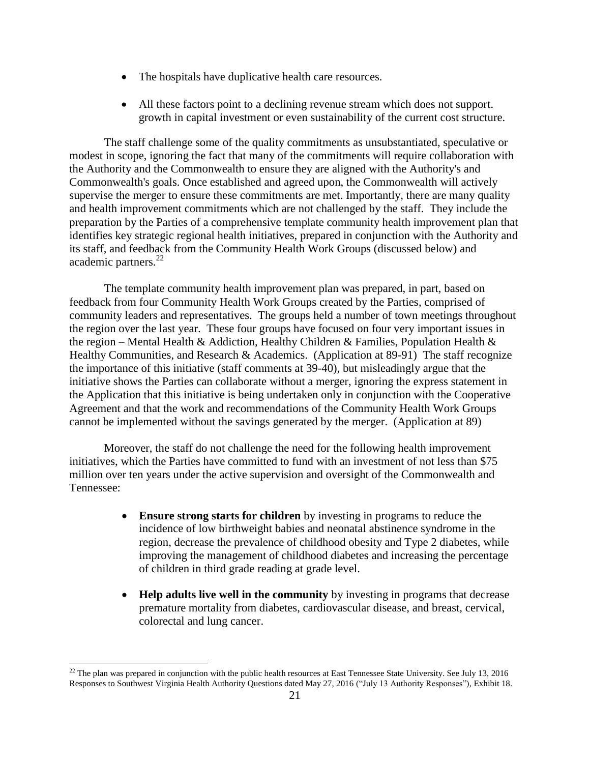- The hospitals have duplicative health care resources.

- All these factors point to a declining revenue stream which does not support. growth in capital investment or even sustainability of the current cost structure.

The staff challenge some of the quality commitments as unsubstantiated, speculative or modest in scope, ignoring the fact that many of the commitments will require collaboration with the Authority and the Commonwealth to ensure they are aligned with the Authority's and Commonwealth's goals. Once established and agreed upon, the Commonwealth will actively supervise the merger to ensure these commitments are met. Importantly, there are many quality and health improvement commitments which are not challenged by the staff. They include the preparation by the Parties of a comprehensive template community health improvement plan that identifies key strategic regional health initiatives, prepared in conjunction with the Authority and its staff, and feedback from the Community Health Work Groups (discussed below) and academic partners.[22]

The template community health improvement plan was prepared, in part, based on feedback from four Community Health Work Groups created by the Parties, comprised of community leaders and representatives. The groups held a number of town meetings throughout the region over the last year. These four groups have focused on four very important issues in the region – Mental Health & Addiction, Healthy Children & Families, Population Health & Healthy Communities, and Research & Academics. (Application at 89-91) The staff recognize the importance of this initiative (staff comments at 39-40), but misleadingly argue that the initiative shows the Parties can collaborate without a merger, ignoring the express statement in the Application that this initiative is being undertaken only in conjunction with the Cooperative Agreement and that the work and recommendations of the Community Health Work Groups cannot be implemented without the savings generated by the merger. (Application at 89)

Moreover, the staff do not challenge the need for the following health improvement initiatives, which the Parties have committed to fund with an investment of not less than $75 million over ten years under the active supervision and oversight of the Commonwealth and Tennessee:

- **Ensure strong starts for children** by investing in programs to reduce the incidence of low birthweight babies and neonatal abstinence syndrome in the region, decrease the prevalence of childhood obesity and Type 2 diabetes, while improving the management of childhood diabetes and increasing the percentage of children in third grade reading at grade level.

- **Help adults live well in the community** by investing in programs that decrease premature mortality from diabetes, cardiovascular disease, and breast, cervical, colorectal and lung cancer.

[22] The plan was prepared in conjunction with the public health resources at East Tennessee State University. See July 13, 2016 Responses to Southwest Virginia Health Authority Questions dated May 27, 2016 ("July 13 Authority Responses"), Exhibit 18.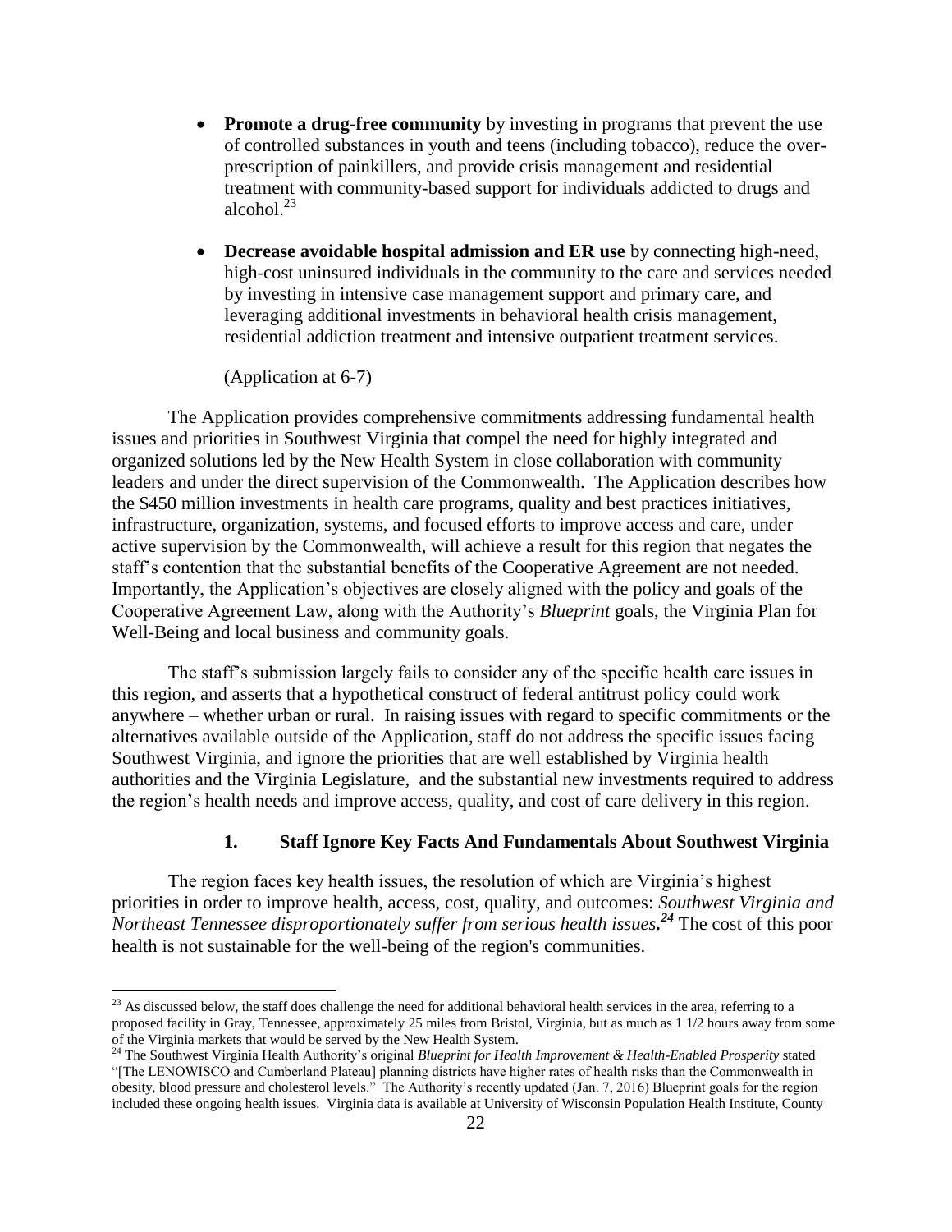- **Promote a drug-free community** by investing in programs that prevent the use of controlled substances in youth and teens (including tobacco), reduce the over-prescription of painkillers, and provide crisis management and residential treatment with community-based support for individuals addicted to drugs and alcohol.[23]

- **Decrease avoidable hospital admission and ER use** by connecting high-need, high-cost uninsured individuals in the community to the care and services needed by investing in intensive case management support and primary care, and leveraging additional investments in behavioral health crisis management, residential addiction treatment and intensive outpatient treatment services.

(Application at 6-7)

The Application provides comprehensive commitments addressing fundamental health issues and priorities in Southwest Virginia that compel the need for highly integrated and organized solutions led by the New Health System in close collaboration with community leaders and under the direct supervision of the Commonwealth. The Application describes how the $450 million investments in health care programs, quality and best practices initiatives, infrastructure, organization, systems, and focused efforts to improve access and care, under active supervision by the Commonwealth, will achieve a result for this region that negates the staff's contention that the substantial benefits of the Cooperative Agreement are not needed. Importantly, the Application's objectives are closely aligned with the policy and goals of the Cooperative Agreement Law, along with the Authority's *Blueprint* goals, the Virginia Plan for Well-Being and local business and community goals.

The staff's submission largely fails to consider any of the specific health care issues in this region, and asserts that a hypothetical construct of federal antitrust policy could work anywhere – whether urban or rural. In raising issues with regard to specific commitments or the alternatives available outside of the Application, staff do not address the specific issues facing Southwest Virginia, and ignore the priorities that are well established by Virginia health authorities and the Virginia Legislature, and the substantial new investments required to address the region's health needs and improve access, quality, and cost of care delivery in this region.

### 1. Staff Ignore Key Facts And Fundamentals About Southwest Virginia

The region faces key health issues, the resolution of which are Virginia's highest priorities in order to improve health, access, cost, quality, and outcomes: ***Southwest Virginia and Northeast Tennessee disproportionately suffer from serious health issues.***[24] The cost of this poor health is not sustainable for the well-being of the region's communities.

---

[23] As discussed below, the staff does challenge the need for additional behavioral health services in the area, referring to a proposed facility in Gray, Tennessee, approximately 25 miles from Bristol, Virginia, but as much as 1 1/2 hours away from some of the Virginia markets that would be served by the New Health System.

[24] The Southwest Virginia Health Authority's original *Blueprint for Health Improvement & Health-Enabled Prosperity* stated "[The LENOWISCO and Cumberland Plateau] planning districts have higher rates of health risks than the Commonwealth in obesity, blood pressure and cholesterol levels." The Authority's recently updated (Jan. 7, 2016) Blueprint goals for the region included these ongoing health issues. Virginia data is available at University of Wisconsin Population Health Institute, County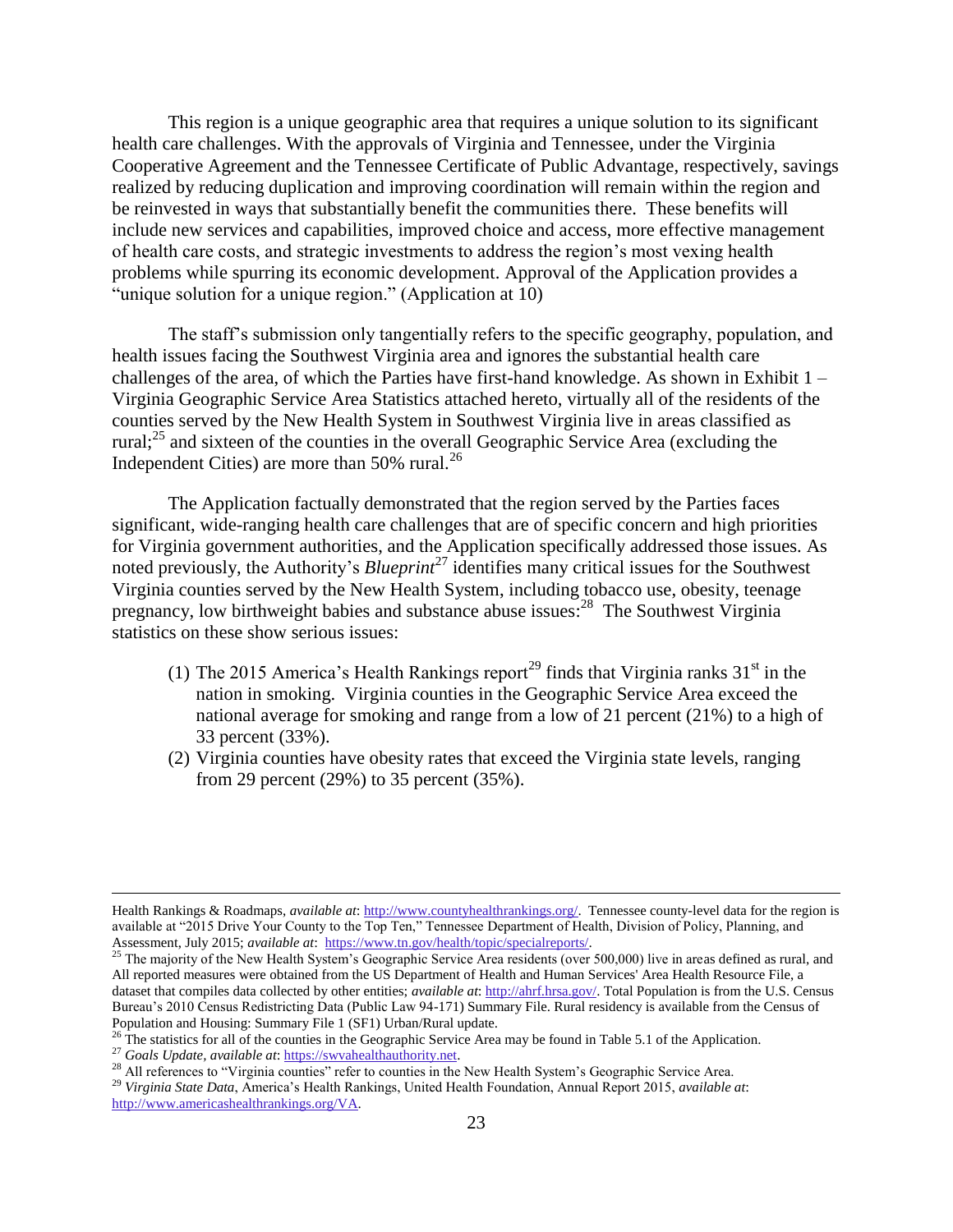This region is a unique geographic area that requires a unique solution to its significant health care challenges. With the approvals of Virginia and Tennessee, under the Virginia Cooperative Agreement and the Tennessee Certificate of Public Advantage, respectively, savings realized by reducing duplication and improving coordination will remain within the region and be reinvested in ways that substantially benefit the communities there. These benefits will include new services and capabilities, improved choice and access, more effective management of health care costs, and strategic investments to address the region's most vexing health problems while spurring its economic development. Approval of the Application provides a "unique solution for a unique region." (Application at 10)

The staff's submission only tangentially refers to the specific geography, population, and health issues facing the Southwest Virginia area and ignores the substantial health care challenges of the area, of which the Parties have first-hand knowledge. As shown in Exhibit 1 – Virginia Geographic Service Area Statistics attached hereto, virtually all of the residents of the counties served by the New Health System in Southwest Virginia live in areas classified as rural;[25] and sixteen of the counties in the overall Geographic Service Area (excluding the Independent Cities) are more than 50% rural.[26]

The Application factually demonstrated that the region served by the Parties faces significant, wide-ranging health care challenges that are of specific concern and high priorities for Virginia government authorities, and the Application specifically addressed those issues. As noted previously, the Authority's *Blueprint*[27] identifies many critical issues for the Southwest Virginia counties served by the New Health System, including tobacco use, obesity, teenage pregnancy, low birthweight babies and substance abuse issues:[28] The Southwest Virginia statistics on these show serious issues:

(1) The 2015 America's Health Rankings report[29] finds that Virginia ranks 31st in the nation in smoking. Virginia counties in the Geographic Service Area exceed the national average for smoking and range from a low of 21 percent (21%) to a high of 33 percent (33%).
(2) Virginia counties have obesity rates that exceed the Virginia state levels, ranging from 29 percent (29%) to 35 percent (35%).

---

Health Rankings & Roadmaps, *available at*: http://www.countyhealthrankings.org/. Tennessee county-level data for the region is available at "2015 Drive Your County to the Top Ten," Tennessee Department of Health, Division of Policy, Planning, and Assessment, July 2015; *available at*: https://www.tn.gov/health/topic/specialreports/.

[25] The majority of the New Health System's Geographic Service Area residents (over 500,000) live in areas defined as rural, and All reported measures were obtained from the US Department of Health and Human Services' Area Health Resource File, a dataset that compiles data collected by other entities; *available at*: http://ahrf.hrsa.gov/. Total Population is from the U.S. Census Bureau's 2010 Census Redistricting Data (Public Law 94-171) Summary File. Rural residency is available from the Census of Population and Housing: Summary File 1 (SF1) Urban/Rural update.

[26] The statistics for all of the counties in the Geographic Service Area may be found in Table 5.1 of the Application.

[27] *Goals Update*, *available at*: https://swvahealthauthority.net.

[28] All references to "Virginia counties" refer to counties in the New Health System's Geographic Service Area.

[29] *Virginia State Data*, America's Health Rankings, United Health Foundation, Annual Report 2015, *available at*: http://www.americashealthrankings.org/VA.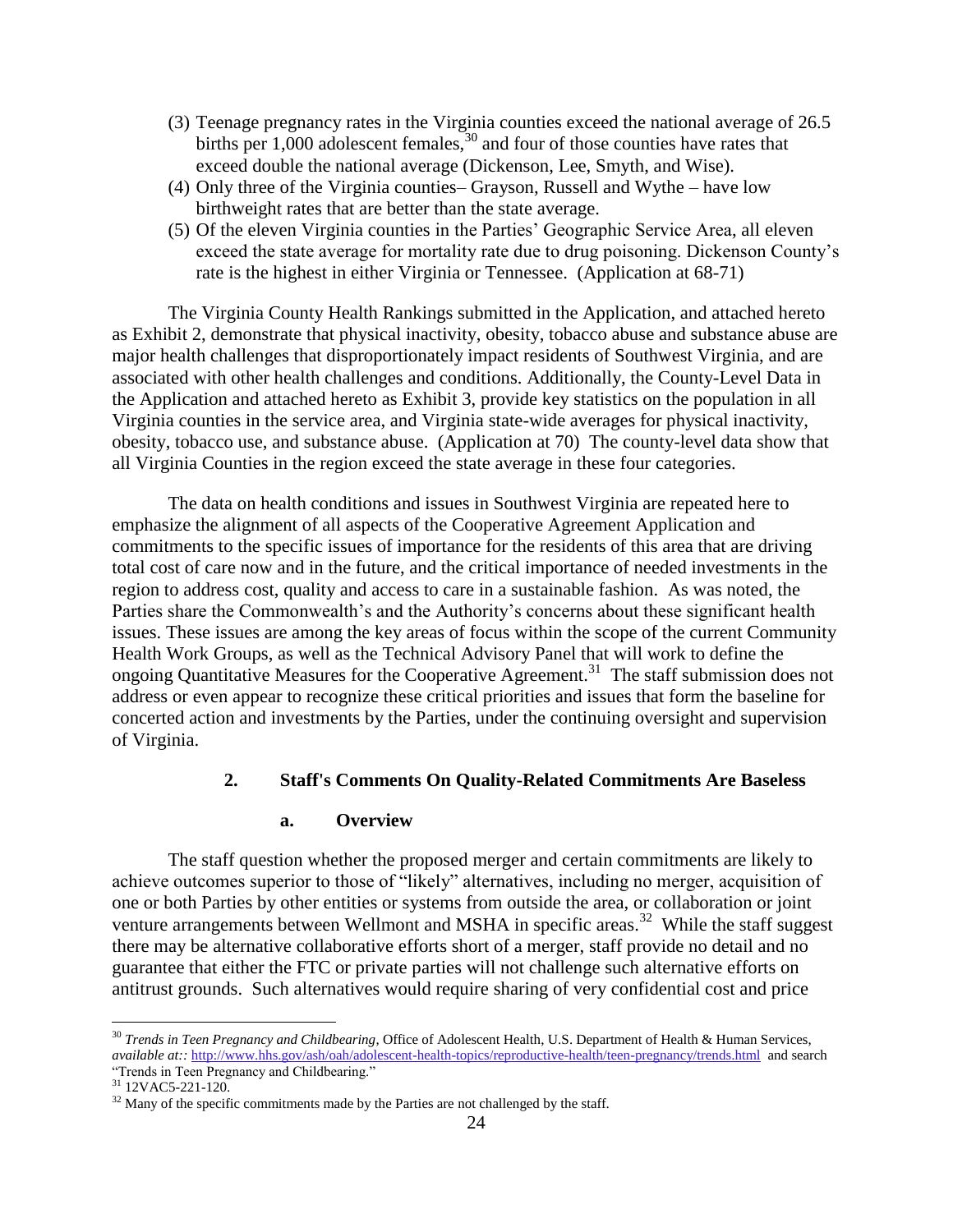(3) Teenage pregnancy rates in the Virginia counties exceed the national average of 26.5 births per 1,000 adolescent females,[30] and four of those counties have rates that exceed double the national average (Dickenson, Lee, Smyth, and Wise).
(4) Only three of the Virginia counties– Grayson, Russell and Wythe – have low birthweight rates that are better than the state average.
(5) Of the eleven Virginia counties in the Parties' Geographic Service Area, all eleven exceed the state average for mortality rate due to drug poisoning. Dickenson County's rate is the highest in either Virginia or Tennessee. (Application at 68-71)

The Virginia County Health Rankings submitted in the Application, and attached hereto as Exhibit 2, demonstrate that physical inactivity, obesity, tobacco abuse and substance abuse are major health challenges that disproportionately impact residents of Southwest Virginia, and are associated with other health challenges and conditions. Additionally, the County-Level Data in the Application and attached hereto as Exhibit 3, provide key statistics on the population in all Virginia counties in the service area, and Virginia state-wide averages for physical inactivity, obesity, tobacco use, and substance abuse. (Application at 70) The county-level data show that all Virginia Counties in the region exceed the state average in these four categories.

The data on health conditions and issues in Southwest Virginia are repeated here to emphasize the alignment of all aspects of the Cooperative Agreement Application and commitments to the specific issues of importance for the residents of this area that are driving total cost of care now and in the future, and the critical importance of needed investments in the region to address cost, quality and access to care in a sustainable fashion. As was noted, the Parties share the Commonwealth's and the Authority's concerns about these significant health issues. These issues are among the key areas of focus within the scope of the current Community Health Work Groups, as well as the Technical Advisory Panel that will work to define the ongoing Quantitative Measures for the Cooperative Agreement.[31] The staff submission does not address or even appear to recognize these critical priorities and issues that form the baseline for concerted action and investments by the Parties, under the continuing oversight and supervision of Virginia.

### 2. Staff's Comments On Quality-Related Commitments Are Baseless

#### a. Overview

The staff question whether the proposed merger and certain commitments are likely to achieve outcomes superior to those of "likely" alternatives, including no merger, acquisition of one or both Parties by other entities or systems from outside the area, or collaboration or joint venture arrangements between Wellmont and MSHA in specific areas.[32] While the staff suggest there may be alternative collaborative efforts short of a merger, staff provide no detail and no guarantee that either the FTC or private parties will not challenge such alternative efforts on antitrust grounds. Such alternatives would require sharing of very confidential cost and price

---

[30] *Trends in Teen Pregnancy and Childbearing*, Office of Adolescent Health, U.S. Department of Health & Human Services, *available at::* http://www.hhs.gov/ash/oah/adolescent-health-topics/reproductive-health/teen-pregnancy/trends.html and search "Trends in Teen Pregnancy and Childbearing."

[31] 12VAC5-221-120.

[32] Many of the specific commitments made by the Parties are not challenged by the staff.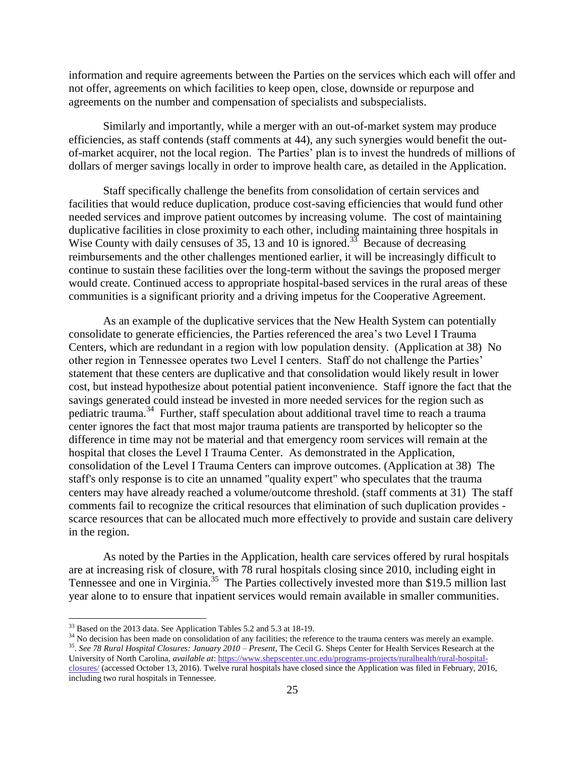information and require agreements between the Parties on the services which each will offer and not offer, agreements on which facilities to keep open, close, downside or repurpose and agreements on the number and compensation of specialists and subspecialists.

Similarly and importantly, while a merger with an out-of-market system may produce efficiencies, as staff contends (staff comments at 44), any such synergies would benefit the out-of-market acquirer, not the local region. The Parties' plan is to invest the hundreds of millions of dollars of merger savings locally in order to improve health care, as detailed in the Application.

Staff specifically challenge the benefits from consolidation of certain services and facilities that would reduce duplication, produce cost-saving efficiencies that would fund other needed services and improve patient outcomes by increasing volume. The cost of maintaining duplicative facilities in close proximity to each other, including maintaining three hospitals in Wise County with daily censuses of 35, 13 and 10 is ignored.[33] Because of decreasing reimbursements and the other challenges mentioned earlier, it will be increasingly difficult to continue to sustain these facilities over the long-term without the savings the proposed merger would create. Continued access to appropriate hospital-based services in the rural areas of these communities is a significant priority and a driving impetus for the Cooperative Agreement.

As an example of the duplicative services that the New Health System can potentially consolidate to generate efficiencies, the Parties referenced the area's two Level I Trauma Centers, which are redundant in a region with low population density. (Application at 38) No other region in Tennessee operates two Level I centers. Staff do not challenge the Parties' statement that these centers are duplicative and that consolidation would likely result in lower cost, but instead hypothesize about potential patient inconvenience. Staff ignore the fact that the savings generated could instead be invested in more needed services for the region such as pediatric trauma.[34] Further, staff speculation about additional travel time to reach a trauma center ignores the fact that most major trauma patients are transported by helicopter so the difference in time may not be material and that emergency room services will remain at the hospital that closes the Level I Trauma Center. As demonstrated in the Application, consolidation of the Level I Trauma Centers can improve outcomes. (Application at 38) The staff's only response is to cite an unnamed "quality expert" who speculates that the trauma centers may have already reached a volume/outcome threshold. (staff comments at 31) The staff comments fail to recognize the critical resources that elimination of such duplication provides - scarce resources that can be allocated much more effectively to provide and sustain care delivery in the region.

As noted by the Parties in the Application, health care services offered by rural hospitals are at increasing risk of closure, with 78 rural hospitals closing since 2010, including eight in Tennessee and one in Virginia.[35] The Parties collectively invested more than $19.5 million last year alone to to ensure that inpatient services would remain available in smaller communities.

---

[33] Based on the 2013 data. See Application Tables 5.2 and 5.3 at 18-19.

[34] No decision has been made on consolidation of any facilities; the reference to the trauma centers was merely an example.

[35] . *See 78 Rural Hospital Closures: January 2010 – Present*, The Cecil G. Sheps Center for Health Services Research at the University of North Carolina, *available at*: https://www.shepscenter.unc.edu/programs-projects/ruralhealth/rural-hospital-closures/ (accessed October 13, 2016). Twelve rural hospitals have closed since the Application was filed in February, 2016, including two rural hospitals in Tennessee.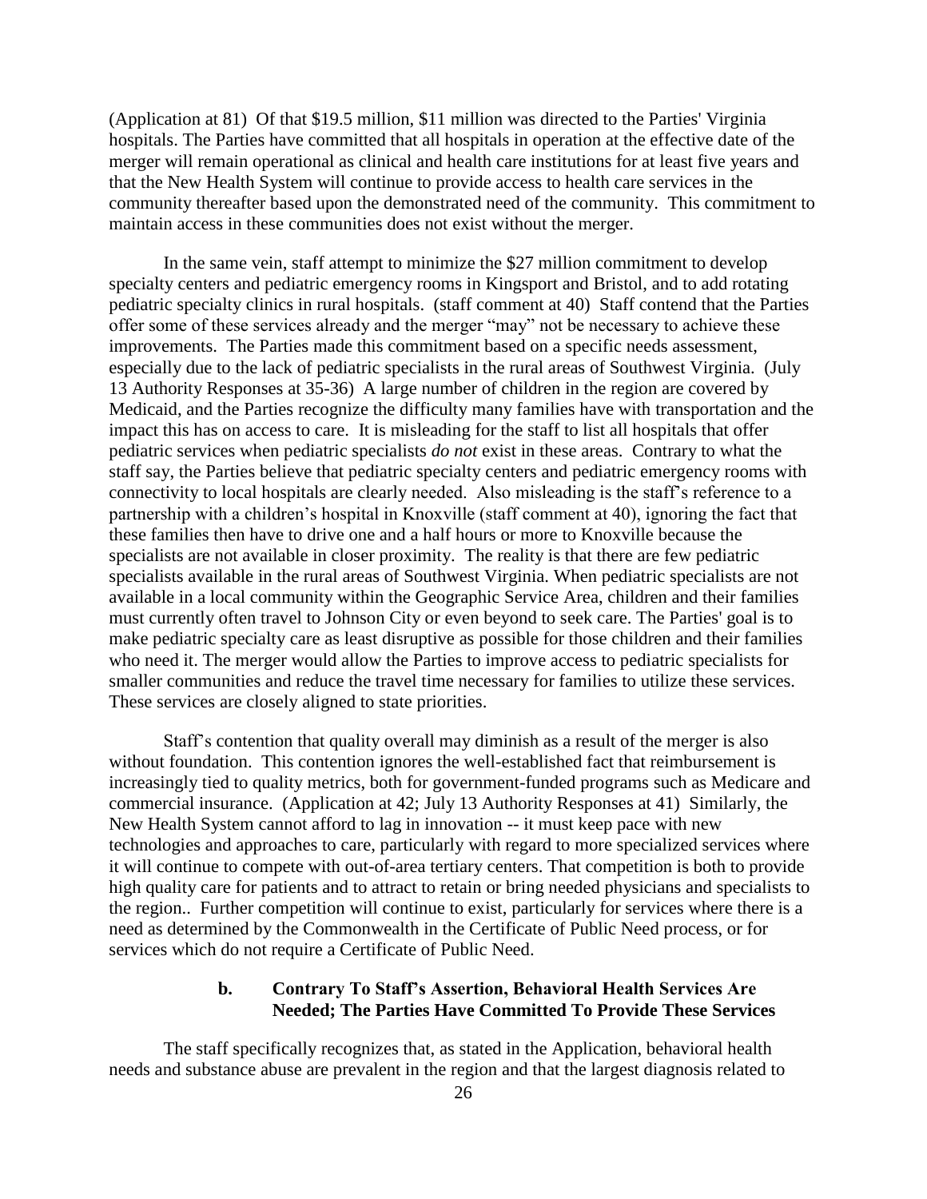(Application at 81) Of that \$19.5 million, \$11 million was directed to the Parties' Virginia hospitals. The Parties have committed that all hospitals in operation at the effective date of the merger will remain operational as clinical and health care institutions for at least five years and that the New Health System will continue to provide access to health care services in the community thereafter based upon the demonstrated need of the community. This commitment to maintain access in these communities does not exist without the merger.

In the same vein, staff attempt to minimize the \$27 million commitment to develop specialty centers and pediatric emergency rooms in Kingsport and Bristol, and to add rotating pediatric specialty clinics in rural hospitals. (staff comment at 40) Staff contend that the Parties offer some of these services already and the merger "may" not be necessary to achieve these improvements. The Parties made this commitment based on a specific needs assessment, especially due to the lack of pediatric specialists in the rural areas of Southwest Virginia. (July 13 Authority Responses at 35-36) A large number of children in the region are covered by Medicaid, and the Parties recognize the difficulty many families have with transportation and the impact this has on access to care. It is misleading for the staff to list all hospitals that offer pediatric services when pediatric specialists *do not* exist in these areas. Contrary to what the staff say, the Parties believe that pediatric specialty centers and pediatric emergency rooms with connectivity to local hospitals are clearly needed. Also misleading is the staff's reference to a partnership with a children's hospital in Knoxville (staff comment at 40), ignoring the fact that these families then have to drive one and a half hours or more to Knoxville because the specialists are not available in closer proximity. The reality is that there are few pediatric specialists available in the rural areas of Southwest Virginia. When pediatric specialists are not available in a local community within the Geographic Service Area, children and their families must currently often travel to Johnson City or even beyond to seek care. The Parties' goal is to make pediatric specialty care as least disruptive as possible for those children and their families who need it. The merger would allow the Parties to improve access to pediatric specialists for smaller communities and reduce the travel time necessary for families to utilize these services. These services are closely aligned to state priorities.

Staff's contention that quality overall may diminish as a result of the merger is also without foundation. This contention ignores the well-established fact that reimbursement is increasingly tied to quality metrics, both for government-funded programs such as Medicare and commercial insurance. (Application at 42; July 13 Authority Responses at 41) Similarly, the New Health System cannot afford to lag in innovation -- it must keep pace with new technologies and approaches to care, particularly with regard to more specialized services where it will continue to compete with out-of-area tertiary centers. That competition is both to provide high quality care for patients and to attract to retain or bring needed physicians and specialists to the region.. Further competition will continue to exist, particularly for services where there is a need as determined by the Commonwealth in the Certificate of Public Need process, or for services which do not require a Certificate of Public Need.

**b. Contrary To Staff's Assertion, Behavioral Health Services Are Needed; The Parties Have Committed To Provide These Services**

The staff specifically recognizes that, as stated in the Application, behavioral health needs and substance abuse are prevalent in the region and that the largest diagnosis related to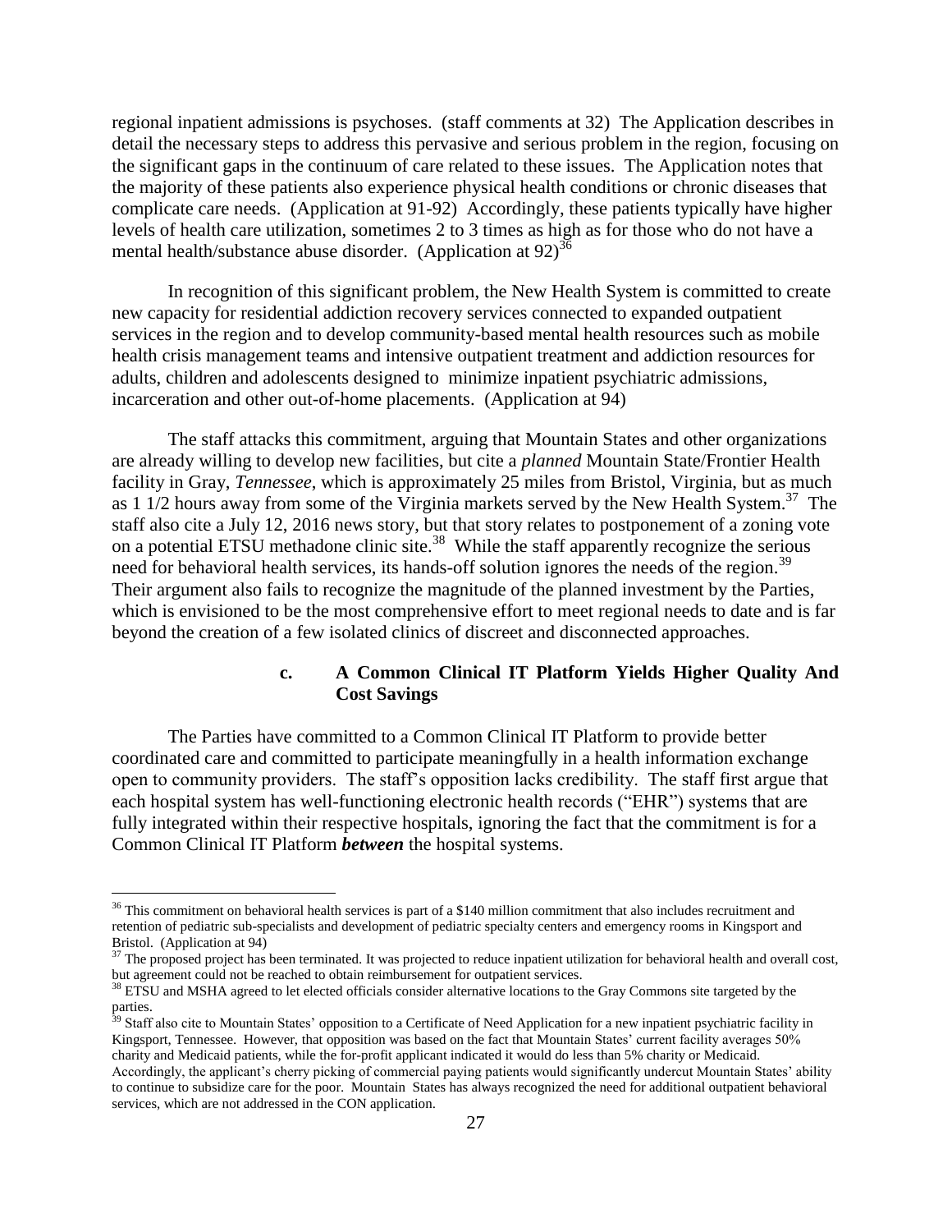regional inpatient admissions is psychoses. (staff comments at 32) The Application describes in detail the necessary steps to address this pervasive and serious problem in the region, focusing on the significant gaps in the continuum of care related to these issues. The Application notes that the majority of these patients also experience physical health conditions or chronic diseases that complicate care needs. (Application at 91-92) Accordingly, these patients typically have higher levels of health care utilization, sometimes 2 to 3 times as high as for those who do not have a mental health/substance abuse disorder. (Application at 92)[36]

In recognition of this significant problem, the New Health System is committed to create new capacity for residential addiction recovery services connected to expanded outpatient services in the region and to develop community-based mental health resources such as mobile health crisis management teams and intensive outpatient treatment and addiction resources for adults, children and adolescents designed to minimize inpatient psychiatric admissions, incarceration and other out-of-home placements. (Application at 94)

The staff attacks this commitment, arguing that Mountain States and other organizations are already willing to develop new facilities, but cite a *planned* Mountain State/Frontier Health facility in Gray, *Tennessee*, which is approximately 25 miles from Bristol, Virginia, but as much as 1 1/2 hours away from some of the Virginia markets served by the New Health System.[37] The staff also cite a July 12, 2016 news story, but that story relates to postponement of a zoning vote on a potential ETSU methadone clinic site.[38] While the staff apparently recognize the serious need for behavioral health services, its hands-off solution ignores the needs of the region.[39] Their argument also fails to recognize the magnitude of the planned investment by the Parties, which is envisioned to be the most comprehensive effort to meet regional needs to date and is far beyond the creation of a few isolated clinics of discreet and disconnected approaches.

### c. A Common Clinical IT Platform Yields Higher Quality And Cost Savings

The Parties have committed to a Common Clinical IT Platform to provide better coordinated care and committed to participate meaningfully in a health information exchange open to community providers. The staff's opposition lacks credibility. The staff first argue that each hospital system has well-functioning electronic health records ("EHR") systems that are fully integrated within their respective hospitals, ignoring the fact that the commitment is for a Common Clinical IT Platform ***between*** the hospital systems.

---

[36] This commitment on behavioral health services is part of a $140 million commitment that also includes recruitment and retention of pediatric sub-specialists and development of pediatric specialty centers and emergency rooms in Kingsport and Bristol. (Application at 94)

[37] The proposed project has been terminated. It was projected to reduce inpatient utilization for behavioral health and overall cost, but agreement could not be reached to obtain reimbursement for outpatient services.

[38] ETSU and MSHA agreed to let elected officials consider alternative locations to the Gray Commons site targeted by the parties.

[39] Staff also cite to Mountain States' opposition to a Certificate of Need Application for a new inpatient psychiatric facility in Kingsport, Tennessee. However, that opposition was based on the fact that Mountain States' current facility averages 50% charity and Medicaid patients, while the for-profit applicant indicated it would do less than 5% charity or Medicaid. Accordingly, the applicant's cherry picking of commercial paying patients would significantly undercut Mountain States' ability to continue to subsidize care for the poor. Mountain States has always recognized the need for additional outpatient behavioral services, which are not addressed in the CON application.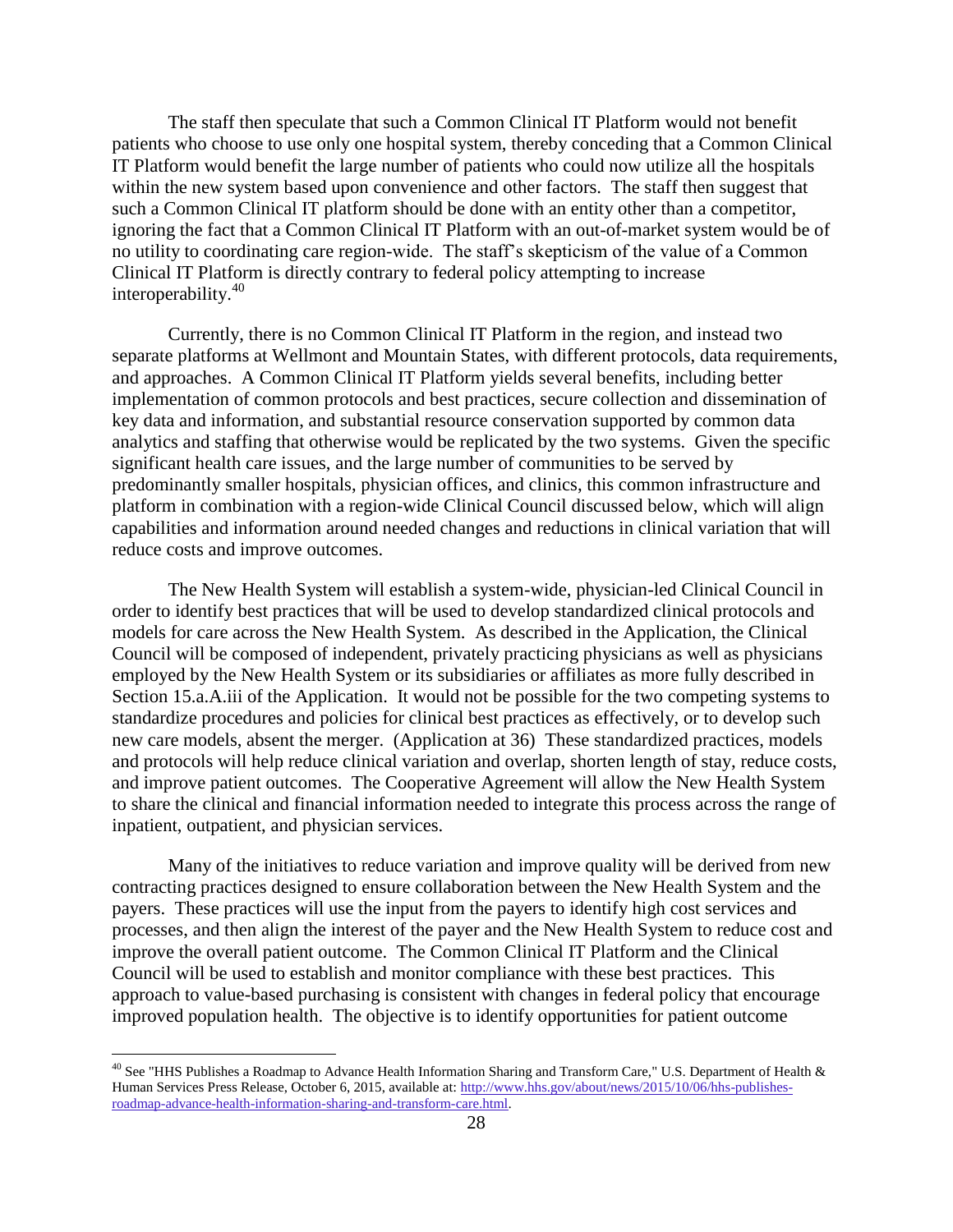The staff then speculate that such a Common Clinical IT Platform would not benefit patients who choose to use only one hospital system, thereby conceding that a Common Clinical IT Platform would benefit the large number of patients who could now utilize all the hospitals within the new system based upon convenience and other factors. The staff then suggest that such a Common Clinical IT platform should be done with an entity other than a competitor, ignoring the fact that a Common Clinical IT Platform with an out-of-market system would be of no utility to coordinating care region-wide. The staff's skepticism of the value of a Common Clinical IT Platform is directly contrary to federal policy attempting to increase interoperability.[40]

Currently, there is no Common Clinical IT Platform in the region, and instead two separate platforms at Wellmont and Mountain States, with different protocols, data requirements, and approaches. A Common Clinical IT Platform yields several benefits, including better implementation of common protocols and best practices, secure collection and dissemination of key data and information, and substantial resource conservation supported by common data analytics and staffing that otherwise would be replicated by the two systems. Given the specific significant health care issues, and the large number of communities to be served by predominantly smaller hospitals, physician offices, and clinics, this common infrastructure and platform in combination with a region-wide Clinical Council discussed below, which will align capabilities and information around needed changes and reductions in clinical variation that will reduce costs and improve outcomes.

The New Health System will establish a system-wide, physician-led Clinical Council in order to identify best practices that will be used to develop standardized clinical protocols and models for care across the New Health System. As described in the Application, the Clinical Council will be composed of independent, privately practicing physicians as well as physicians employed by the New Health System or its subsidiaries or affiliates as more fully described in Section 15.a.A.iii of the Application. It would not be possible for the two competing systems to standardize procedures and policies for clinical best practices as effectively, or to develop such new care models, absent the merger. (Application at 36) These standardized practices, models and protocols will help reduce clinical variation and overlap, shorten length of stay, reduce costs, and improve patient outcomes. The Cooperative Agreement will allow the New Health System to share the clinical and financial information needed to integrate this process across the range of inpatient, outpatient, and physician services.

Many of the initiatives to reduce variation and improve quality will be derived from new contracting practices designed to ensure collaboration between the New Health System and the payers. These practices will use the input from the payers to identify high cost services and processes, and then align the interest of the payer and the New Health System to reduce cost and improve the overall patient outcome. The Common Clinical IT Platform and the Clinical Council will be used to establish and monitor compliance with these best practices. This approach to value-based purchasing is consistent with changes in federal policy that encourage improved population health. The objective is to identify opportunities for patient outcome

[40] See "HHS Publishes a Roadmap to Advance Health Information Sharing and Transform Care," U.S. Department of Health & Human Services Press Release, October 6, 2015, available at: http://www.hhs.gov/about/news/2015/10/06/hhs-publishes-roadmap-advance-health-information-sharing-and-transform-care.html.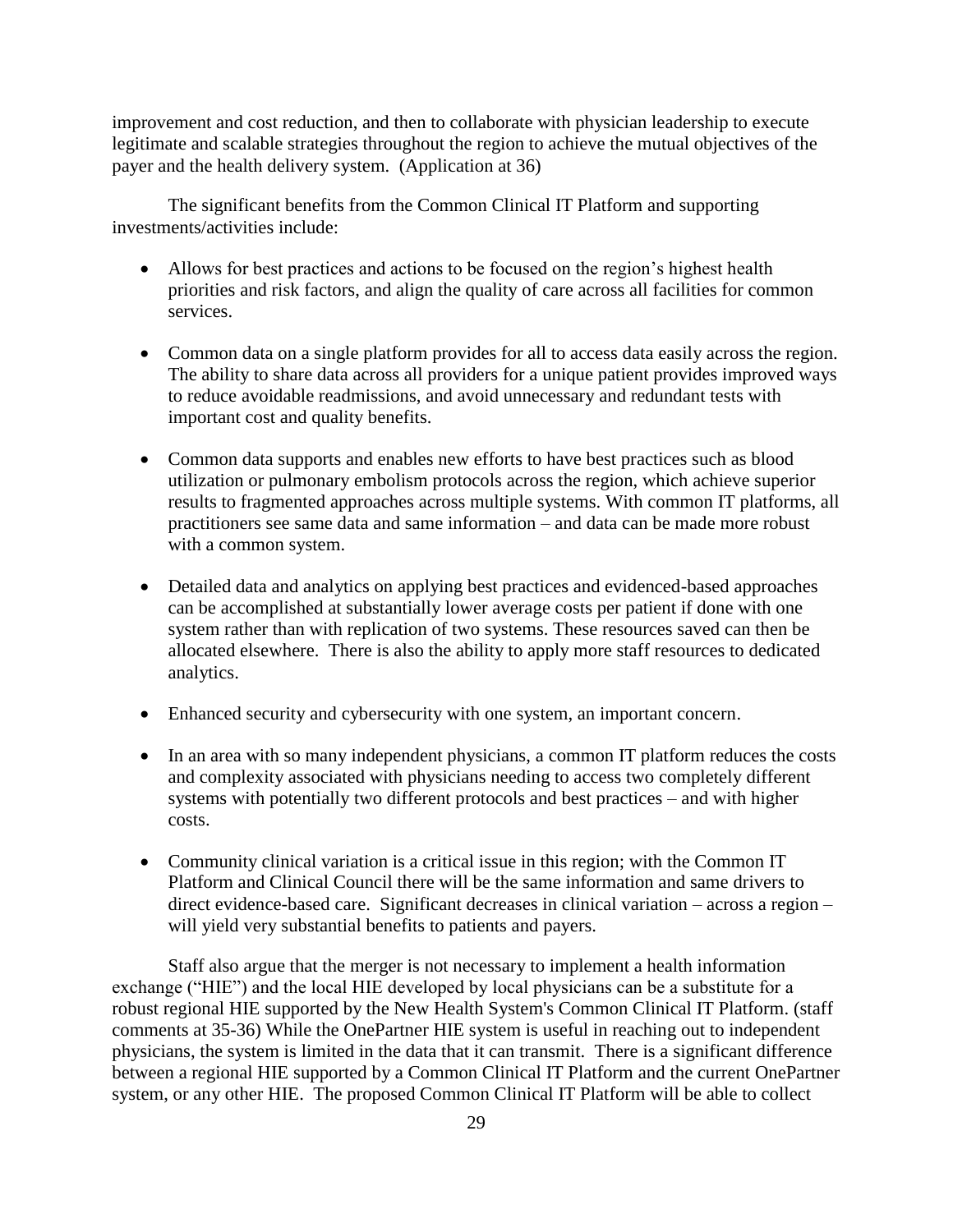improvement and cost reduction, and then to collaborate with physician leadership to execute legitimate and scalable strategies throughout the region to achieve the mutual objectives of the payer and the health delivery system. (Application at 36)

The significant benefits from the Common Clinical IT Platform and supporting investments/activities include:

- Allows for best practices and actions to be focused on the region's highest health priorities and risk factors, and align the quality of care across all facilities for common services.
- Common data on a single platform provides for all to access data easily across the region. The ability to share data across all providers for a unique patient provides improved ways to reduce avoidable readmissions, and avoid unnecessary and redundant tests with important cost and quality benefits.
- Common data supports and enables new efforts to have best practices such as blood utilization or pulmonary embolism protocols across the region, which achieve superior results to fragmented approaches across multiple systems. With common IT platforms, all practitioners see same data and same information – and data can be made more robust with a common system.
- Detailed data and analytics on applying best practices and evidenced-based approaches can be accomplished at substantially lower average costs per patient if done with one system rather than with replication of two systems. These resources saved can then be allocated elsewhere. There is also the ability to apply more staff resources to dedicated analytics.
- Enhanced security and cybersecurity with one system, an important concern.
- In an area with so many independent physicians, a common IT platform reduces the costs and complexity associated with physicians needing to access two completely different systems with potentially two different protocols and best practices – and with higher costs.
- Community clinical variation is a critical issue in this region; with the Common IT Platform and Clinical Council there will be the same information and same drivers to direct evidence-based care. Significant decreases in clinical variation – across a region – will yield very substantial benefits to patients and payers.

Staff also argue that the merger is not necessary to implement a health information exchange ("HIE") and the local HIE developed by local physicians can be a substitute for a robust regional HIE supported by the New Health System's Common Clinical IT Platform. (staff comments at 35-36) While the OnePartner HIE system is useful in reaching out to independent physicians, the system is limited in the data that it can transmit. There is a significant difference between a regional HIE supported by a Common Clinical IT Platform and the current OnePartner system, or any other HIE. The proposed Common Clinical IT Platform will be able to collect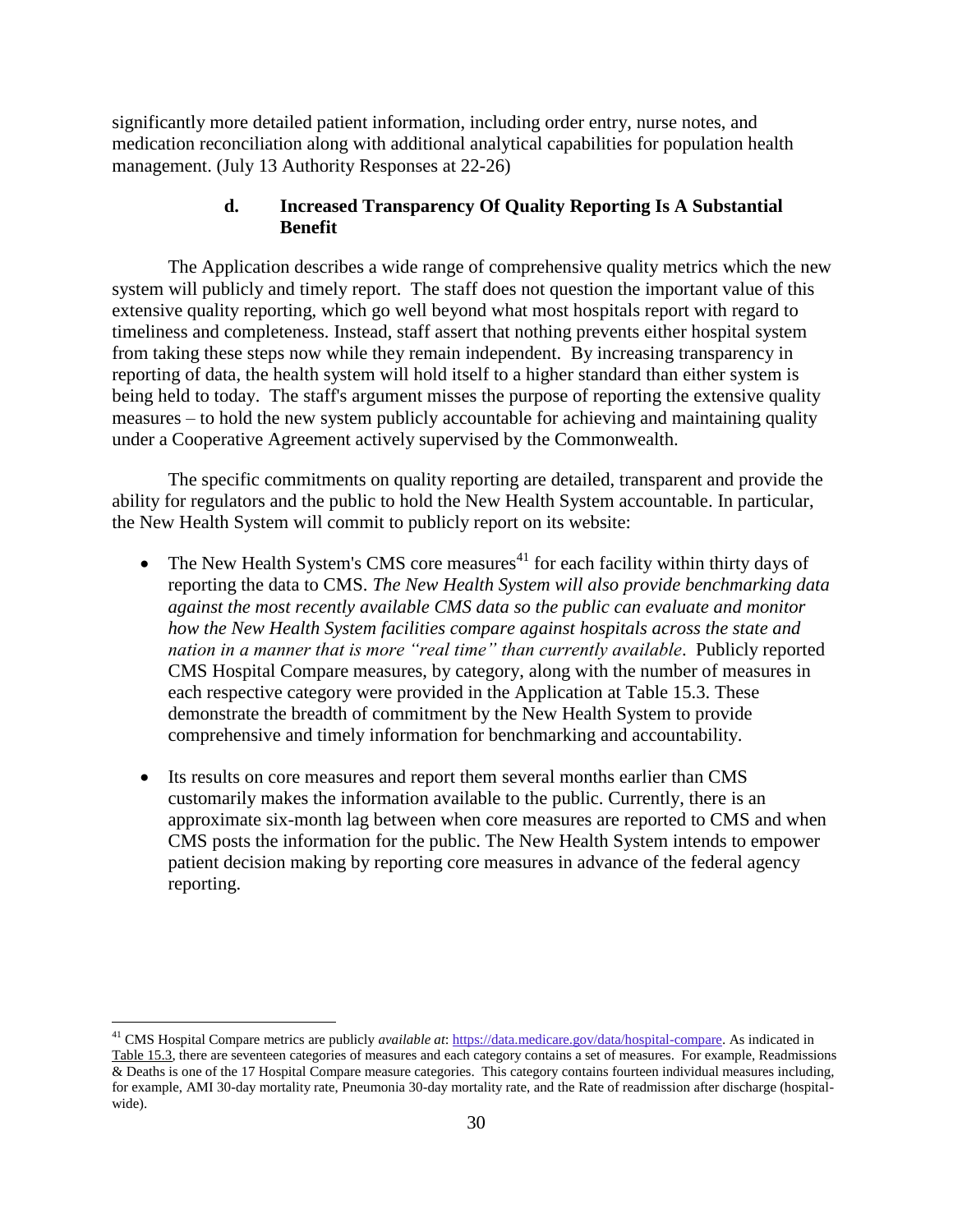significantly more detailed patient information, including order entry, nurse notes, and medication reconciliation along with additional analytical capabilities for population health management. (July 13 Authority Responses at 22-26)

#### d. Increased Transparency Of Quality Reporting Is A Substantial Benefit

The Application describes a wide range of comprehensive quality metrics which the new system will publicly and timely report. The staff does not question the important value of this extensive quality reporting, which go well beyond what most hospitals report with regard to timeliness and completeness. Instead, staff assert that nothing prevents either hospital system from taking these steps now while they remain independent. By increasing transparency in reporting of data, the health system will hold itself to a higher standard than either system is being held to today. The staff's argument misses the purpose of reporting the extensive quality measures – to hold the new system publicly accountable for achieving and maintaining quality under a Cooperative Agreement actively supervised by the Commonwealth.

The specific commitments on quality reporting are detailed, transparent and provide the ability for regulators and the public to hold the New Health System accountable. In particular, the New Health System will commit to publicly report on its website:

- The New Health System's CMS core measures[41] for each facility within thirty days of reporting the data to CMS. *The New Health System will also provide benchmarking data against the most recently available CMS data so the public can evaluate and monitor how the New Health System facilities compare against hospitals across the state and nation in a manner that is more "real time" than currently available*. Publicly reported CMS Hospital Compare measures, by category, along with the number of measures in each respective category were provided in the Application at Table 15.3. These demonstrate the breadth of commitment by the New Health System to provide comprehensive and timely information for benchmarking and accountability.

- Its results on core measures and report them several months earlier than CMS customarily makes the information available to the public. Currently, there is an approximate six-month lag between when core measures are reported to CMS and when CMS posts the information for the public. The New Health System intends to empower patient decision making by reporting core measures in advance of the federal agency reporting.

---

[41] CMS Hospital Compare metrics are publicly *available at*: https://data.medicare.gov/data/hospital-compare. As indicated in Table 15.3, there are seventeen categories of measures and each category contains a set of measures. For example, Readmissions & Deaths is one of the 17 Hospital Compare measure categories. This category contains fourteen individual measures including, for example, AMI 30-day mortality rate, Pneumonia 30-day mortality rate, and the Rate of readmission after discharge (hospital-wide).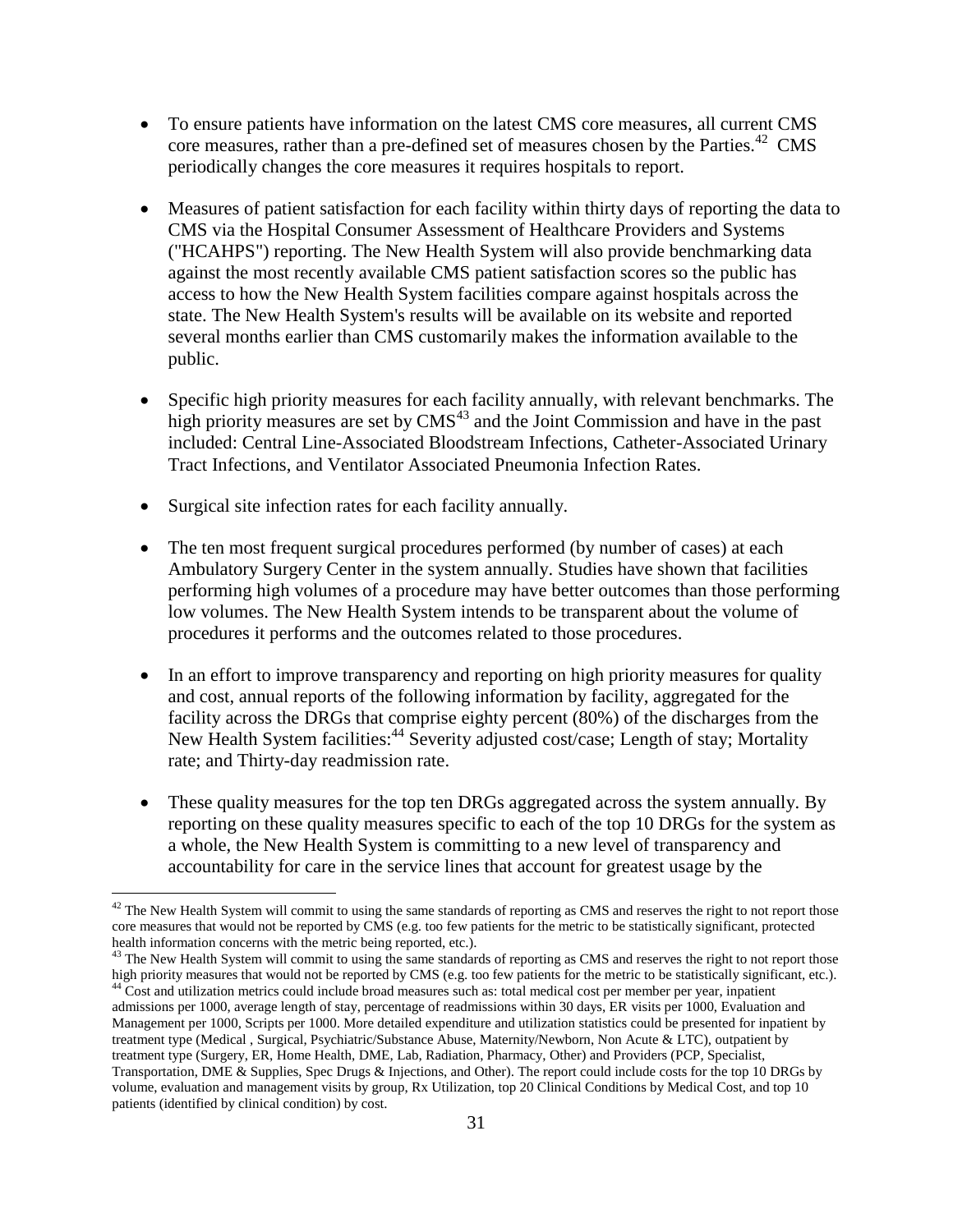- To ensure patients have information on the latest CMS core measures, all current CMS core measures, rather than a pre-defined set of measures chosen by the Parties.[42] CMS periodically changes the core measures it requires hospitals to report.

- Measures of patient satisfaction for each facility within thirty days of reporting the data to CMS via the Hospital Consumer Assessment of Healthcare Providers and Systems ("HCAHPS") reporting. The New Health System will also provide benchmarking data against the most recently available CMS patient satisfaction scores so the public has access to how the New Health System facilities compare against hospitals across the state. The New Health System's results will be available on its website and reported several months earlier than CMS customarily makes the information available to the public.

- Specific high priority measures for each facility annually, with relevant benchmarks. The high priority measures are set by CMS[43] and the Joint Commission and have in the past included: Central Line-Associated Bloodstream Infections, Catheter-Associated Urinary Tract Infections, and Ventilator Associated Pneumonia Infection Rates.

- Surgical site infection rates for each facility annually.

- The ten most frequent surgical procedures performed (by number of cases) at each Ambulatory Surgery Center in the system annually. Studies have shown that facilities performing high volumes of a procedure may have better outcomes than those performing low volumes. The New Health System intends to be transparent about the volume of procedures it performs and the outcomes related to those procedures.

- In an effort to improve transparency and reporting on high priority measures for quality and cost, annual reports of the following information by facility, aggregated for the facility across the DRGs that comprise eighty percent (80%) of the discharges from the New Health System facilities:[44] Severity adjusted cost/case; Length of stay; Mortality rate; and Thirty-day readmission rate.

- These quality measures for the top ten DRGs aggregated across the system annually. By reporting on these quality measures specific to each of the top 10 DRGs for the system as a whole, the New Health System is committing to a new level of transparency and accountability for care in the service lines that account for greatest usage by the

---

[42] The New Health System will commit to using the same standards of reporting as CMS and reserves the right to not report those core measures that would not be reported by CMS (e.g. too few patients for the metric to be statistically significant, protected health information concerns with the metric being reported, etc.).

[43] The New Health System will commit to using the same standards of reporting as CMS and reserves the right to not report those high priority measures that would not be reported by CMS (e.g. too few patients for the metric to be statistically significant, etc.).

[44] Cost and utilization metrics could include broad measures such as: total medical cost per member per year, inpatient admissions per 1000, average length of stay, percentage of readmissions within 30 days, ER visits per 1000, Evaluation and Management per 1000, Scripts per 1000. More detailed expenditure and utilization statistics could be presented for inpatient by treatment type (Medical , Surgical, Psychiatric/Substance Abuse, Maternity/Newborn, Non Acute & LTC), outpatient by treatment type (Surgery, ER, Home Health, DME, Lab, Radiation, Pharmacy, Other) and Providers (PCP, Specialist, Transportation, DME & Supplies, Spec Drugs & Injections, and Other). The report could include costs for the top 10 DRGs by volume, evaluation and management visits by group, Rx Utilization, top 20 Clinical Conditions by Medical Cost, and top 10 patients (identified by clinical condition) by cost.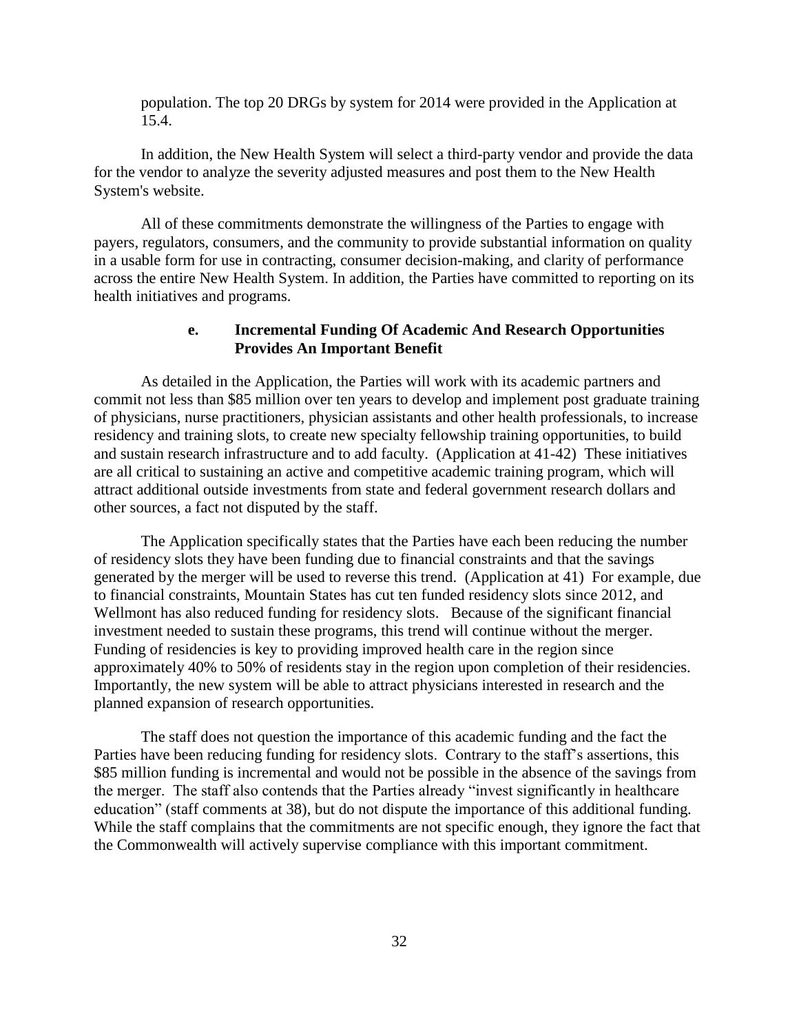population. The top 20 DRGs by system for 2014 were provided in the Application at 15.4.

In addition, the New Health System will select a third-party vendor and provide the data for the vendor to analyze the severity adjusted measures and post them to the New Health System's website.

All of these commitments demonstrate the willingness of the Parties to engage with payers, regulators, consumers, and the community to provide substantial information on quality in a usable form for use in contracting, consumer decision-making, and clarity of performance across the entire New Health System. In addition, the Parties have committed to reporting on its health initiatives and programs.

#### e. Incremental Funding Of Academic And Research Opportunities Provides An Important Benefit

As detailed in the Application, the Parties will work with its academic partners and commit not less than $85 million over ten years to develop and implement post graduate training of physicians, nurse practitioners, physician assistants and other health professionals, to increase residency and training slots, to create new specialty fellowship training opportunities, to build and sustain research infrastructure and to add faculty. (Application at 41-42) These initiatives are all critical to sustaining an active and competitive academic training program, which will attract additional outside investments from state and federal government research dollars and other sources, a fact not disputed by the staff.

The Application specifically states that the Parties have each been reducing the number of residency slots they have been funding due to financial constraints and that the savings generated by the merger will be used to reverse this trend. (Application at 41) For example, due to financial constraints, Mountain States has cut ten funded residency slots since 2012, and Wellmont has also reduced funding for residency slots. Because of the significant financial investment needed to sustain these programs, this trend will continue without the merger. Funding of residencies is key to providing improved health care in the region since approximately 40% to 50% of residents stay in the region upon completion of their residencies. Importantly, the new system will be able to attract physicians interested in research and the planned expansion of research opportunities.

The staff does not question the importance of this academic funding and the fact the Parties have been reducing funding for residency slots. Contrary to the staff's assertions, this $85 million funding is incremental and would not be possible in the absence of the savings from the merger. The staff also contends that the Parties already "invest significantly in healthcare education" (staff comments at 38), but do not dispute the importance of this additional funding. While the staff complains that the commitments are not specific enough, they ignore the fact that the Commonwealth will actively supervise compliance with this important commitment.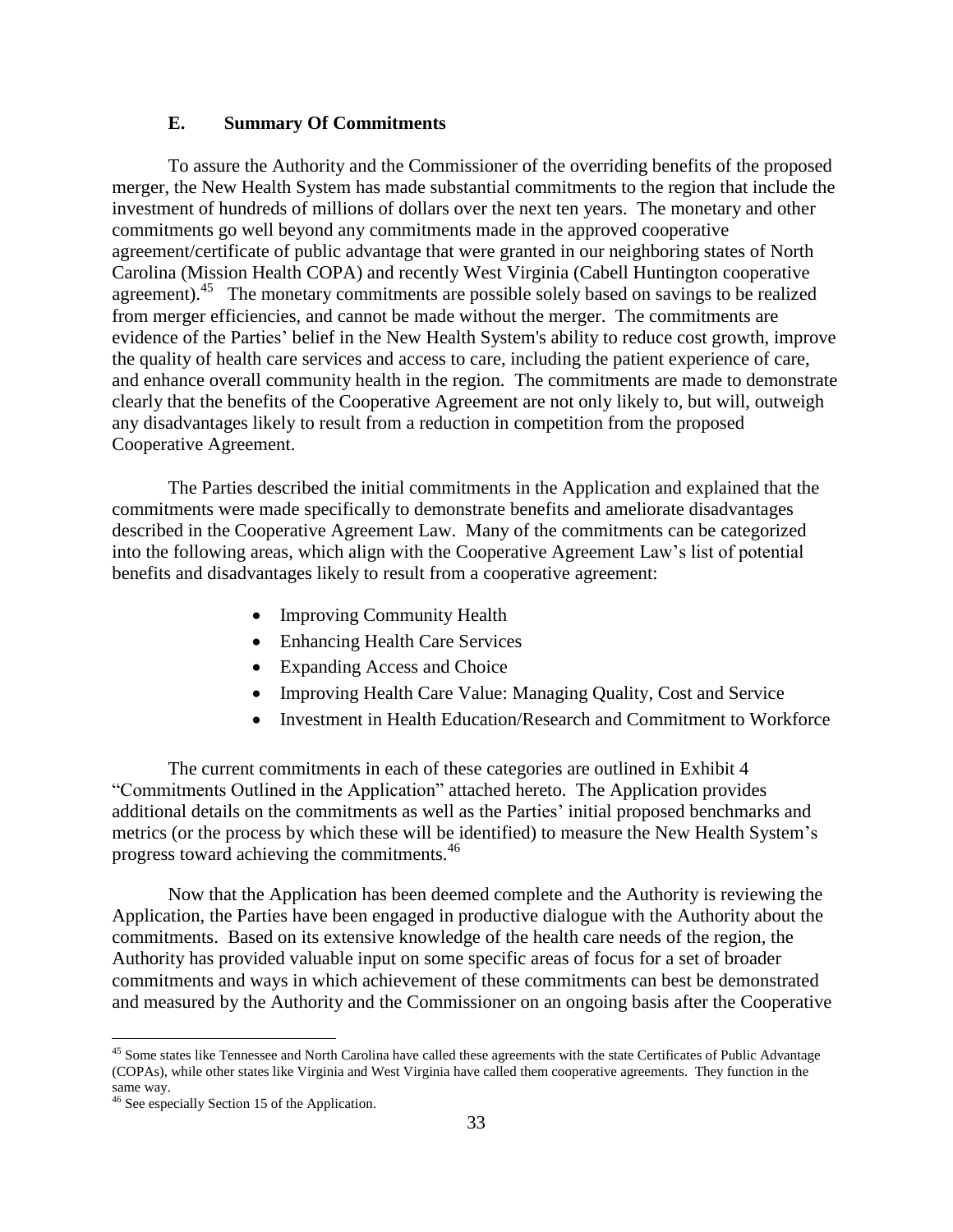### E. Summary Of Commitments

To assure the Authority and the Commissioner of the overriding benefits of the proposed merger, the New Health System has made substantial commitments to the region that include the investment of hundreds of millions of dollars over the next ten years. The monetary and other commitments go well beyond any commitments made in the approved cooperative agreement/certificate of public advantage that were granted in our neighboring states of North Carolina (Mission Health COPA) and recently West Virginia (Cabell Huntington cooperative agreement).[45] The monetary commitments are possible solely based on savings to be realized from merger efficiencies, and cannot be made without the merger. The commitments are evidence of the Parties' belief in the New Health System's ability to reduce cost growth, improve the quality of health care services and access to care, including the patient experience of care, and enhance overall community health in the region. The commitments are made to demonstrate clearly that the benefits of the Cooperative Agreement are not only likely to, but will, outweigh any disadvantages likely to result from a reduction in competition from the proposed Cooperative Agreement.

The Parties described the initial commitments in the Application and explained that the commitments were made specifically to demonstrate benefits and ameliorate disadvantages described in the Cooperative Agreement Law. Many of the commitments can be categorized into the following areas, which align with the Cooperative Agreement Law's list of potential benefits and disadvantages likely to result from a cooperative agreement:

- Improving Community Health
- Enhancing Health Care Services
- Expanding Access and Choice
- Improving Health Care Value: Managing Quality, Cost and Service
- Investment in Health Education/Research and Commitment to Workforce

The current commitments in each of these categories are outlined in Exhibit 4 "Commitments Outlined in the Application" attached hereto. The Application provides additional details on the commitments as well as the Parties' initial proposed benchmarks and metrics (or the process by which these will be identified) to measure the New Health System's progress toward achieving the commitments.[46]

Now that the Application has been deemed complete and the Authority is reviewing the Application, the Parties have been engaged in productive dialogue with the Authority about the commitments. Based on its extensive knowledge of the health care needs of the region, the Authority has provided valuable input on some specific areas of focus for a set of broader commitments and ways in which achievement of these commitments can best be demonstrated and measured by the Authority and the Commissioner on an ongoing basis after the Cooperative

---

[45] Some states like Tennessee and North Carolina have called these agreements with the state Certificates of Public Advantage (COPAs), while other states like Virginia and West Virginia have called them cooperative agreements. They function in the same way.

[46] See especially Section 15 of the Application.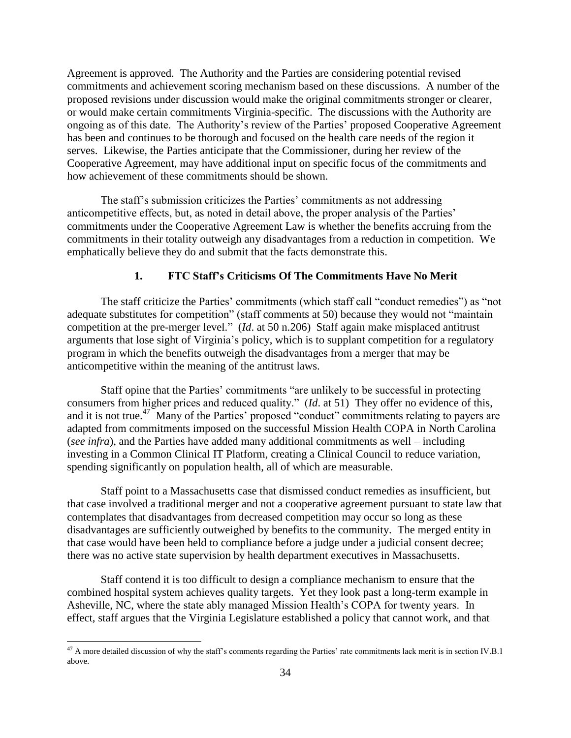Agreement is approved. The Authority and the Parties are considering potential revised commitments and achievement scoring mechanism based on these discussions. A number of the proposed revisions under discussion would make the original commitments stronger or clearer, or would make certain commitments Virginia-specific. The discussions with the Authority are ongoing as of this date. The Authority's review of the Parties' proposed Cooperative Agreement has been and continues to be thorough and focused on the health care needs of the region it serves. Likewise, the Parties anticipate that the Commissioner, during her review of the Cooperative Agreement, may have additional input on specific focus of the commitments and how achievement of these commitments should be shown.

The staff's submission criticizes the Parties' commitments as not addressing anticompetitive effects, but, as noted in detail above, the proper analysis of the Parties' commitments under the Cooperative Agreement Law is whether the benefits accruing from the commitments in their totality outweigh any disadvantages from a reduction in competition. We emphatically believe they do and submit that the facts demonstrate this.

### 1. FTC Staff's Criticisms Of The Commitments Have No Merit

The staff criticize the Parties' commitments (which staff call "conduct remedies") as "not adequate substitutes for competition" (staff comments at 50) because they would not "maintain competition at the pre-merger level." (*Id*. at 50 n.206) Staff again make misplaced antitrust arguments that lose sight of Virginia's policy, which is to supplant competition for a regulatory program in which the benefits outweigh the disadvantages from a merger that may be anticompetitive within the meaning of the antitrust laws.

Staff opine that the Parties' commitments "are unlikely to be successful in protecting consumers from higher prices and reduced quality." (*Id*. at 51) They offer no evidence of this, and it is not true.[47] Many of the Parties' proposed "conduct" commitments relating to payers are adapted from commitments imposed on the successful Mission Health COPA in North Carolina (*see infra*), and the Parties have added many additional commitments as well – including investing in a Common Clinical IT Platform, creating a Clinical Council to reduce variation, spending significantly on population health, all of which are measurable.

Staff point to a Massachusetts case that dismissed conduct remedies as insufficient, but that case involved a traditional merger and not a cooperative agreement pursuant to state law that contemplates that disadvantages from decreased competition may occur so long as these disadvantages are sufficiently outweighed by benefits to the community. The merged entity in that case would have been held to compliance before a judge under a judicial consent decree; there was no active state supervision by health department executives in Massachusetts.

Staff contend it is too difficult to design a compliance mechanism to ensure that the combined hospital system achieves quality targets. Yet they look past a long-term example in Asheville, NC, where the state ably managed Mission Health's COPA for twenty years. In effect, staff argues that the Virginia Legislature established a policy that cannot work, and that

[47] A more detailed discussion of why the staff's comments regarding the Parties' rate commitments lack merit is in section IV.B.1 above.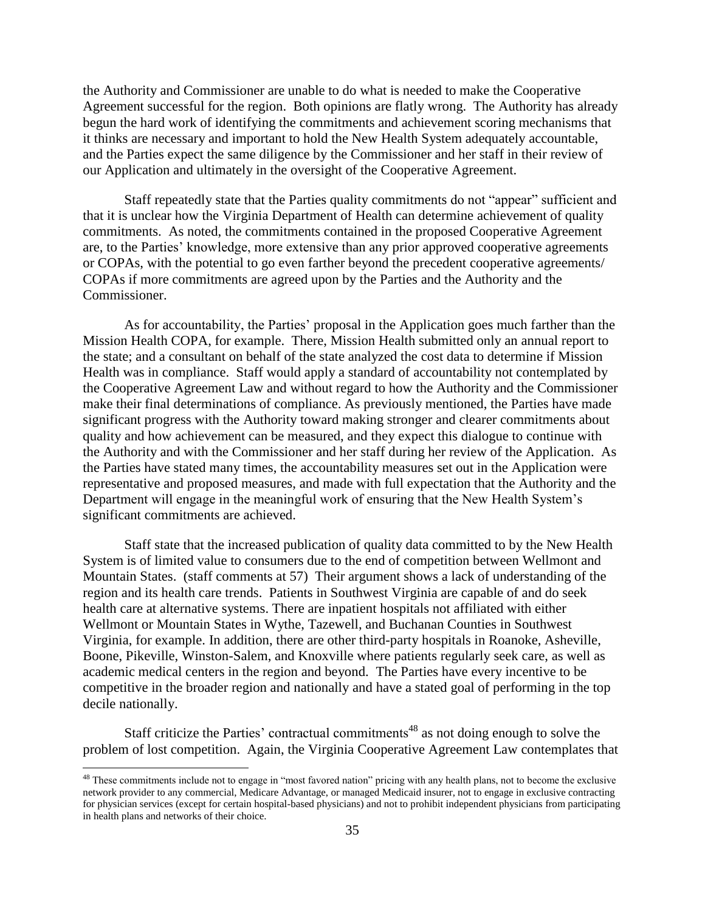the Authority and Commissioner are unable to do what is needed to make the Cooperative Agreement successful for the region. Both opinions are flatly wrong. The Authority has already begun the hard work of identifying the commitments and achievement scoring mechanisms that it thinks are necessary and important to hold the New Health System adequately accountable, and the Parties expect the same diligence by the Commissioner and her staff in their review of our Application and ultimately in the oversight of the Cooperative Agreement.

Staff repeatedly state that the Parties quality commitments do not "appear" sufficient and that it is unclear how the Virginia Department of Health can determine achievement of quality commitments. As noted, the commitments contained in the proposed Cooperative Agreement are, to the Parties' knowledge, more extensive than any prior approved cooperative agreements or COPAs, with the potential to go even farther beyond the precedent cooperative agreements/ COPAs if more commitments are agreed upon by the Parties and the Authority and the Commissioner.

As for accountability, the Parties' proposal in the Application goes much farther than the Mission Health COPA, for example. There, Mission Health submitted only an annual report to the state; and a consultant on behalf of the state analyzed the cost data to determine if Mission Health was in compliance. Staff would apply a standard of accountability not contemplated by the Cooperative Agreement Law and without regard to how the Authority and the Commissioner make their final determinations of compliance. As previously mentioned, the Parties have made significant progress with the Authority toward making stronger and clearer commitments about quality and how achievement can be measured, and they expect this dialogue to continue with the Authority and with the Commissioner and her staff during her review of the Application. As the Parties have stated many times, the accountability measures set out in the Application were representative and proposed measures, and made with full expectation that the Authority and the Department will engage in the meaningful work of ensuring that the New Health System's significant commitments are achieved.

Staff state that the increased publication of quality data committed to by the New Health System is of limited value to consumers due to the end of competition between Wellmont and Mountain States. (staff comments at 57) Their argument shows a lack of understanding of the region and its health care trends. Patients in Southwest Virginia are capable of and do seek health care at alternative systems. There are inpatient hospitals not affiliated with either Wellmont or Mountain States in Wythe, Tazewell, and Buchanan Counties in Southwest Virginia, for example. In addition, there are other third-party hospitals in Roanoke, Asheville, Boone, Pikeville, Winston-Salem, and Knoxville where patients regularly seek care, as well as academic medical centers in the region and beyond. The Parties have every incentive to be competitive in the broader region and nationally and have a stated goal of performing in the top decile nationally.

Staff criticize the Parties' contractual commitments[48] as not doing enough to solve the problem of lost competition. Again, the Virginia Cooperative Agreement Law contemplates that

[48] These commitments include not to engage in "most favored nation" pricing with any health plans, not to become the exclusive network provider to any commercial, Medicare Advantage, or managed Medicaid insurer, not to engage in exclusive contracting for physician services (except for certain hospital-based physicians) and not to prohibit independent physicians from participating in health plans and networks of their choice.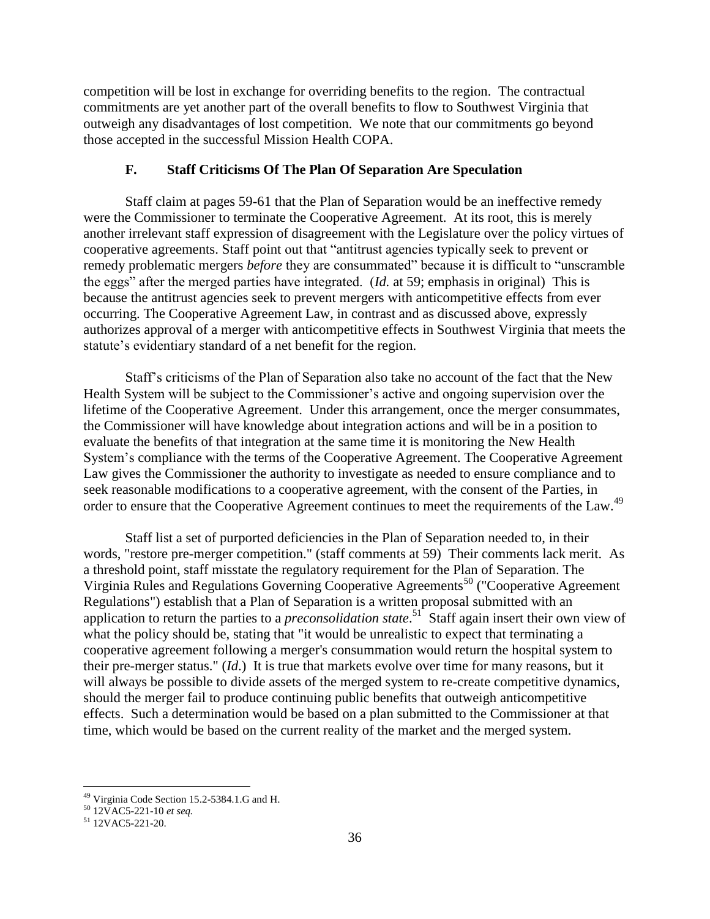competition will be lost in exchange for overriding benefits to the region. The contractual commitments are yet another part of the overall benefits to flow to Southwest Virginia that outweigh any disadvantages of lost competition. We note that our commitments go beyond those accepted in the successful Mission Health COPA.

### F. Staff Criticisms Of The Plan Of Separation Are Speculation

Staff claim at pages 59-61 that the Plan of Separation would be an ineffective remedy were the Commissioner to terminate the Cooperative Agreement. At its root, this is merely another irrelevant staff expression of disagreement with the Legislature over the policy virtues of cooperative agreements. Staff point out that "antitrust agencies typically seek to prevent or remedy problematic mergers *before* they are consummated" because it is difficult to "unscramble the eggs" after the merged parties have integrated. (*Id.* at 59; emphasis in original) This is because the antitrust agencies seek to prevent mergers with anticompetitive effects from ever occurring. The Cooperative Agreement Law, in contrast and as discussed above, expressly authorizes approval of a merger with anticompetitive effects in Southwest Virginia that meets the statute's evidentiary standard of a net benefit for the region.

Staff's criticisms of the Plan of Separation also take no account of the fact that the New Health System will be subject to the Commissioner's active and ongoing supervision over the lifetime of the Cooperative Agreement. Under this arrangement, once the merger consummates, the Commissioner will have knowledge about integration actions and will be in a position to evaluate the benefits of that integration at the same time it is monitoring the New Health System's compliance with the terms of the Cooperative Agreement. The Cooperative Agreement Law gives the Commissioner the authority to investigate as needed to ensure compliance and to seek reasonable modifications to a cooperative agreement, with the consent of the Parties, in order to ensure that the Cooperative Agreement continues to meet the requirements of the Law.[49]

Staff list a set of purported deficiencies in the Plan of Separation needed to, in their words, "restore pre-merger competition." (staff comments at 59) Their comments lack merit. As a threshold point, staff misstate the regulatory requirement for the Plan of Separation. The Virginia Rules and Regulations Governing Cooperative Agreements[50] ("Cooperative Agreement Regulations") establish that a Plan of Separation is a written proposal submitted with an application to return the parties to a *preconsolidation state*.[51] Staff again insert their own view of what the policy should be, stating that "it would be unrealistic to expect that terminating a cooperative agreement following a merger's consummation would return the hospital system to their pre-merger status." (*Id*.) It is true that markets evolve over time for many reasons, but it will always be possible to divide assets of the merged system to re-create competitive dynamics, should the merger fail to produce continuing public benefits that outweigh anticompetitive effects. Such a determination would be based on a plan submitted to the Commissioner at that time, which would be based on the current reality of the market and the merged system.

---

[49] Virginia Code Section 15.2-5384.1.G and H.

[50] 12VAC5-221-10 *et seq.*

[51] 12VAC5-221-20.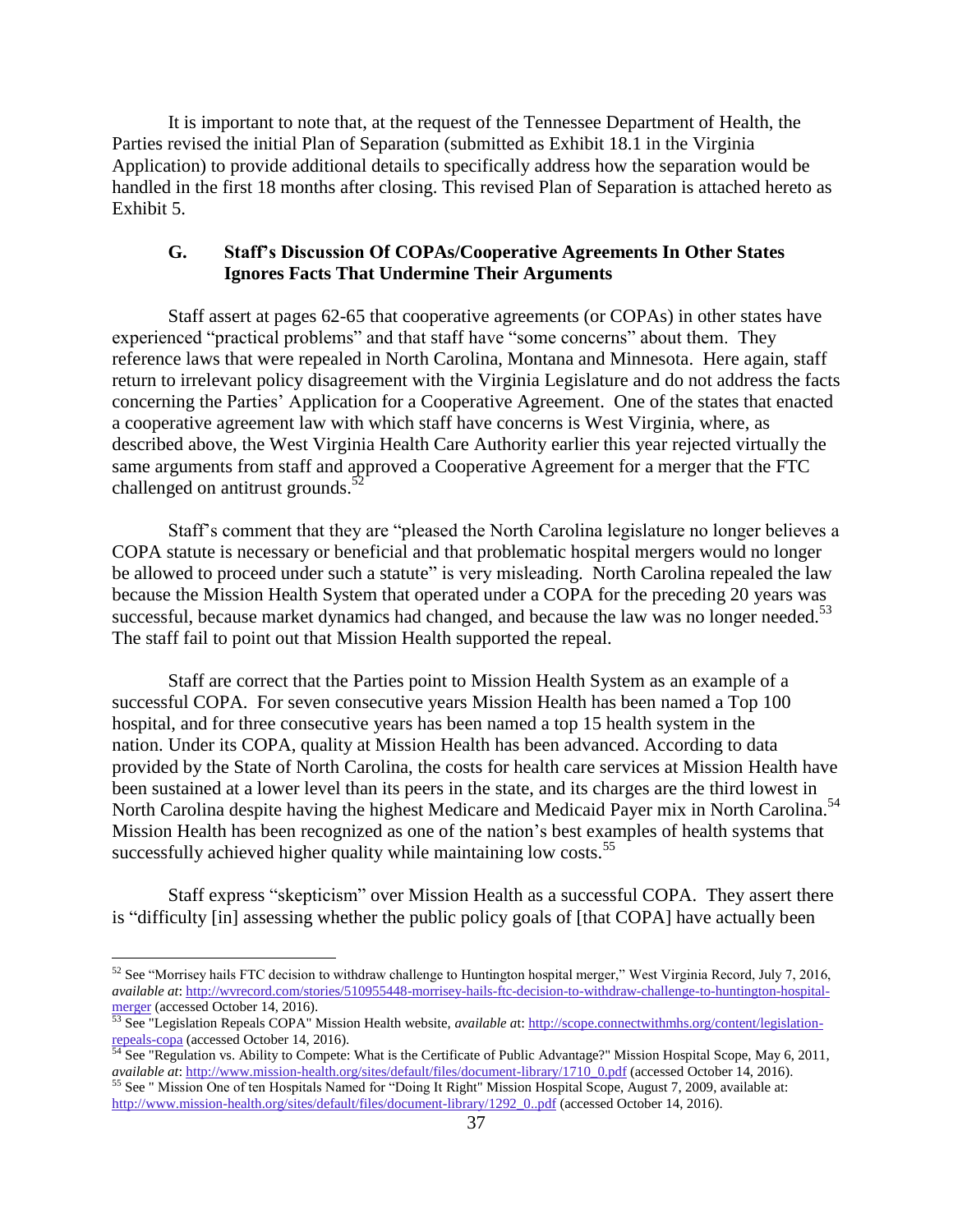It is important to note that, at the request of the Tennessee Department of Health, the Parties revised the initial Plan of Separation (submitted as Exhibit 18.1 in the Virginia Application) to provide additional details to specifically address how the separation would be handled in the first 18 months after closing. This revised Plan of Separation is attached hereto as Exhibit 5.

### G. Staff's Discussion Of COPAs/Cooperative Agreements In Other States Ignores Facts That Undermine Their Arguments

Staff assert at pages 62-65 that cooperative agreements (or COPAs) in other states have experienced "practical problems" and that staff have "some concerns" about them. They reference laws that were repealed in North Carolina, Montana and Minnesota. Here again, staff return to irrelevant policy disagreement with the Virginia Legislature and do not address the facts concerning the Parties' Application for a Cooperative Agreement. One of the states that enacted a cooperative agreement law with which staff have concerns is West Virginia, where, as described above, the West Virginia Health Care Authority earlier this year rejected virtually the same arguments from staff and approved a Cooperative Agreement for a merger that the FTC challenged on antitrust grounds.[52]

Staff's comment that they are "pleased the North Carolina legislature no longer believes a COPA statute is necessary or beneficial and that problematic hospital mergers would no longer be allowed to proceed under such a statute" is very misleading. North Carolina repealed the law because the Mission Health System that operated under a COPA for the preceding 20 years was successful, because market dynamics had changed, and because the law was no longer needed.[53] The staff fail to point out that Mission Health supported the repeal.

Staff are correct that the Parties point to Mission Health System as an example of a successful COPA. For seven consecutive years Mission Health has been named a Top 100 hospital, and for three consecutive years has been named a top 15 health system in the nation. Under its COPA, quality at Mission Health has been advanced. According to data provided by the State of North Carolina, the costs for health care services at Mission Health have been sustained at a lower level than its peers in the state, and its charges are the third lowest in North Carolina despite having the highest Medicare and Medicaid Payer mix in North Carolina.[54] Mission Health has been recognized as one of the nation's best examples of health systems that successfully achieved higher quality while maintaining low costs.[55]

Staff express "skepticism" over Mission Health as a successful COPA. They assert there is "difficulty [in] assessing whether the public policy goals of [that COPA] have actually been

---

[52] See "Morrisey hails FTC decision to withdraw challenge to Huntington hospital merger," West Virginia Record, July 7, 2016, *available at*: http://wvrecord.com/stories/510955448-morrisey-hails-ftc-decision-to-withdraw-challenge-to-huntington-hospital-merger (accessed October 14, 2016).

[53] See "Legislation Repeals COPA" Mission Health website, *available at*: http://scope.connectwithmhs.org/content/legislation-repeals-copa (accessed October 14, 2016).

[54] See "Regulation vs. Ability to Compete: What is the Certificate of Public Advantage?" Mission Hospital Scope, May 6, 2011, *available at*: http://www.mission-health.org/sites/default/files/document-library/1710_0.pdf (accessed October 14, 2016).

[55] See " Mission One of ten Hospitals Named for "Doing It Right" Mission Hospital Scope, August 7, 2009, available at: http://www.mission-health.org/sites/default/files/document-library/1292_0..pdf (accessed October 14, 2016).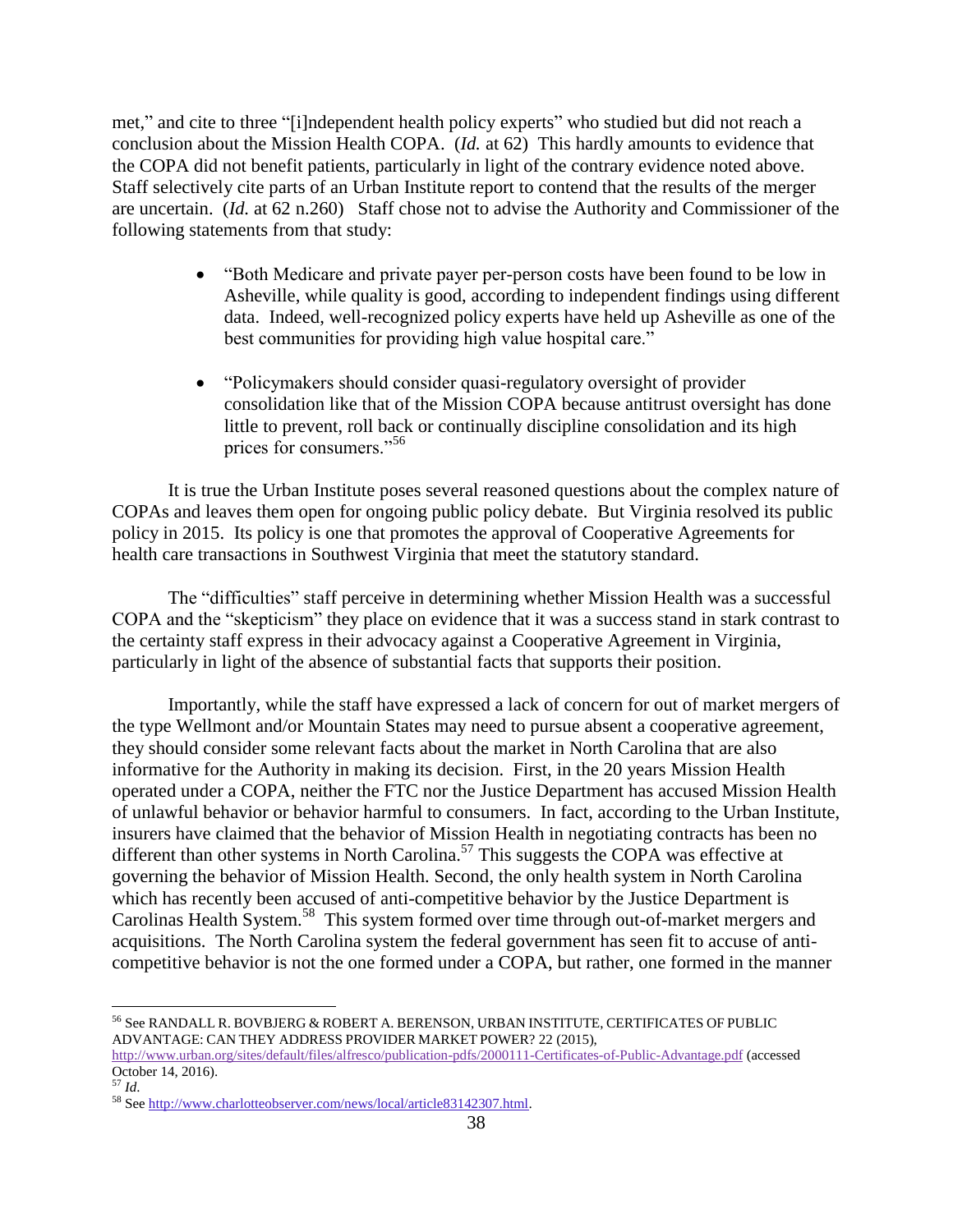met," and cite to three "[i]ndependent health policy experts" who studied but did not reach a conclusion about the Mission Health COPA. (*Id.* at 62) This hardly amounts to evidence that the COPA did not benefit patients, particularly in light of the contrary evidence noted above. Staff selectively cite parts of an Urban Institute report to contend that the results of the merger are uncertain. (*Id.* at 62 n.260) Staff chose not to advise the Authority and Commissioner of the following statements from that study:

- "Both Medicare and private payer per-person costs have been found to be low in Asheville, while quality is good, according to independent findings using different data. Indeed, well-recognized policy experts have held up Asheville as one of the best communities for providing high value hospital care."
- "Policymakers should consider quasi-regulatory oversight of provider consolidation like that of the Mission COPA because antitrust oversight has done little to prevent, roll back or continually discipline consolidation and its high prices for consumers."[56]

It is true the Urban Institute poses several reasoned questions about the complex nature of COPAs and leaves them open for ongoing public policy debate. But Virginia resolved its public policy in 2015. Its policy is one that promotes the approval of Cooperative Agreements for health care transactions in Southwest Virginia that meet the statutory standard.

The "difficulties" staff perceive in determining whether Mission Health was a successful COPA and the "skepticism" they place on evidence that it was a success stand in stark contrast to the certainty staff express in their advocacy against a Cooperative Agreement in Virginia, particularly in light of the absence of substantial facts that supports their position.

Importantly, while the staff have expressed a lack of concern for out of market mergers of the type Wellmont and/or Mountain States may need to pursue absent a cooperative agreement, they should consider some relevant facts about the market in North Carolina that are also informative for the Authority in making its decision. First, in the 20 years Mission Health operated under a COPA, neither the FTC nor the Justice Department has accused Mission Health of unlawful behavior or behavior harmful to consumers. In fact, according to the Urban Institute, insurers have claimed that the behavior of Mission Health in negotiating contracts has been no different than other systems in North Carolina.[57] This suggests the COPA was effective at governing the behavior of Mission Health. Second, the only health system in North Carolina which has recently been accused of anti-competitive behavior by the Justice Department is Carolinas Health System.[58] This system formed over time through out-of-market mergers and acquisitions. The North Carolina system the federal government has seen fit to accuse of anti-competitive behavior is not the one formed under a COPA, but rather, one formed in the manner

---

[56] See RANDALL R. BOVBJERG & ROBERT A. BERENSON, URBAN INSTITUTE, CERTIFICATES OF PUBLIC ADVANTAGE: CAN THEY ADDRESS PROVIDER MARKET POWER? 22 (2015), http://www.urban.org/sites/default/files/alfresco/publication-pdfs/2000111-Certificates-of-Public-Advantage.pdf (accessed October 14, 2016).

[57] *Id.*

[58] See http://www.charlotteobserver.com/news/local/article83142307.html.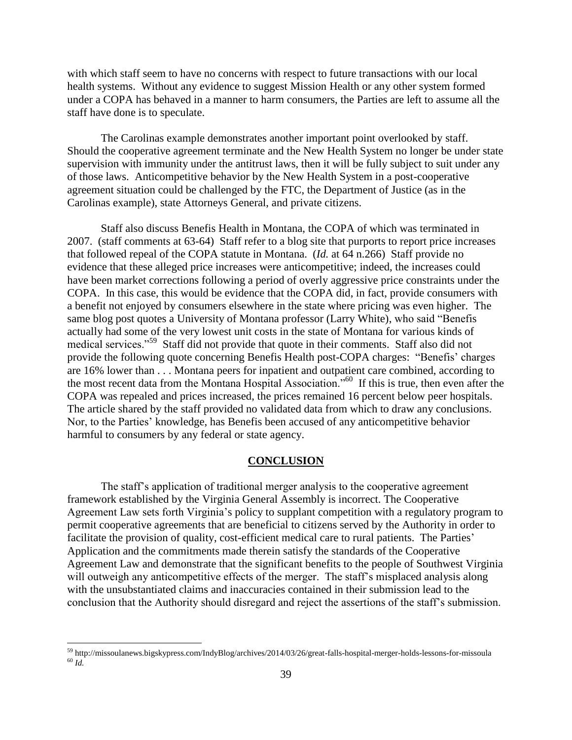with which staff seem to have no concerns with respect to future transactions with our local health systems. Without any evidence to suggest Mission Health or any other system formed under a COPA has behaved in a manner to harm consumers, the Parties are left to assume all the staff have done is to speculate.

The Carolinas example demonstrates another important point overlooked by staff. Should the cooperative agreement terminate and the New Health System no longer be under state supervision with immunity under the antitrust laws, then it will be fully subject to suit under any of those laws. Anticompetitive behavior by the New Health System in a post-cooperative agreement situation could be challenged by the FTC, the Department of Justice (as in the Carolinas example), state Attorneys General, and private citizens.

Staff also discuss Benefis Health in Montana, the COPA of which was terminated in 2007. (staff comments at 63-64) Staff refer to a blog site that purports to report price increases that followed repeal of the COPA statute in Montana. (*Id.* at 64 n.266) Staff provide no evidence that these alleged price increases were anticompetitive; indeed, the increases could have been market corrections following a period of overly aggressive price constraints under the COPA. In this case, this would be evidence that the COPA did, in fact, provide consumers with a benefit not enjoyed by consumers elsewhere in the state where pricing was even higher. The same blog post quotes a University of Montana professor (Larry White), who said "Benefis actually had some of the very lowest unit costs in the state of Montana for various kinds of medical services."[59] Staff did not provide that quote in their comments. Staff also did not provide the following quote concerning Benefis Health post-COPA charges: "Benefis' charges are 16% lower than . . . Montana peers for inpatient and outpatient care combined, according to the most recent data from the Montana Hospital Association."[60] If this is true, then even after the COPA was repealed and prices increased, the prices remained 16 percent below peer hospitals. The article shared by the staff provided no validated data from which to draw any conclusions. Nor, to the Parties' knowledge, has Benefis been accused of any anticompetitive behavior harmful to consumers by any federal or state agency.

## CONCLUSION

The staff's application of traditional merger analysis to the cooperative agreement framework established by the Virginia General Assembly is incorrect. The Cooperative Agreement Law sets forth Virginia's policy to supplant competition with a regulatory program to permit cooperative agreements that are beneficial to citizens served by the Authority in order to facilitate the provision of quality, cost-efficient medical care to rural patients. The Parties' Application and the commitments made therein satisfy the standards of the Cooperative Agreement Law and demonstrate that the significant benefits to the people of Southwest Virginia will outweigh any anticompetitive effects of the merger. The staff's misplaced analysis along with the unsubstantiated claims and inaccuracies contained in their submission lead to the conclusion that the Authority should disregard and reject the assertions of the staff's submission.

---

[59] http://missoulanews.bigskypress.com/IndyBlog/archives/2014/03/26/great-falls-hospital-merger-holds-lessons-for-missoula

[60] *Id.*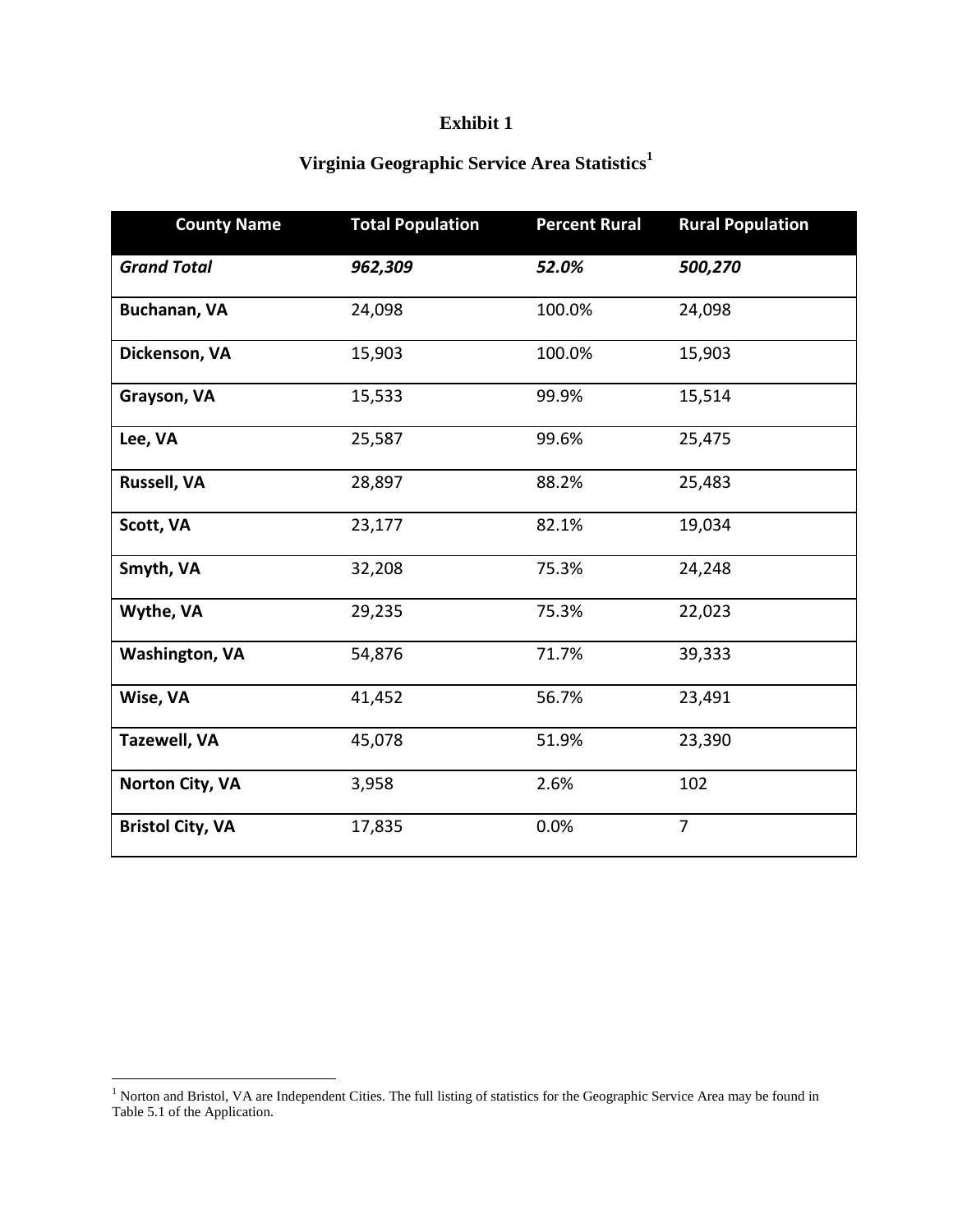**Exhibit 1**

**Virginia Geographic Service Area Statistics**[1]

| County Name | Total Population | Percent Rural | Rural Population |
|---|---|---|---|
| ***Grand Total*** | ***962,309*** | ***52.0%*** | ***500,270*** |
| **Buchanan, VA** | 24,098 | 100.0% | 24,098 |
| **Dickenson, VA** | 15,903 | 100.0% | 15,903 |
| **Grayson, VA** | 15,533 | 99.9% | 15,514 |
| **Lee, VA** | 25,587 | 99.6% | 25,475 |
| **Russell, VA** | 28,897 | 88.2% | 25,483 |
| **Scott, VA** | 23,177 | 82.1% | 19,034 |
| **Smyth, VA** | 32,208 | 75.3% | 24,248 |
| **Wythe, VA** | 29,235 | 75.3% | 22,023 |
| **Washington, VA** | 54,876 | 71.7% | 39,333 |
| **Wise, VA** | 41,452 | 56.7% | 23,491 |
| **Tazewell, VA** | 45,078 | 51.9% | 23,390 |
| **Norton City, VA** | 3,958 | 2.6% | 102 |
| **Bristol City, VA** | 17,835 | 0.0% | 7 |

[1] Norton and Bristol, VA are Independent Cities. The full listing of statistics for the Geographic Service Area may be found in Table 5.1 of the Application.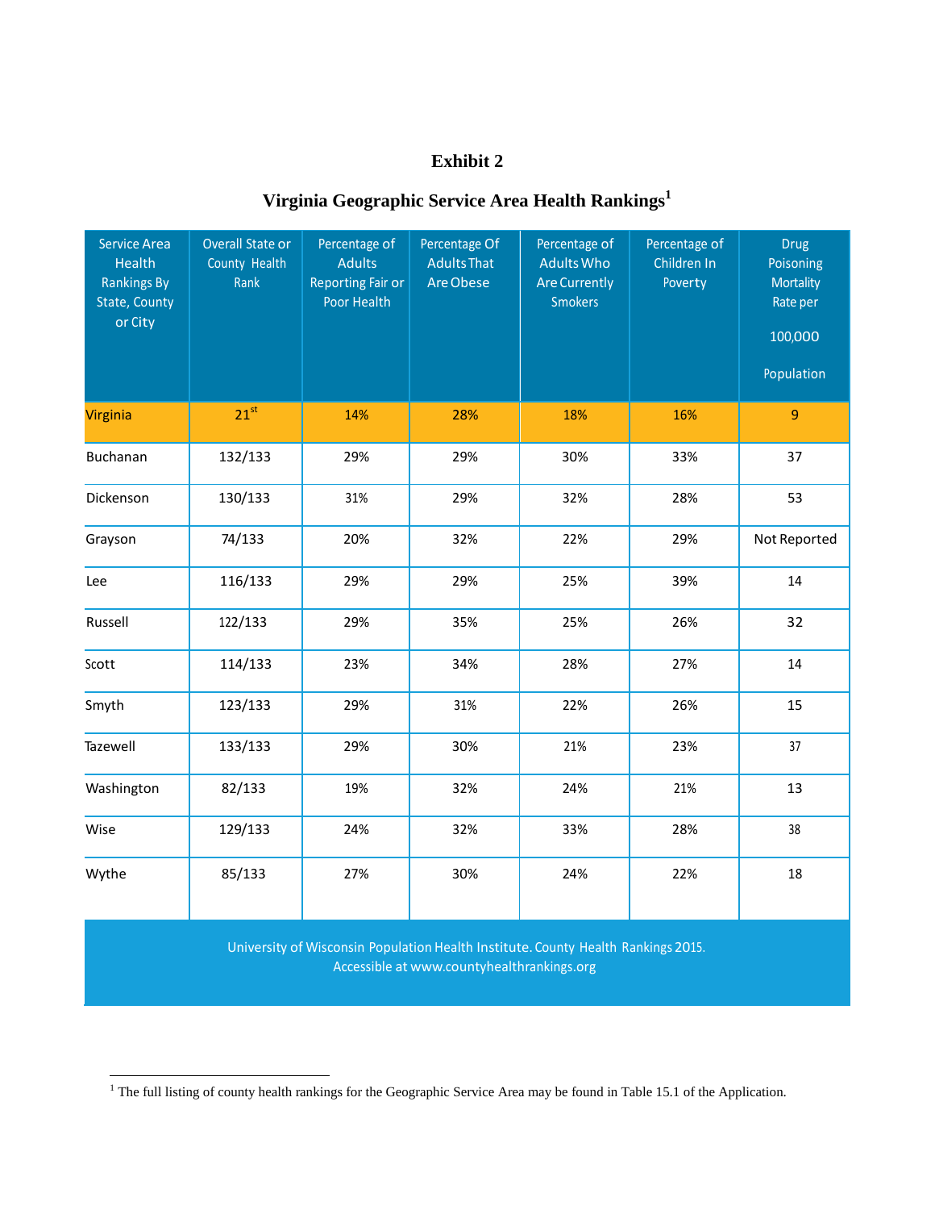# Exhibit 2

## Virginia Geographic Service Area Health Rankings[1]

| Service Area Health Rankings By State, County or City | Overall State or County Health Rank | Percentage of Adults Reporting Fair or Poor Health | Percentage Of Adults That Are Obese | Percentage of Adults Who Are Currently Smokers | Percentage of Children In Poverty | Drug Poisoning Mortality Rate per 100,000 Population |
|---|---|---|---|---|---|---|
| Virginia | 21st | 14% | 28% | 18% | 16% | 9 |
| Buchanan | 132/133 | 29% | 29% | 30% | 33% | 37 |
| Dickenson | 130/133 | 31% | 29% | 32% | 28% | 53 |
| Grayson | 74/133 | 20% | 32% | 22% | 29% | Not Reported |
| Lee | 116/133 | 29% | 29% | 25% | 39% | 14 |
| Russell | 122/133 | 29% | 35% | 25% | 26% | 32 |
| Scott | 114/133 | 23% | 34% | 28% | 27% | 14 |
| Smyth | 123/133 | 29% | 31% | 22% | 26% | 15 |
| Tazewell | 133/133 | 29% | 30% | 21% | 23% | 37 |
| Washington | 82/133 | 19% | 32% | 24% | 21% | 13 |
| Wise | 129/133 | 24% | 32% | 33% | 28% | 38 |
| Wythe | 85/133 | 27% | 30% | 24% | 22% | 18 |

University of Wisconsin Population Health Institute. County Health Rankings 2015. Accessible at www.countyhealthrankings.org

[1] The full listing of county health rankings for the Geographic Service Area may be found in Table 15.1 of the Application.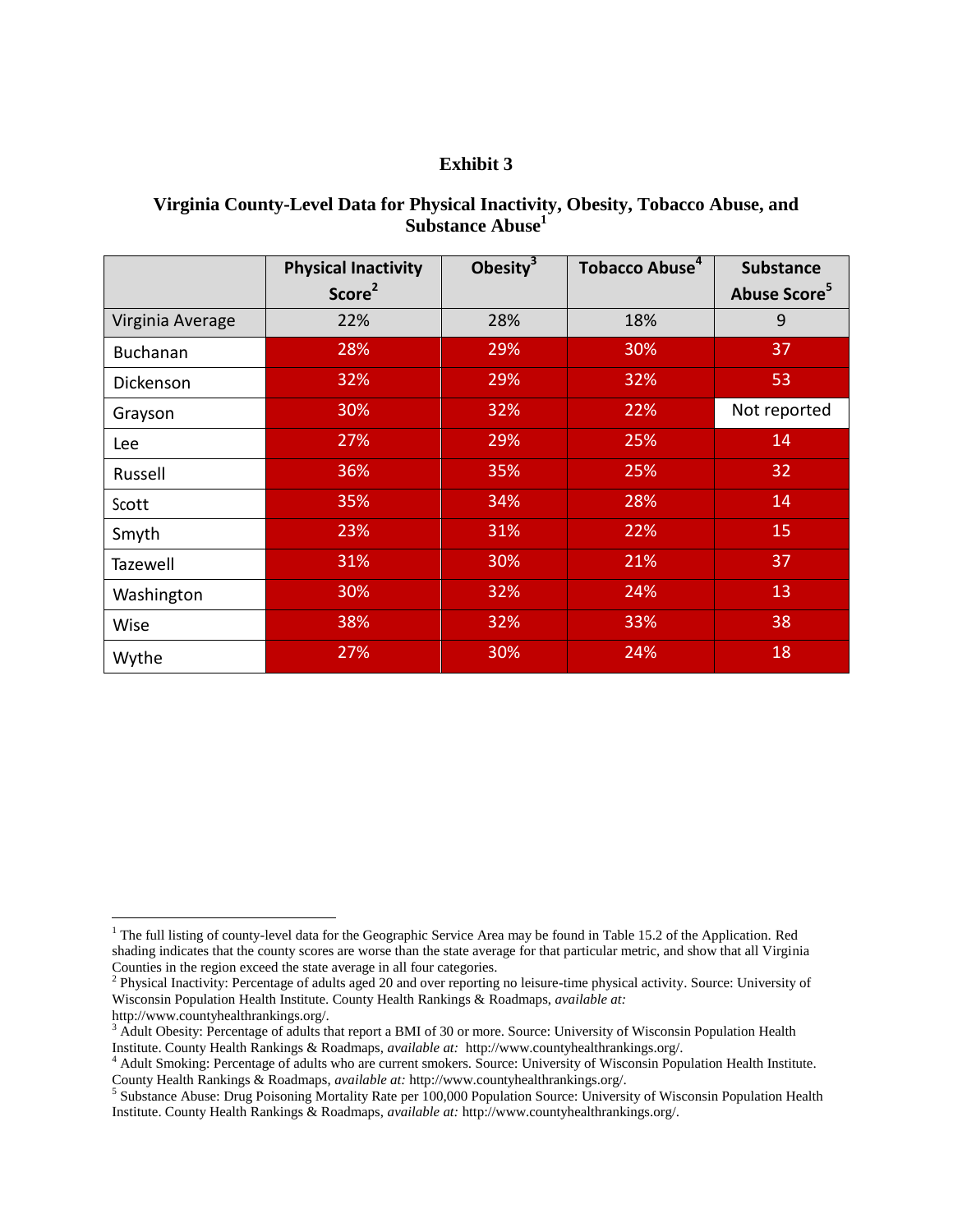# Exhibit 3

## Virginia County-Level Data for Physical Inactivity, Obesity, Tobacco Abuse, and Substance Abuse[1]

| | Physical Inactivity Score[2] | Obesity[3] | Tobacco Abuse[4] | Substance Abuse Score[5] |
|---|---|---|---|---|
| Virginia Average | 22% | 28% | 18% | 9 |
| Buchanan | 28% | 29% | 30% | 37 |
| Dickenson | 32% | 29% | 32% | 53 |
| Grayson | 30% | 32% | 22% | Not reported |
| Lee | 27% | 29% | 25% | 14 |
| Russell | 36% | 35% | 25% | 32 |
| Scott | 35% | 34% | 28% | 14 |
| Smyth | 23% | 31% | 22% | 15 |
| Tazewell | 31% | 30% | 21% | 37 |
| Washington | 30% | 32% | 24% | 13 |
| Wise | 38% | 32% | 33% | 38 |
| Wythe | 27% | 30% | 24% | 18 |

---

[1] The full listing of county-level data for the Geographic Service Area may be found in Table 15.2 of the Application. Red shading indicates that the county scores are worse than the state average for that particular metric, and show that all Virginia Counties in the region exceed the state average in all four categories.

[2] Physical Inactivity: Percentage of adults aged 20 and over reporting no leisure-time physical activity. Source: University of Wisconsin Population Health Institute. County Health Rankings & Roadmaps, *available at:* http://www.countyhealthrankings.org/.

[3] Adult Obesity: Percentage of adults that report a BMI of 30 or more. Source: University of Wisconsin Population Health Institute. County Health Rankings & Roadmaps, *available at:* http://www.countyhealthrankings.org/.

[4] Adult Smoking: Percentage of adults who are current smokers. Source: University of Wisconsin Population Health Institute. County Health Rankings & Roadmaps, *available at:* http://www.countyhealthrankings.org/.

[5] Substance Abuse: Drug Poisoning Mortality Rate per 100,000 Population Source: University of Wisconsin Population Health Institute. County Health Rankings & Roadmaps, *available at:* http://www.countyhealthrankings.org/.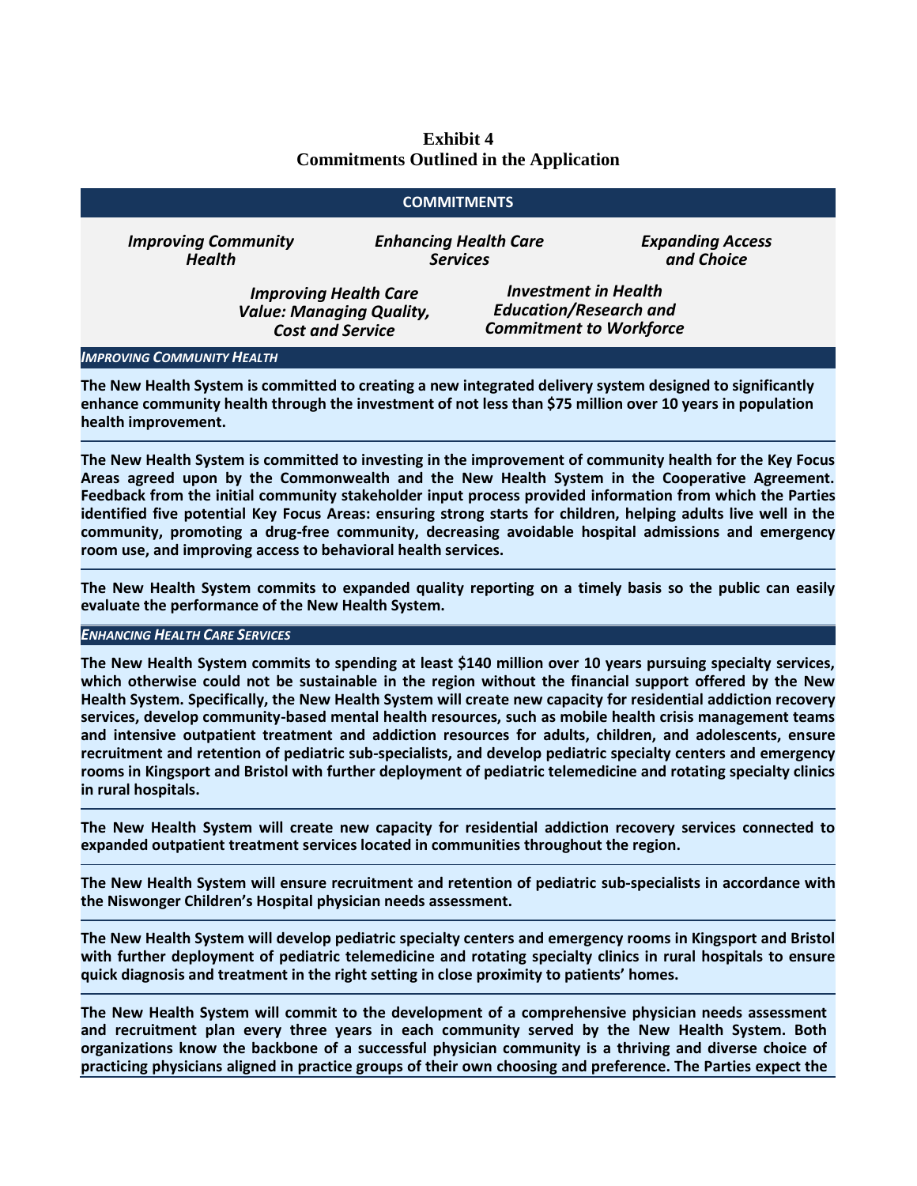**Exhibit 4**
**Commitments Outlined in the Application**

| **COMMITMENTS** |
| --- |
| ***Improving Community Health*** ***Enhancing Health Care Services*** ***Expanding Access and Choice*** ***Improving Health Care Value: Managing Quality, Cost and Service*** ***Investment in Health Education/Research and Commitment to Workforce*** |
| ***IMPROVING COMMUNITY HEALTH*** |
| **The New Health System is committed to creating a new integrated delivery system designed to significantly enhance community health through the investment of not less than $75 million over 10 years in population health improvement.** |
| **The New Health System is committed to investing in the improvement of community health for the Key Focus Areas agreed upon by the Commonwealth and the New Health System in the Cooperative Agreement. Feedback from the initial community stakeholder input process provided information from which the Parties identified five potential Key Focus Areas: ensuring strong starts for children, helping adults live well in the community, promoting a drug-free community, decreasing avoidable hospital admissions and emergency room use, and improving access to behavioral health services.** |
| **The New Health System commits to expanded quality reporting on a timely basis so the public can easily evaluate the performance of the New Health System.** |
| ***ENHANCING HEALTH CARE SERVICES*** |
| **The New Health System commits to spending at least $140 million over 10 years pursuing specialty services, which otherwise could not be sustainable in the region without the financial support offered by the New Health System. Specifically, the New Health System will create new capacity for residential addiction recovery services, develop community-based mental health resources, such as mobile health crisis management teams and intensive outpatient treatment and addiction resources for adults, children, and adolescents, ensure recruitment and retention of pediatric sub-specialists, and develop pediatric specialty centers and emergency rooms in Kingsport and Bristol with further deployment of pediatric telemedicine and rotating specialty clinics in rural hospitals.** |
| **The New Health System will create new capacity for residential addiction recovery services connected to expanded outpatient treatment services located in communities throughout the region.** |
| **The New Health System will ensure recruitment and retention of pediatric sub-specialists in accordance with the Niswonger Children's Hospital physician needs assessment.** |
| **The New Health System will develop pediatric specialty centers and emergency rooms in Kingsport and Bristol with further deployment of pediatric telemedicine and rotating specialty clinics in rural hospitals to ensure quick diagnosis and treatment in the right setting in close proximity to patients' homes.** |
| **The New Health System will commit to the development of a comprehensive physician needs assessment and recruitment plan every three years in each community served by the New Health System. Both organizations know the backbone of a successful physician community is a thriving and diverse choice of practicing physicians aligned in practice groups of their own choosing and preference. The Parties expect the** |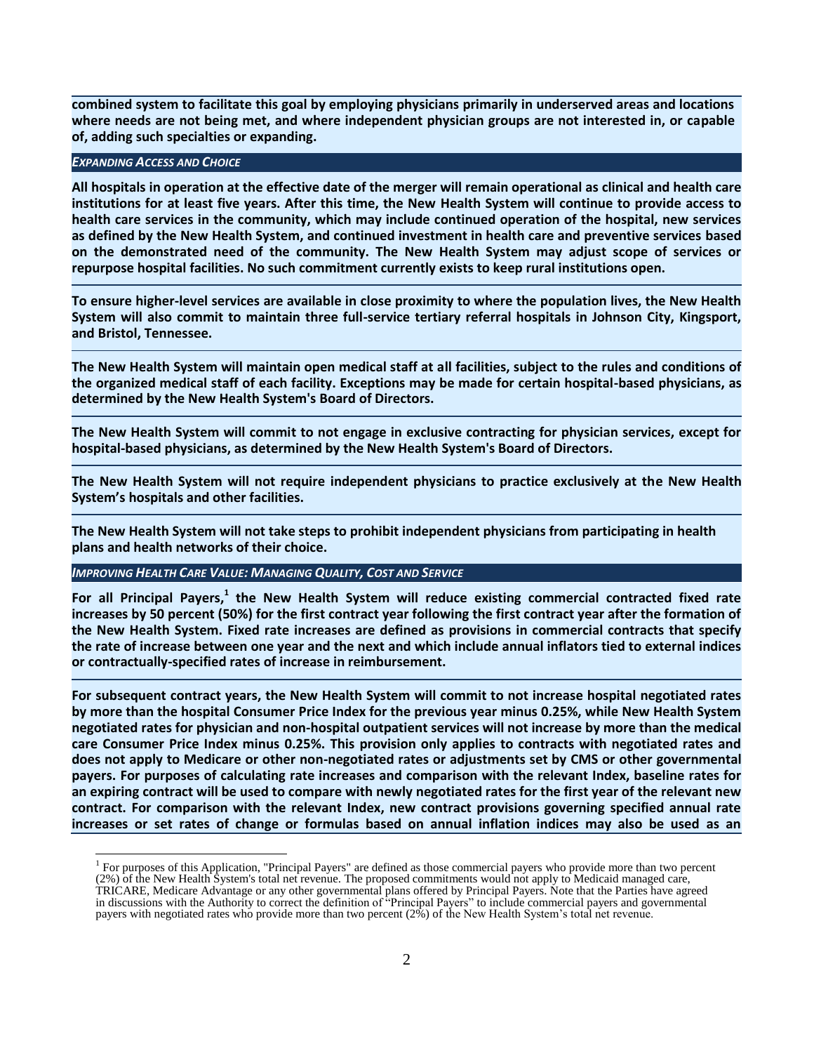**combined system to facilitate this goal by employing physicians primarily in underserved areas and locations where needs are not being met, and where independent physician groups are not interested in, or capable of, adding such specialties or expanding.**

***EXPANDING ACCESS AND CHOICE***

**All hospitals in operation at the effective date of the merger will remain operational as clinical and health care institutions for at least five years. After this time, the New Health System will continue to provide access to health care services in the community, which may include continued operation of the hospital, new services as defined by the New Health System, and continued investment in health care and preventive services based on the demonstrated need of the community. The New Health System may adjust scope of services or repurpose hospital facilities. No such commitment currently exists to keep rural institutions open.**

**To ensure higher-level services are available in close proximity to where the population lives, the New Health System will also commit to maintain three full-service tertiary referral hospitals in Johnson City, Kingsport, and Bristol, Tennessee.**

**The New Health System will maintain open medical staff at all facilities, subject to the rules and conditions of the organized medical staff of each facility. Exceptions may be made for certain hospital-based physicians, as determined by the New Health System's Board of Directors.**

**The New Health System will commit to not engage in exclusive contracting for physician services, except for hospital-based physicians, as determined by the New Health System's Board of Directors.**

**The New Health System will not require independent physicians to practice exclusively at the New Health System's hospitals and other facilities.**

**The New Health System will not take steps to prohibit independent physicians from participating in health plans and health networks of their choice.**

***IMPROVING HEALTH CARE VALUE: MANAGING QUALITY, COST AND SERVICE***

**For all Principal Payers,[1] the New Health System will reduce existing commercial contracted fixed rate increases by 50 percent (50%) for the first contract year following the first contract year after the formation of the New Health System. Fixed rate increases are defined as provisions in commercial contracts that specify the rate of increase between one year and the next and which include annual inflators tied to external indices or contractually-specified rates of increase in reimbursement.**

**For subsequent contract years, the New Health System will commit to not increase hospital negotiated rates by more than the hospital Consumer Price Index for the previous year minus 0.25%, while New Health System negotiated rates for physician and non-hospital outpatient services will not increase by more than the medical care Consumer Price Index minus 0.25%. This provision only applies to contracts with negotiated rates and does not apply to Medicare or other non-negotiated rates or adjustments set by CMS or other governmental payers. For purposes of calculating rate increases and comparison with the relevant Index, baseline rates for an expiring contract will be used to compare with newly negotiated rates for the first year of the relevant new contract. For comparison with the relevant Index, new contract provisions governing specified annual rate increases or set rates of change or formulas based on annual inflation indices may also be used as an**

[1] For purposes of this Application, "Principal Payers" are defined as those commercial payers who provide more than two percent (2%) of the New Health System's total net revenue. The proposed commitments would not apply to Medicaid managed care, TRICARE, Medicare Advantage or any other governmental plans offered by Principal Payers. Note that the Parties have agreed in discussions with the Authority to correct the definition of "Principal Payers" to include commercial payers and governmental payers with negotiated rates who provide more than two percent (2%) of the New Health System's total net revenue.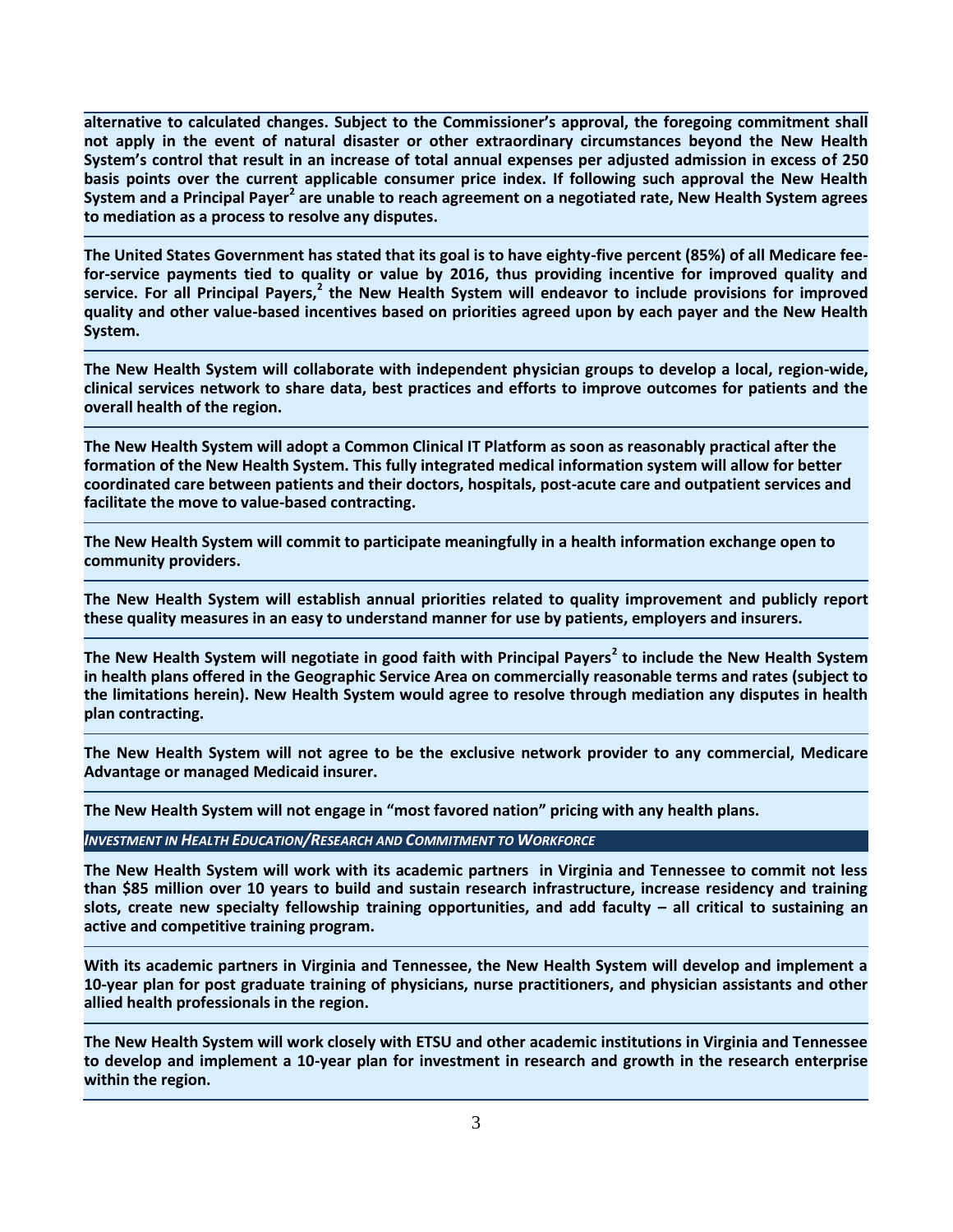**alternative to calculated changes. Subject to the Commissioner's approval, the foregoing commitment shall not apply in the event of natural disaster or other extraordinary circumstances beyond the New Health System's control that result in an increase of total annual expenses per adjusted admission in excess of 250 basis points over the current applicable consumer price index. If following such approval the New Health System and a Principal Payer[2] are unable to reach agreement on a negotiated rate, New Health System agrees to mediation as a process to resolve any disputes.**

**The United States Government has stated that its goal is to have eighty-five percent (85%) of all Medicare fee-for-service payments tied to quality or value by 2016, thus providing incentive for improved quality and service. For all Principal Payers,[2] the New Health System will endeavor to include provisions for improved quality and other value-based incentives based on priorities agreed upon by each payer and the New Health System.**

**The New Health System will collaborate with independent physician groups to develop a local, region-wide, clinical services network to share data, best practices and efforts to improve outcomes for patients and the overall health of the region.**

**The New Health System will adopt a Common Clinical IT Platform as soon as reasonably practical after the formation of the New Health System. This fully integrated medical information system will allow for better coordinated care between patients and their doctors, hospitals, post-acute care and outpatient services and facilitate the move to value-based contracting.**

**The New Health System will commit to participate meaningfully in a health information exchange open to community providers.**

**The New Health System will establish annual priorities related to quality improvement and publicly report these quality measures in an easy to understand manner for use by patients, employers and insurers.**

**The New Health System will negotiate in good faith with Principal Payers[2] to include the New Health System in health plans offered in the Geographic Service Area on commercially reasonable terms and rates (subject to the limitations herein). New Health System would agree to resolve through mediation any disputes in health plan contracting.**

**The New Health System will not agree to be the exclusive network provider to any commercial, Medicare Advantage or managed Medicaid insurer.**

**The New Health System will not engage in "most favored nation" pricing with any health plans.**

***INVESTMENT IN HEALTH EDUCATION/RESEARCH AND COMMITMENT TO WORKFORCE***

**The New Health System will work with its academic partners in Virginia and Tennessee to commit not less than $85 million over 10 years to build and sustain research infrastructure, increase residency and training slots, create new specialty fellowship training opportunities, and add faculty – all critical to sustaining an active and competitive training program.**

**With its academic partners in Virginia and Tennessee, the New Health System will develop and implement a 10-year plan for post graduate training of physicians, nurse practitioners, and physician assistants and other allied health professionals in the region.**

**The New Health System will work closely with ETSU and other academic institutions in Virginia and Tennessee to develop and implement a 10-year plan for investment in research and growth in the research enterprise within the region.**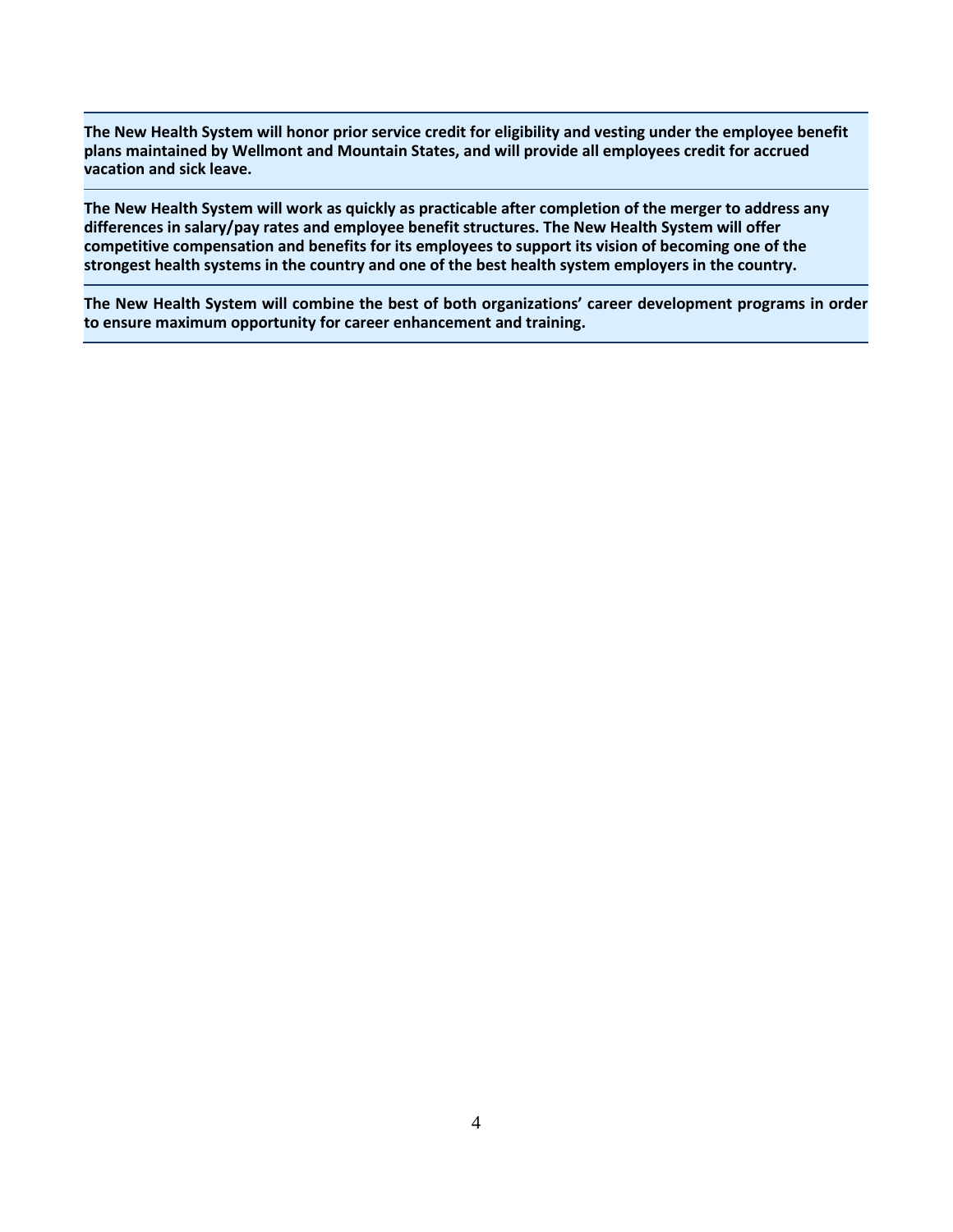**The New Health System will honor prior service credit for eligibility and vesting under the employee benefit plans maintained by Wellmont and Mountain States, and will provide all employees credit for accrued vacation and sick leave.**

**The New Health System will work as quickly as practicable after completion of the merger to address any differences in salary/pay rates and employee benefit structures. The New Health System will offer competitive compensation and benefits for its employees to support its vision of becoming one of the strongest health systems in the country and one of the best health system employers in the country.**

**The New Health System will combine the best of both organizations' career development programs in order to ensure maximum opportunity for career enhancement and training.**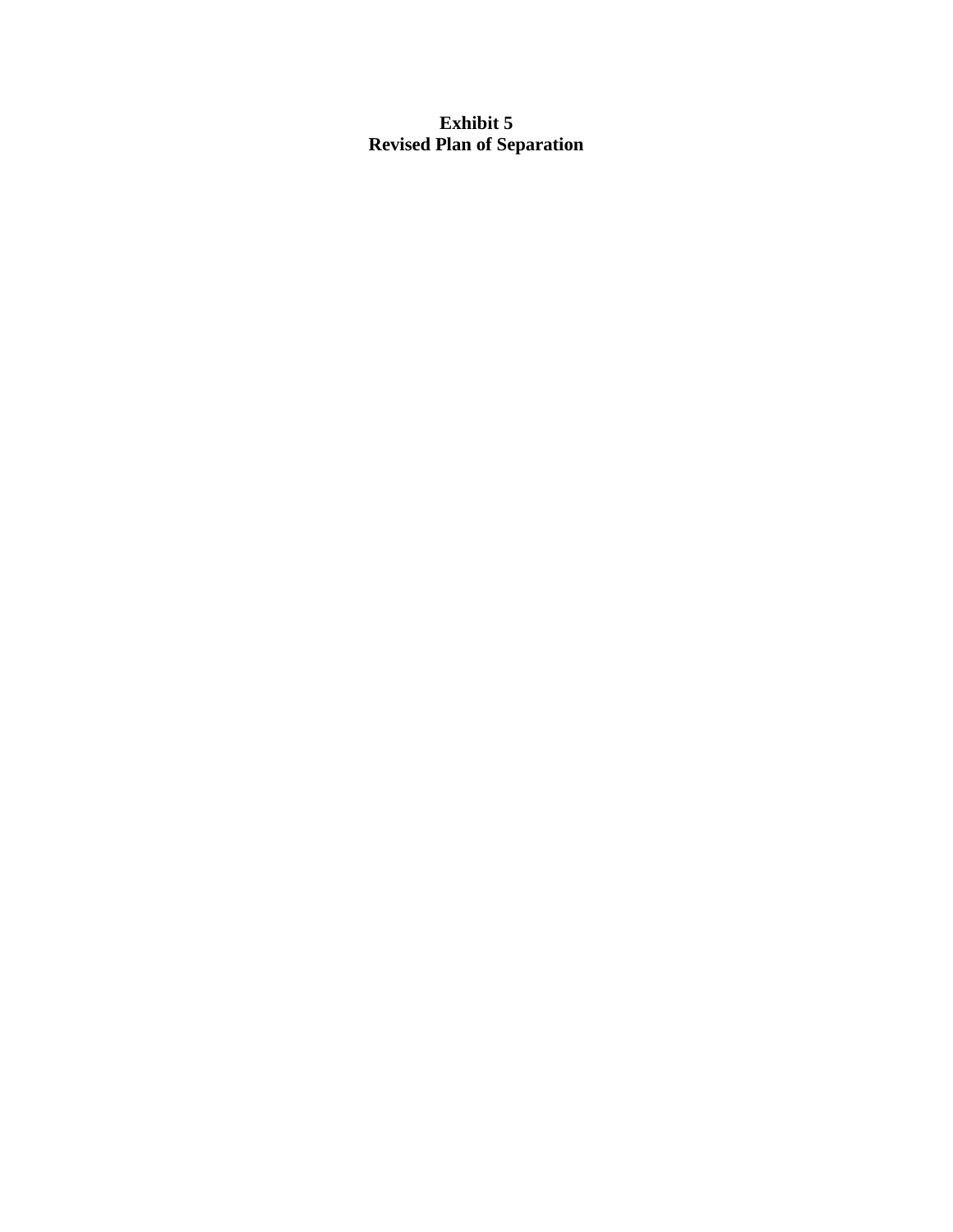# Exhibit 5
# Revised Plan of Separation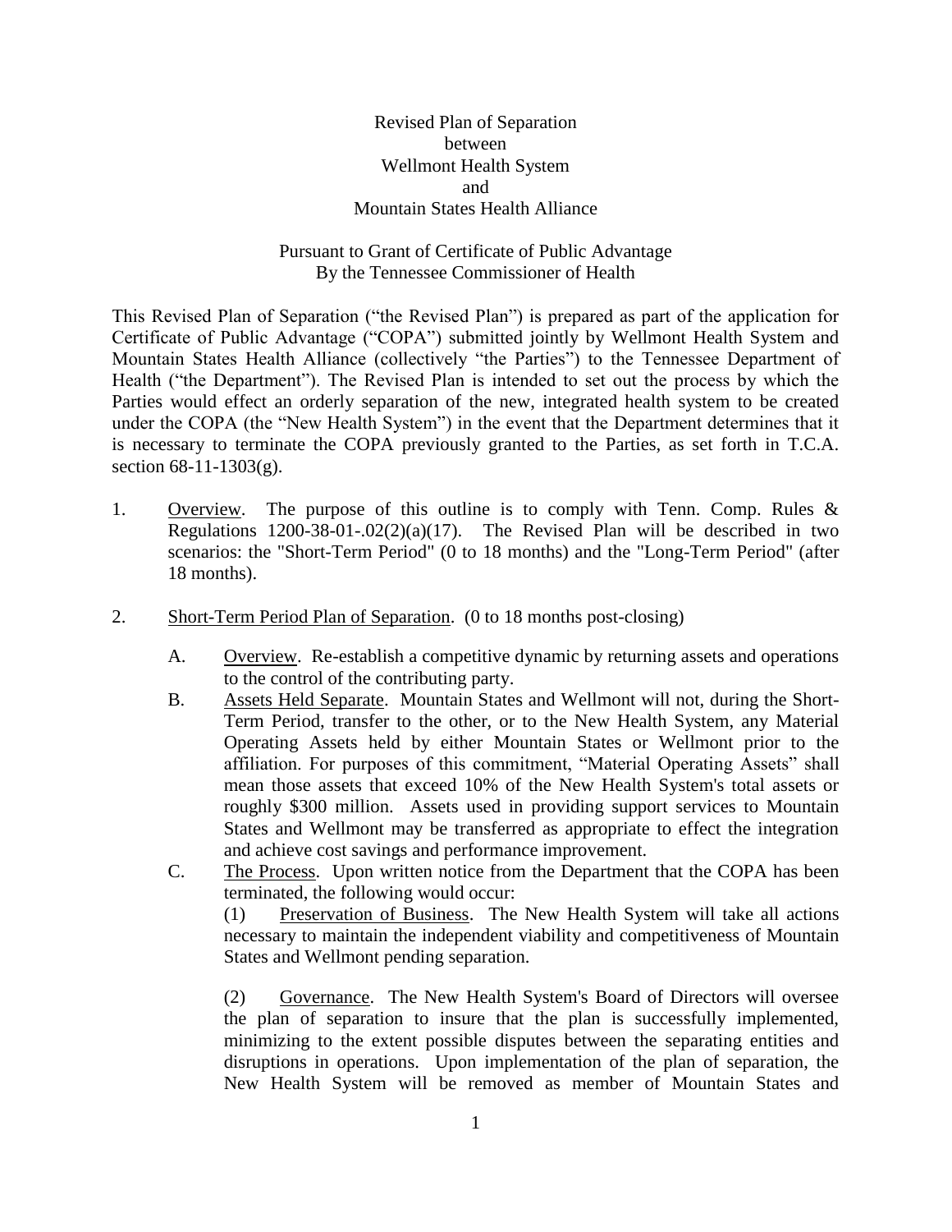Revised Plan of Separation
between
Wellmont Health System
and
Mountain States Health Alliance

Pursuant to Grant of Certificate of Public Advantage
By the Tennessee Commissioner of Health

This Revised Plan of Separation ("the Revised Plan") is prepared as part of the application for Certificate of Public Advantage ("COPA") submitted jointly by Wellmont Health System and Mountain States Health Alliance (collectively "the Parties") to the Tennessee Department of Health ("the Department"). The Revised Plan is intended to set out the process by which the Parties would effect an orderly separation of the new, integrated health system to be created under the COPA (the "New Health System") in the event that the Department determines that it is necessary to terminate the COPA previously granted to the Parties, as set forth in T.C.A. section 68-11-1303(g).

1. Overview. The purpose of this outline is to comply with Tenn. Comp. Rules & Regulations 1200-38-01-.02(2)(a)(17). The Revised Plan will be described in two scenarios: the "Short-Term Period" (0 to 18 months) and the "Long-Term Period" (after 18 months).

2. Short-Term Period Plan of Separation. (0 to 18 months post-closing)

   A. Overview. Re-establish a competitive dynamic by returning assets and operations to the control of the contributing party.

   B. Assets Held Separate. Mountain States and Wellmont will not, during the Short-Term Period, transfer to the other, or to the New Health System, any Material Operating Assets held by either Mountain States or Wellmont prior to the affiliation. For purposes of this commitment, "Material Operating Assets" shall mean those assets that exceed 10% of the New Health System's total assets or roughly $300 million. Assets used in providing support services to Mountain States and Wellmont may be transferred as appropriate to effect the integration and achieve cost savings and performance improvement.

   C. The Process. Upon written notice from the Department that the COPA has been terminated, the following would occur:

      (1) Preservation of Business. The New Health System will take all actions necessary to maintain the independent viability and competitiveness of Mountain States and Wellmont pending separation.

      (2) Governance. The New Health System's Board of Directors will oversee the plan of separation to insure that the plan is successfully implemented, minimizing to the extent possible disputes between the separating entities and disruptions in operations. Upon implementation of the plan of separation, the New Health System will be removed as member of Mountain States and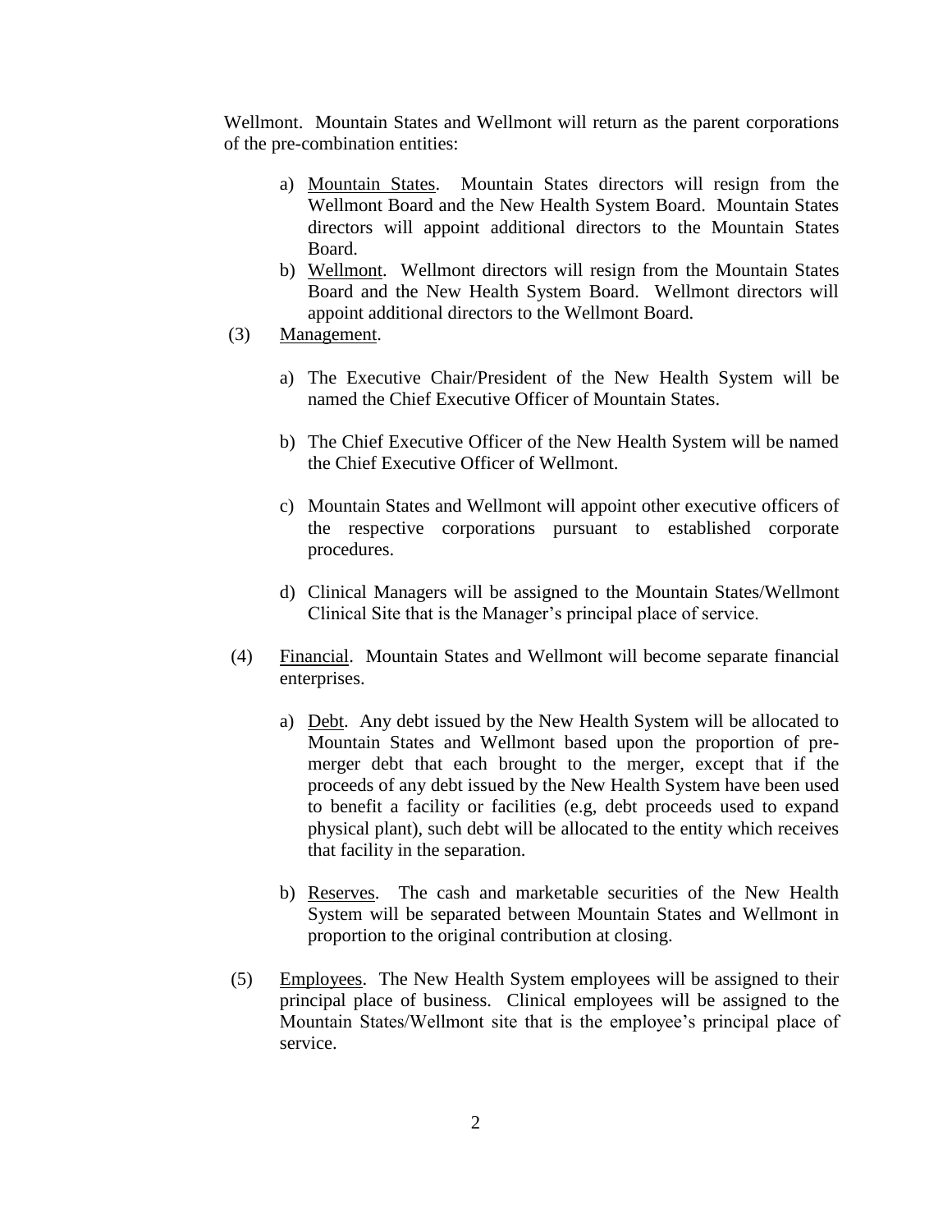Wellmont. Mountain States and Wellmont will return as the parent corporations of the pre-combination entities:

a) Mountain States. Mountain States directors will resign from the Wellmont Board and the New Health System Board. Mountain States directors will appoint additional directors to the Mountain States Board.

b) Wellmont. Wellmont directors will resign from the Mountain States Board and the New Health System Board. Wellmont directors will appoint additional directors to the Wellmont Board.

(3) Management.

a) The Executive Chair/President of the New Health System will be named the Chief Executive Officer of Mountain States.

b) The Chief Executive Officer of the New Health System will be named the Chief Executive Officer of Wellmont.

c) Mountain States and Wellmont will appoint other executive officers of the respective corporations pursuant to established corporate procedures.

d) Clinical Managers will be assigned to the Mountain States/Wellmont Clinical Site that is the Manager's principal place of service.

(4) Financial. Mountain States and Wellmont will become separate financial enterprises.

a) Debt. Any debt issued by the New Health System will be allocated to Mountain States and Wellmont based upon the proportion of pre-merger debt that each brought to the merger, except that if the proceeds of any debt issued by the New Health System have been used to benefit a facility or facilities (e.g, debt proceeds used to expand physical plant), such debt will be allocated to the entity which receives that facility in the separation.

b) Reserves. The cash and marketable securities of the New Health System will be separated between Mountain States and Wellmont in proportion to the original contribution at closing.

(5) Employees. The New Health System employees will be assigned to their principal place of business. Clinical employees will be assigned to the Mountain States/Wellmont site that is the employee's principal place of service.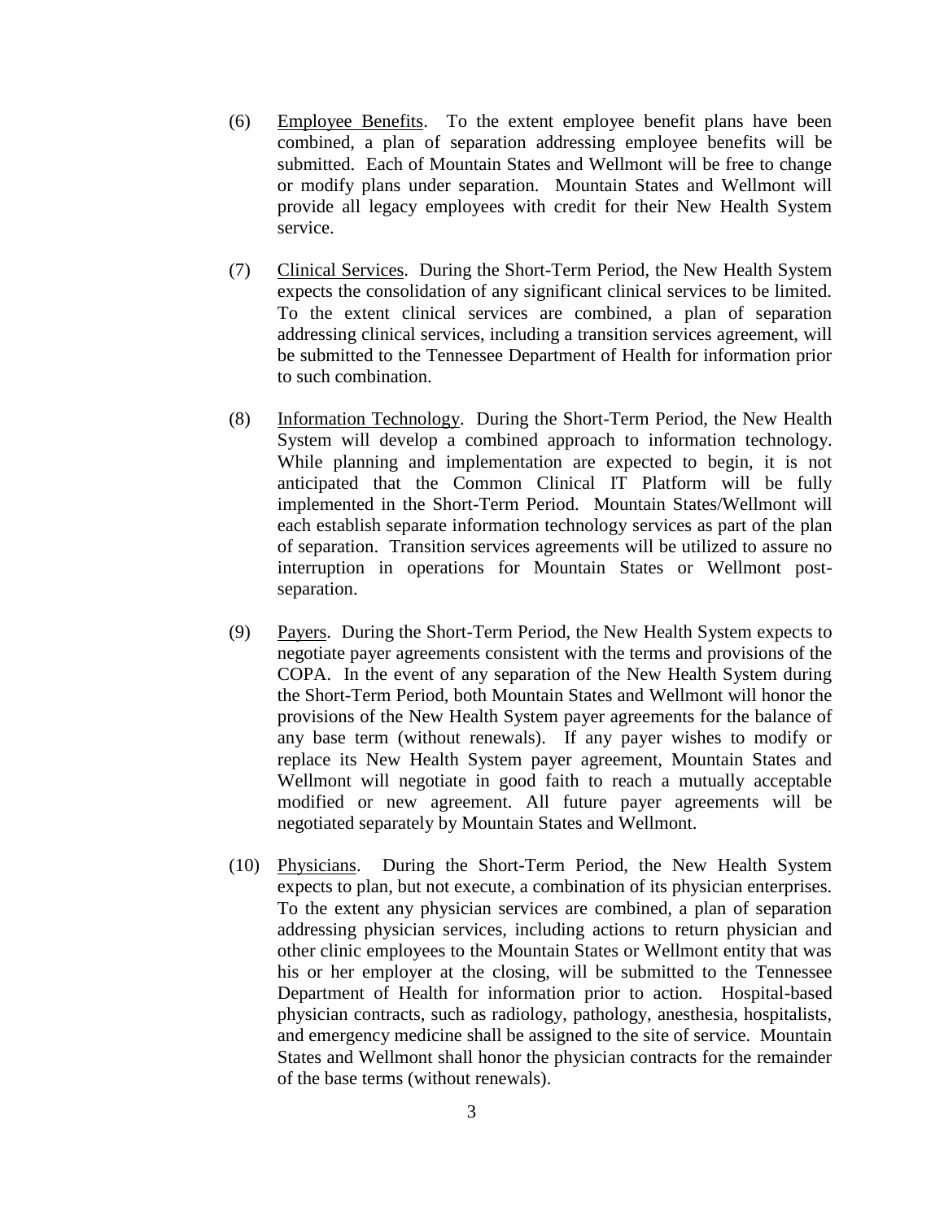(6) Employee Benefits. To the extent employee benefit plans have been combined, a plan of separation addressing employee benefits will be submitted. Each of Mountain States and Wellmont will be free to change or modify plans under separation. Mountain States and Wellmont will provide all legacy employees with credit for their New Health System service.

(7) Clinical Services. During the Short-Term Period, the New Health System expects the consolidation of any significant clinical services to be limited. To the extent clinical services are combined, a plan of separation addressing clinical services, including a transition services agreement, will be submitted to the Tennessee Department of Health for information prior to such combination.

(8) Information Technology. During the Short-Term Period, the New Health System will develop a combined approach to information technology. While planning and implementation are expected to begin, it is not anticipated that the Common Clinical IT Platform will be fully implemented in the Short-Term Period. Mountain States/Wellmont will each establish separate information technology services as part of the plan of separation. Transition services agreements will be utilized to assure no interruption in operations for Mountain States or Wellmont post-separation.

(9) Payers. During the Short-Term Period, the New Health System expects to negotiate payer agreements consistent with the terms and provisions of the COPA. In the event of any separation of the New Health System during the Short-Term Period, both Mountain States and Wellmont will honor the provisions of the New Health System payer agreements for the balance of any base term (without renewals). If any payer wishes to modify or replace its New Health System payer agreement, Mountain States and Wellmont will negotiate in good faith to reach a mutually acceptable modified or new agreement. All future payer agreements will be negotiated separately by Mountain States and Wellmont.

(10) Physicians. During the Short-Term Period, the New Health System expects to plan, but not execute, a combination of its physician enterprises. To the extent any physician services are combined, a plan of separation addressing physician services, including actions to return physician and other clinic employees to the Mountain States or Wellmont entity that was his or her employer at the closing, will be submitted to the Tennessee Department of Health for information prior to action. Hospital-based physician contracts, such as radiology, pathology, anesthesia, hospitalists, and emergency medicine shall be assigned to the site of service. Mountain States and Wellmont shall honor the physician contracts for the remainder of the base terms (without renewals).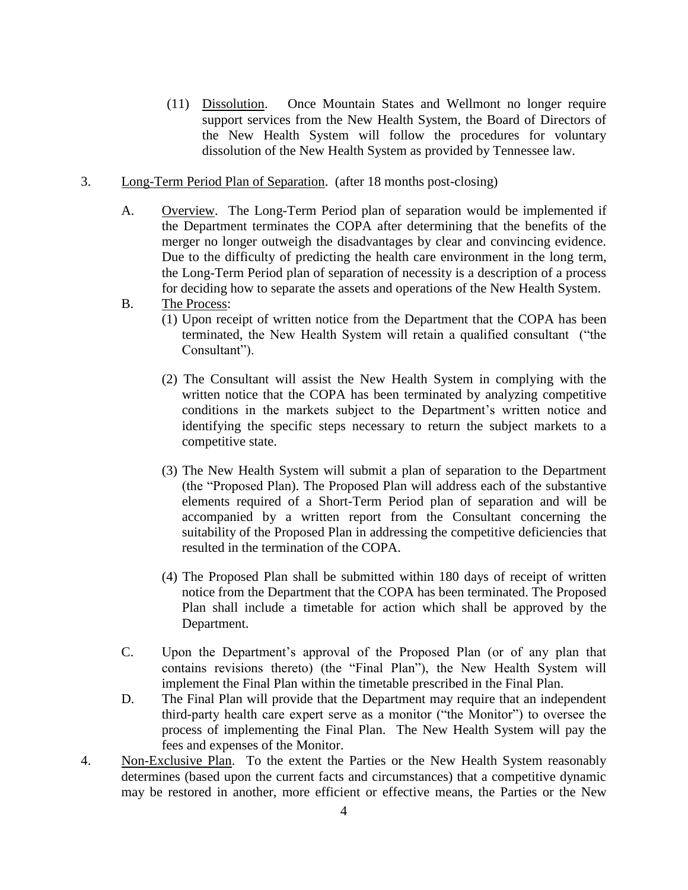(11) Dissolution. Once Mountain States and Wellmont no longer require support services from the New Health System, the Board of Directors of the New Health System will follow the procedures for voluntary dissolution of the New Health System as provided by Tennessee law.

3. Long-Term Period Plan of Separation. (after 18 months post-closing)

   A. Overview. The Long-Term Period plan of separation would be implemented if the Department terminates the COPA after determining that the benefits of the merger no longer outweigh the disadvantages by clear and convincing evidence. Due to the difficulty of predicting the health care environment in the long term, the Long-Term Period plan of separation of necessity is a description of a process for deciding how to separate the assets and operations of the New Health System.

   B. The Process:

      (1) Upon receipt of written notice from the Department that the COPA has been terminated, the New Health System will retain a qualified consultant ("the Consultant").

      (2) The Consultant will assist the New Health System in complying with the written notice that the COPA has been terminated by analyzing competitive conditions in the markets subject to the Department's written notice and identifying the specific steps necessary to return the subject markets to a competitive state.

      (3) The New Health System will submit a plan of separation to the Department (the "Proposed Plan). The Proposed Plan will address each of the substantive elements required of a Short-Term Period plan of separation and will be accompanied by a written report from the Consultant concerning the suitability of the Proposed Plan in addressing the competitive deficiencies that resulted in the termination of the COPA.

      (4) The Proposed Plan shall be submitted within 180 days of receipt of written notice from the Department that the COPA has been terminated. The Proposed Plan shall include a timetable for action which shall be approved by the Department.

   C. Upon the Department's approval of the Proposed Plan (or of any plan that contains revisions thereto) (the "Final Plan"), the New Health System will implement the Final Plan within the timetable prescribed in the Final Plan.

   D. The Final Plan will provide that the Department may require that an independent third-party health care expert serve as a monitor ("the Monitor") to oversee the process of implementing the Final Plan. The New Health System will pay the fees and expenses of the Monitor.

4. Non-Exclusive Plan. To the extent the Parties or the New Health System reasonably determines (based upon the current facts and circumstances) that a competitive dynamic may be restored in another, more efficient or effective means, the Parties or the New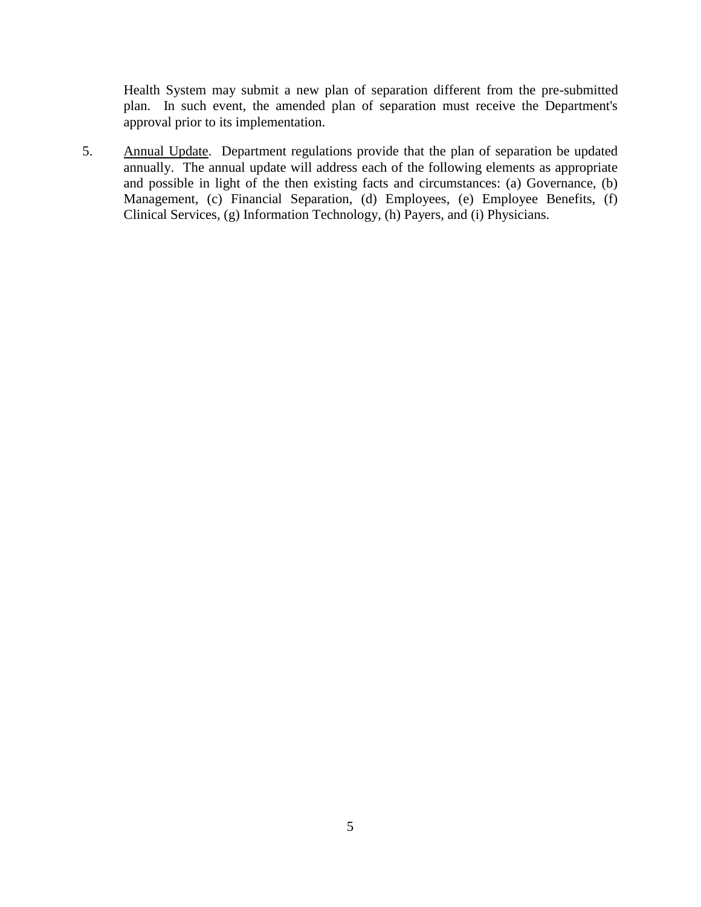Health System may submit a new plan of separation different from the pre-submitted plan. In such event, the amended plan of separation must receive the Department's approval prior to its implementation.

5. Annual Update. Department regulations provide that the plan of separation be updated annually. The annual update will address each of the following elements as appropriate and possible in light of the then existing facts and circumstances: (a) Governance, (b) Management, (c) Financial Separation, (d) Employees, (e) Employee Benefits, (f) Clinical Services, (g) Information Technology, (h) Payers, and (i) Physicians.